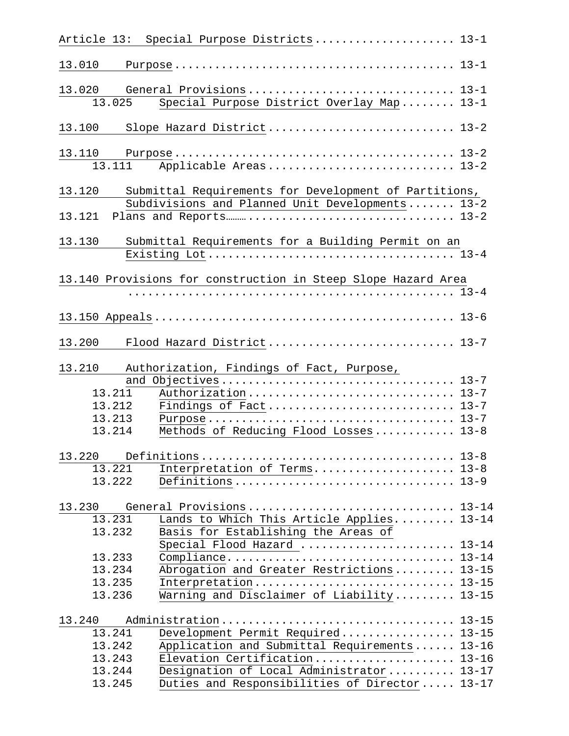Article 13: Special Purpose Districts .................... 13-1

13.010 Purpose ........................................ 13-1

13.020 General Provisions ............................. 13-1
  13.025 Special Purpose District Overlay Map ........ 13-1

13.100 Slope Hazard District .......................... 13-2

13.110 Purpose ........................................ 13-2
  13.111 Applicable Areas ............................ 13-2

13.120 Submittal Requirements for Development of Partitions, Subdivisions and Planned Unit Developments ....... 13-2
13.121 Plans and Reports………............................ 13-2

13.130 Submittal Requirements for a Building Permit on an Existing Lot .................................. 13-4

13.140 Provisions for construction in Steep Slope Hazard Area ................................................ 13-4

13.150 Appeals ........................................ 13-6

13.200 Flood Hazard District .......................... 13-7

13.210 Authorization, Findings of Fact, Purpose, and Objectives ................................. 13-7
  13.211 Authorization ............................... 13-7
  13.212 Findings of Fact ............................ 13-7
  13.213 Purpose ..................................... 13-7
  13.214 Methods of Reducing Flood Losses ............ 13-8

13.220 Definitions .................................... 13-8
  13.221 Interpretation of Terms...................... 13-8
  13.222 Definitions ................................. 13-9

13.230 General Provisions ............................. 13-14
  13.231 Lands to Which This Article Applies......... 13-14
  13.232 Basis for Establishing the Areas of Special Flood Hazard ....................... 13-14
  13.233 Compliance.................................. 13-14
  13.234 Abrogation and Greater Restrictions ......... 13-15
  13.235 Interpretation .............................. 13-15
  13.236 Warning and Disclaimer of Liability ......... 13-15

13.240 Administration ................................. 13-15
  13.241 Development Permit Required ................. 13-15
  13.242 Application and Submittal Requirements ...... 13-16
  13.243 Elevation Certification..................... 13-16
  13.244 Designation of Local Administrator .......... 13-17
  13.245 Duties and Responsibilities of Director ..... 13-17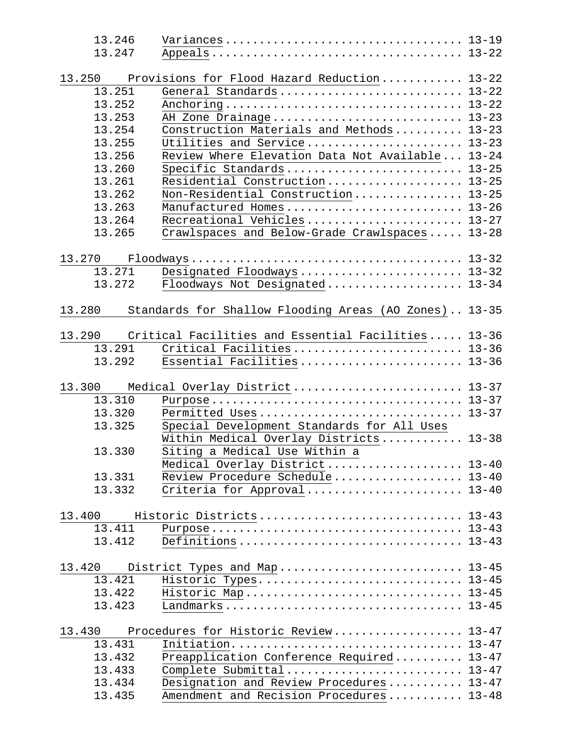| | | |
|---|---|---|
| 13.246 | Variances | 13-19 |
| 13.247 | Appeals | 13-22 |
| **13.250** | **Provisions for Flood Hazard Reduction** | **13-22** |
| 13.251 | General Standards | 13-22 |
| 13.252 | Anchoring | 13-22 |
| 13.253 | AH Zone Drainage | 13-23 |
| 13.254 | Construction Materials and Methods | 13-23 |
| 13.255 | Utilities and Service | 13-23 |
| 13.256 | Review Where Elevation Data Not Available | 13-24 |
| 13.260 | Specific Standards | 13-25 |
| 13.261 | Residential Construction | 13-25 |
| 13.262 | Non-Residential Construction | 13-25 |
| 13.263 | Manufactured Homes | 13-26 |
| 13.264 | Recreational Vehicles | 13-27 |
| 13.265 | Crawlspaces and Below-Grade Crawlspaces | 13-28 |
| **13.270** | **Floodways** | **13-32** |
| 13.271 | Designated Floodways | 13-32 |
| 13.272 | Floodways Not Designated | 13-34 |
| **13.280** | **Standards for Shallow Flooding Areas (AO Zones)** | **13-35** |
| **13.290** | **Critical Facilities and Essential Facilities** | **13-36** |
| 13.291 | Critical Facilities | 13-36 |
| 13.292 | Essential Facilities | 13-36 |
| **13.300** | **Medical Overlay District** | **13-37** |
| 13.310 | Purpose | 13-37 |
| 13.320 | Permitted Uses | 13-37 |
| 13.325 | Special Development Standards for All Uses Within Medical Overlay Districts | 13-38 |
| 13.330 | Siting a Medical Use Within a Medical Overlay District | 13-40 |
| 13.331 | Review Procedure Schedule | 13-40 |
| 13.332 | Criteria for Approval | 13-40 |
| **13.400** | **Historic Districts** | **13-43** |
| 13.411 | Purpose | 13-43 |
| 13.412 | Definitions | 13-43 |
| **13.420** | **District Types and Map** | **13-45** |
| 13.421 | Historic Types | 13-45 |
| 13.422 | Historic Map | 13-45 |
| 13.423 | Landmarks | 13-45 |
| **13.430** | **Procedures for Historic Review** | **13-47** |
| 13.431 | Initiation | 13-47 |
| 13.432 | Preapplication Conference Required | 13-47 |
| 13.433 | Complete Submittal | 13-47 |
| 13.434 | Designation and Review Procedures | 13-47 |
| 13.435 | Amendment and Recision Procedures | 13-48 |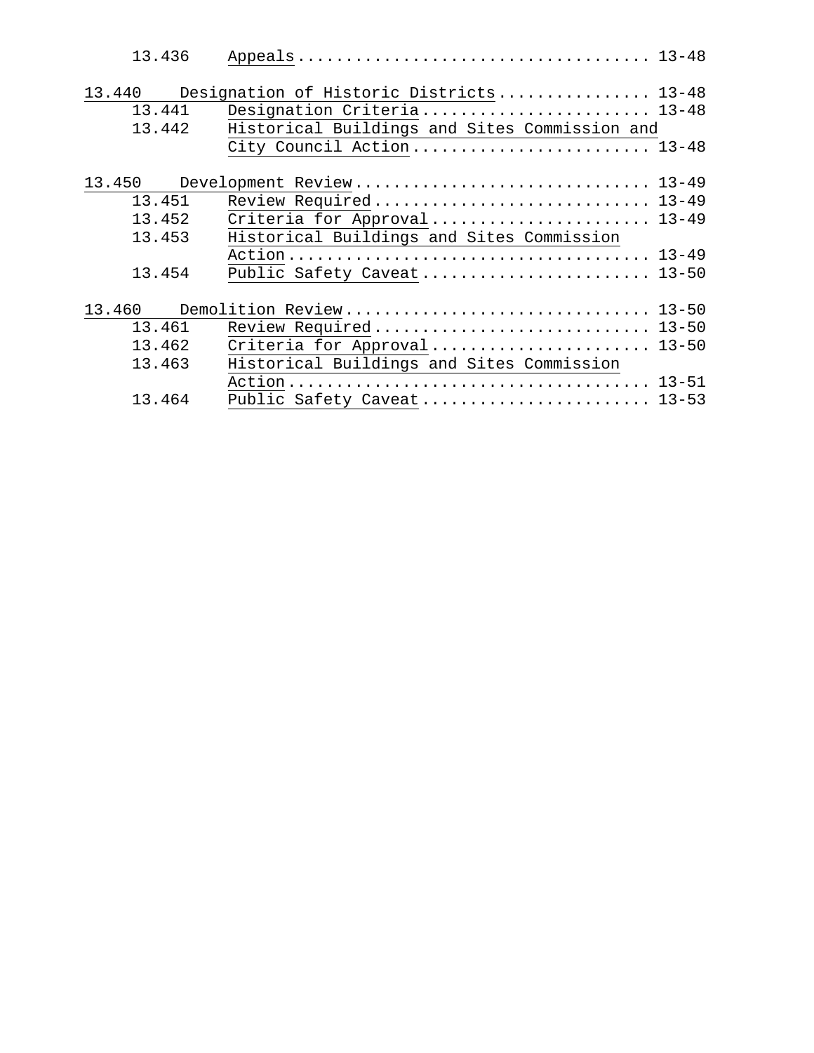| | | |
|---|---|---|
| 13.436 | Appeals | 13-48 |
| 13.440 Designation of Historic Districts | | 13-48 |
| 13.441 | Designation Criteria | 13-48 |
| 13.442 | Historical Buildings and Sites Commission and City Council Action | 13-48 |
| 13.450 Development Review | | 13-49 |
| 13.451 | Review Required | 13-49 |
| 13.452 | Criteria for Approval | 13-49 |
| 13.453 | Historical Buildings and Sites Commission Action | 13-49 |
| 13.454 | Public Safety Caveat | 13-50 |
| 13.460 Demolition Review | | 13-50 |
| 13.461 | Review Required | 13-50 |
| 13.462 | Criteria for Approval | 13-50 |
| 13.463 | Historical Buildings and Sites Commission Action | 13-51 |
| 13.464 | Public Safety Caveat | 13-53 |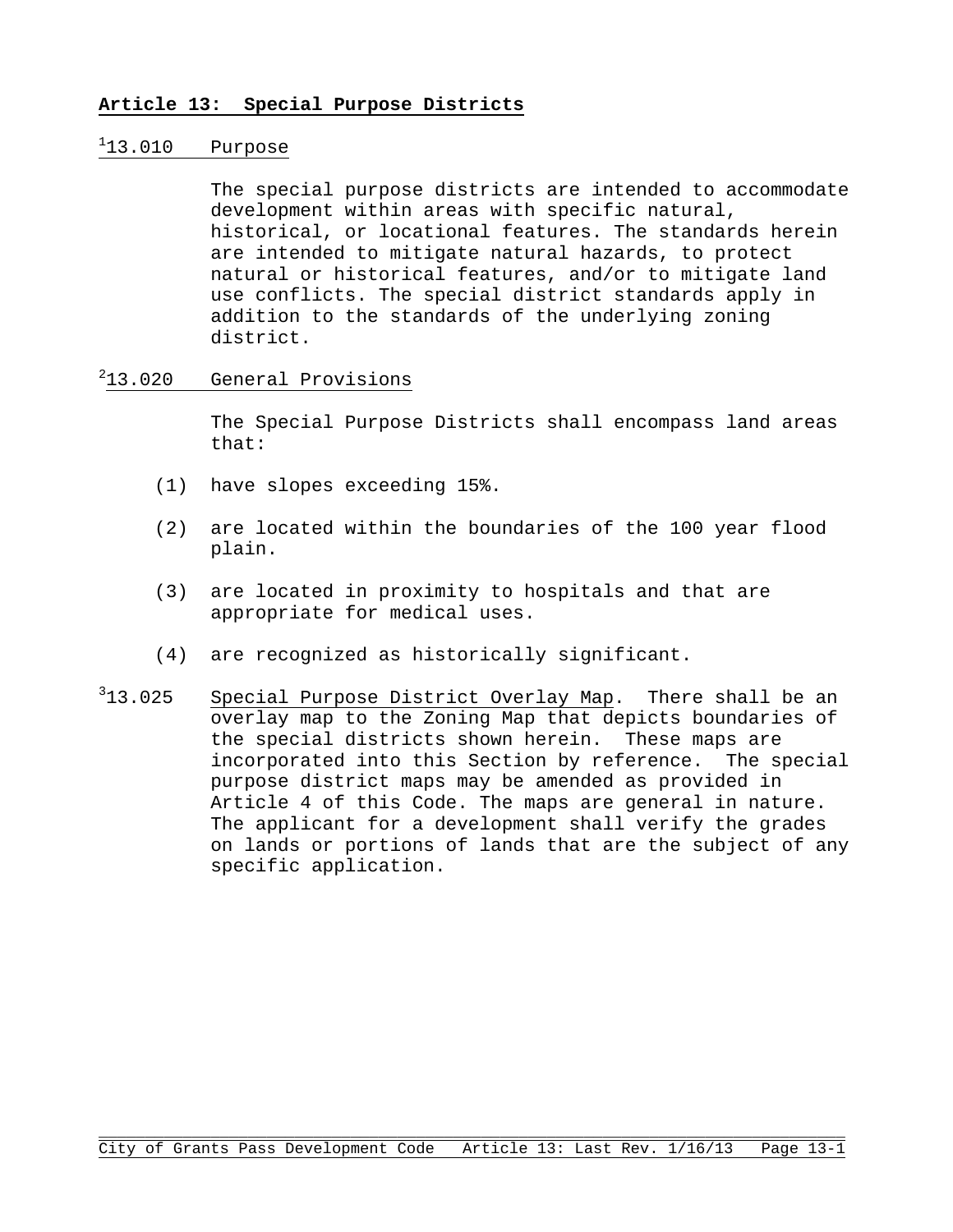## Article 13: Special Purpose Districts

### [1]13.010 Purpose

The special purpose districts are intended to accommodate development within areas with specific natural, historical, or locational features. The standards herein are intended to mitigate natural hazards, to protect natural or historical features, and/or to mitigate land use conflicts. The special district standards apply in addition to the standards of the underlying zoning district.

### [2]13.020 General Provisions

The Special Purpose Districts shall encompass land areas that:

(1) have slopes exceeding 15%.

(2) are located within the boundaries of the 100 year flood plain.

(3) are located in proximity to hospitals and that are appropriate for medical uses.

(4) are recognized as historically significant.

[3]13.025 Special Purpose District Overlay Map. There shall be an overlay map to the Zoning Map that depicts boundaries of the special districts shown herein. These maps are incorporated into this Section by reference. The special purpose district maps may be amended as provided in Article 4 of this Code. The maps are general in nature. The applicant for a development shall verify the grades on lands or portions of lands that are the subject of any specific application.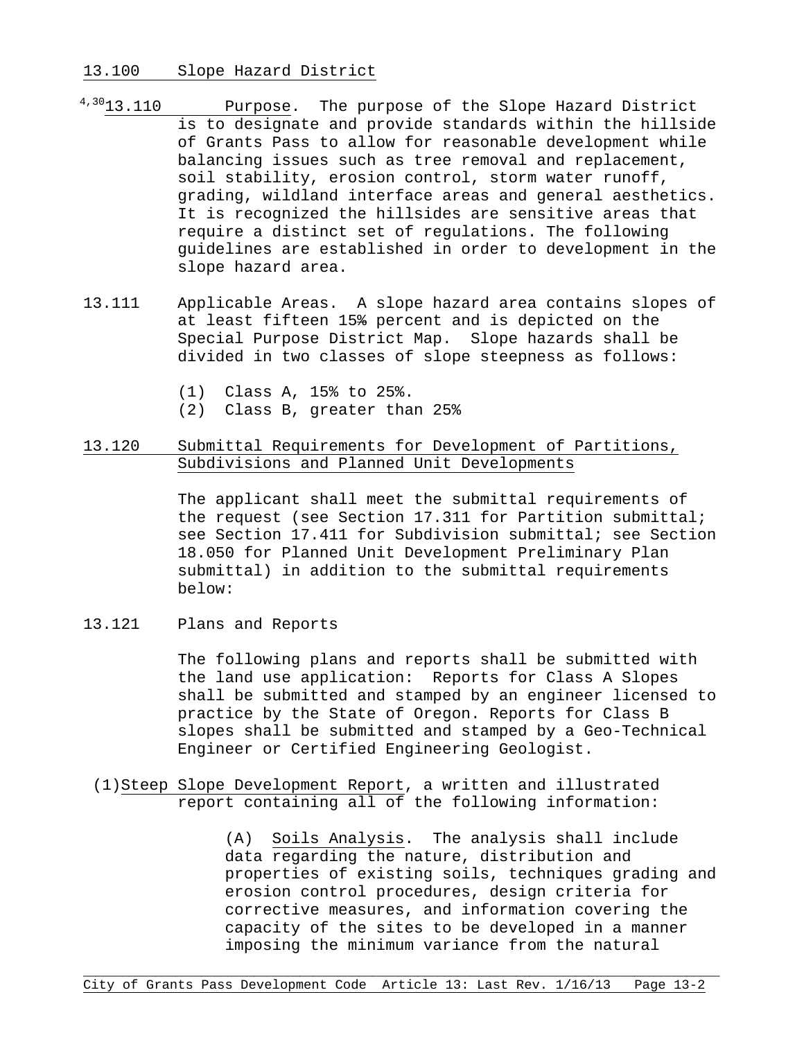## 13.100 Slope Hazard District

[4,30]13.110 Purpose. The purpose of the Slope Hazard District is to designate and provide standards within the hillside of Grants Pass to allow for reasonable development while balancing issues such as tree removal and replacement, soil stability, erosion control, storm water runoff, grading, wildland interface areas and general aesthetics. It is recognized the hillsides are sensitive areas that require a distinct set of regulations. The following guidelines are established in order to development in the slope hazard area.

13.111 Applicable Areas. A slope hazard area contains slopes of at least fifteen 15% percent and is depicted on the Special Purpose District Map. Slope hazards shall be divided in two classes of slope steepness as follows:

(1) Class A, 15% to 25%.
(2) Class B, greater than 25%

### 13.120 Submittal Requirements for Development of Partitions, Subdivisions and Planned Unit Developments

The applicant shall meet the submittal requirements of the request (see Section 17.311 for Partition submittal; see Section 17.411 for Subdivision submittal; see Section 18.050 for Planned Unit Development Preliminary Plan submittal) in addition to the submittal requirements below:

13.121 Plans and Reports

The following plans and reports shall be submitted with the land use application: Reports for Class A Slopes shall be submitted and stamped by an engineer licensed to practice by the State of Oregon. Reports for Class B slopes shall be submitted and stamped by a Geo-Technical Engineer or Certified Engineering Geologist.

(1) Steep Slope Development Report, a written and illustrated report containing all of the following information:

(A) Soils Analysis. The analysis shall include data regarding the nature, distribution and properties of existing soils, techniques grading and erosion control procedures, design criteria for corrective measures, and information covering the capacity of the sites to be developed in a manner imposing the minimum variance from the natural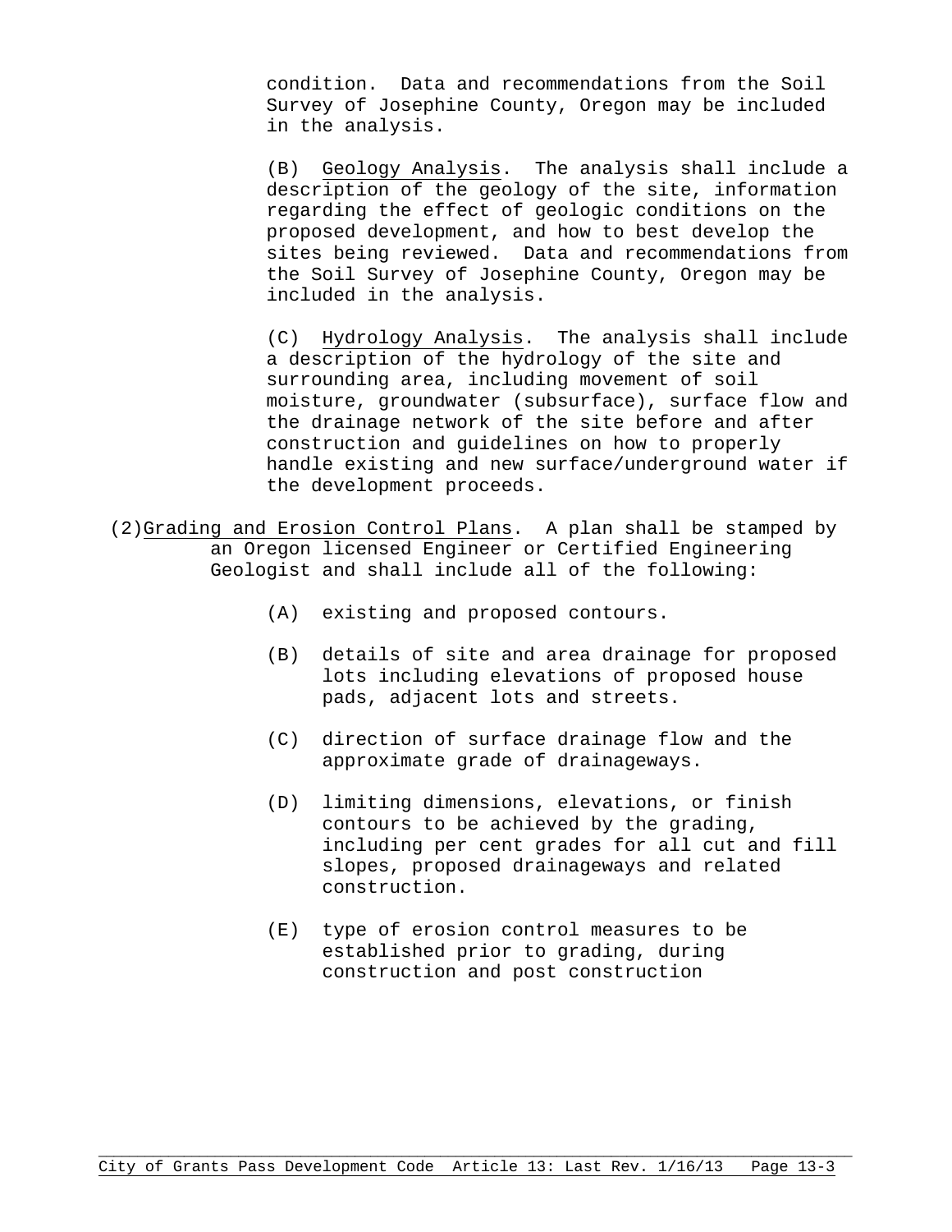condition. Data and recommendations from the Soil Survey of Josephine County, Oregon may be included in the analysis.

(B) Geology Analysis. The analysis shall include a description of the geology of the site, information regarding the effect of geologic conditions on the proposed development, and how to best develop the sites being reviewed. Data and recommendations from the Soil Survey of Josephine County, Oregon may be included in the analysis.

(C) Hydrology Analysis. The analysis shall include a description of the hydrology of the site and surrounding area, including movement of soil moisture, groundwater (subsurface), surface flow and the drainage network of the site before and after construction and guidelines on how to properly handle existing and new surface/underground water if the development proceeds.

(2) Grading and Erosion Control Plans. A plan shall be stamped by an Oregon licensed Engineer or Certified Engineering Geologist and shall include all of the following:

(A) existing and proposed contours.

(B) details of site and area drainage for proposed lots including elevations of proposed house pads, adjacent lots and streets.

(C) direction of surface drainage flow and the approximate grade of drainageways.

(D) limiting dimensions, elevations, or finish contours to be achieved by the grading, including per cent grades for all cut and fill slopes, proposed drainageways and related construction.

(E) type of erosion control measures to be established prior to grading, during construction and post construction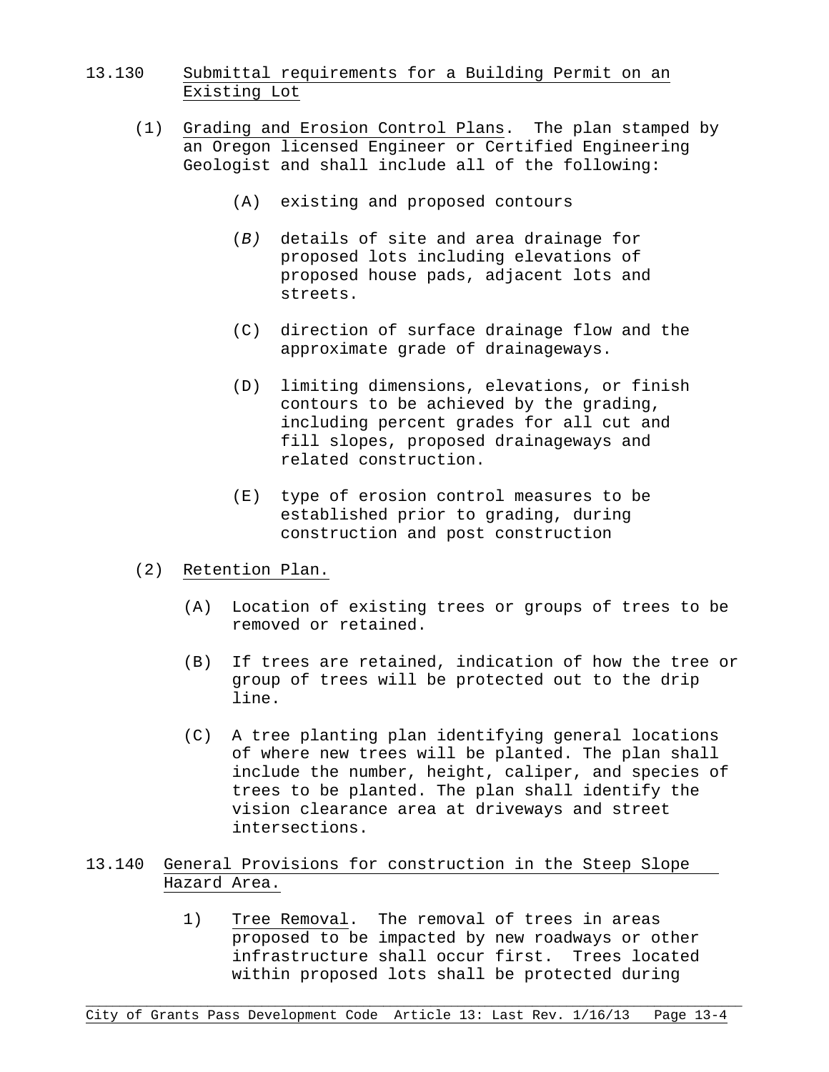13.130 Submittal requirements for a Building Permit on an Existing Lot

(1) Grading and Erosion Control Plans. The plan stamped by an Oregon licensed Engineer or Certified Engineering Geologist and shall include all of the following:

(A) existing and proposed contours

(*B)* details of site and area drainage for proposed lots including elevations of proposed house pads, adjacent lots and streets.

(C) direction of surface drainage flow and the approximate grade of drainageways.

(D) limiting dimensions, elevations, or finish contours to be achieved by the grading, including percent grades for all cut and fill slopes, proposed drainageways and related construction.

(E) type of erosion control measures to be established prior to grading, during construction and post construction

(2) Retention Plan.

(A) Location of existing trees or groups of trees to be removed or retained.

(B) If trees are retained, indication of how the tree or group of trees will be protected out to the drip line.

(C) A tree planting plan identifying general locations of where new trees will be planted. The plan shall include the number, height, caliper, and species of trees to be planted. The plan shall identify the vision clearance area at driveways and street intersections.

13.140 General Provisions for construction in the Steep Slope Hazard Area.

1) Tree Removal. The removal of trees in areas proposed to be impacted by new roadways or other infrastructure shall occur first. Trees located within proposed lots shall be protected during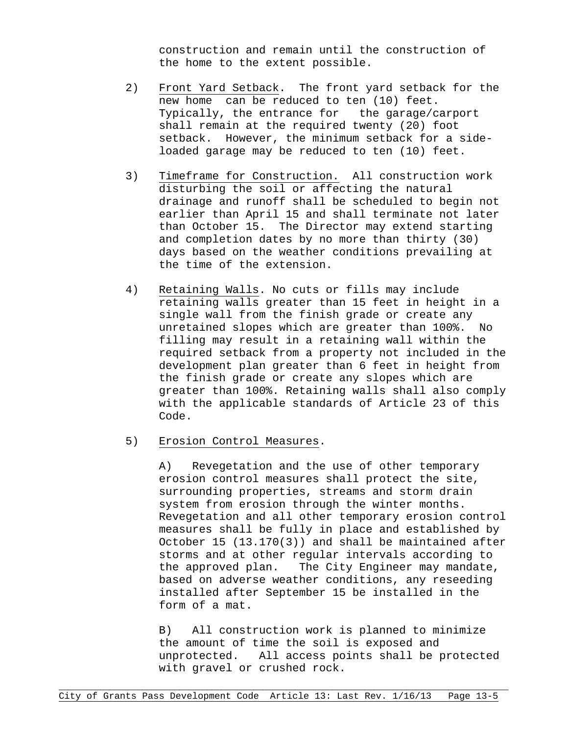construction and remain until the construction of the home to the extent possible.

2) Front Yard Setback. The front yard setback for the new home can be reduced to ten (10) feet. Typically, the entrance for the garage/carport shall remain at the required twenty (20) foot setback. However, the minimum setback for a side-loaded garage may be reduced to ten (10) feet.

3) Timeframe for Construction. All construction work disturbing the soil or affecting the natural drainage and runoff shall be scheduled to begin not earlier than April 15 and shall terminate not later than October 15. The Director may extend starting and completion dates by no more than thirty (30) days based on the weather conditions prevailing at the time of the extension.

4) Retaining Walls. No cuts or fills may include retaining walls greater than 15 feet in height in a single wall from the finish grade or create any unretained slopes which are greater than 100%. No filling may result in a retaining wall within the required setback from a property not included in the development plan greater than 6 feet in height from the finish grade or create any slopes which are greater than 100%. Retaining walls shall also comply with the applicable standards of Article 23 of this Code.

5) Erosion Control Measures.

A) Revegetation and the use of other temporary erosion control measures shall protect the site, surrounding properties, streams and storm drain system from erosion through the winter months. Revegetation and all other temporary erosion control measures shall be fully in place and established by October 15 (13.170(3)) and shall be maintained after storms and at other regular intervals according to the approved plan. The City Engineer may mandate, based on adverse weather conditions, any reseeding installed after September 15 be installed in the form of a mat.

B) All construction work is planned to minimize the amount of time the soil is exposed and unprotected. All access points shall be protected with gravel or crushed rock.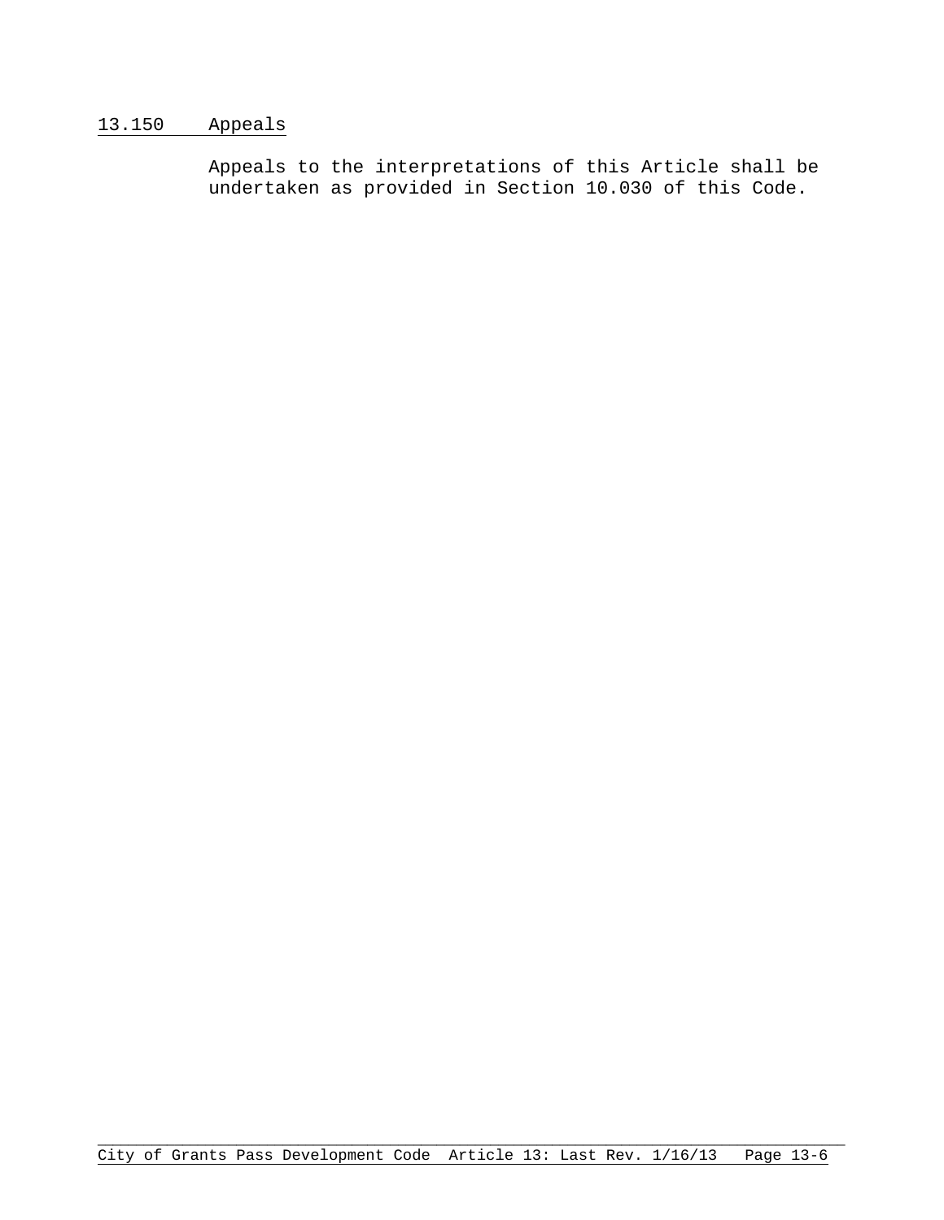## 13.150 Appeals

Appeals to the interpretations of this Article shall be undertaken as provided in Section 10.030 of this Code.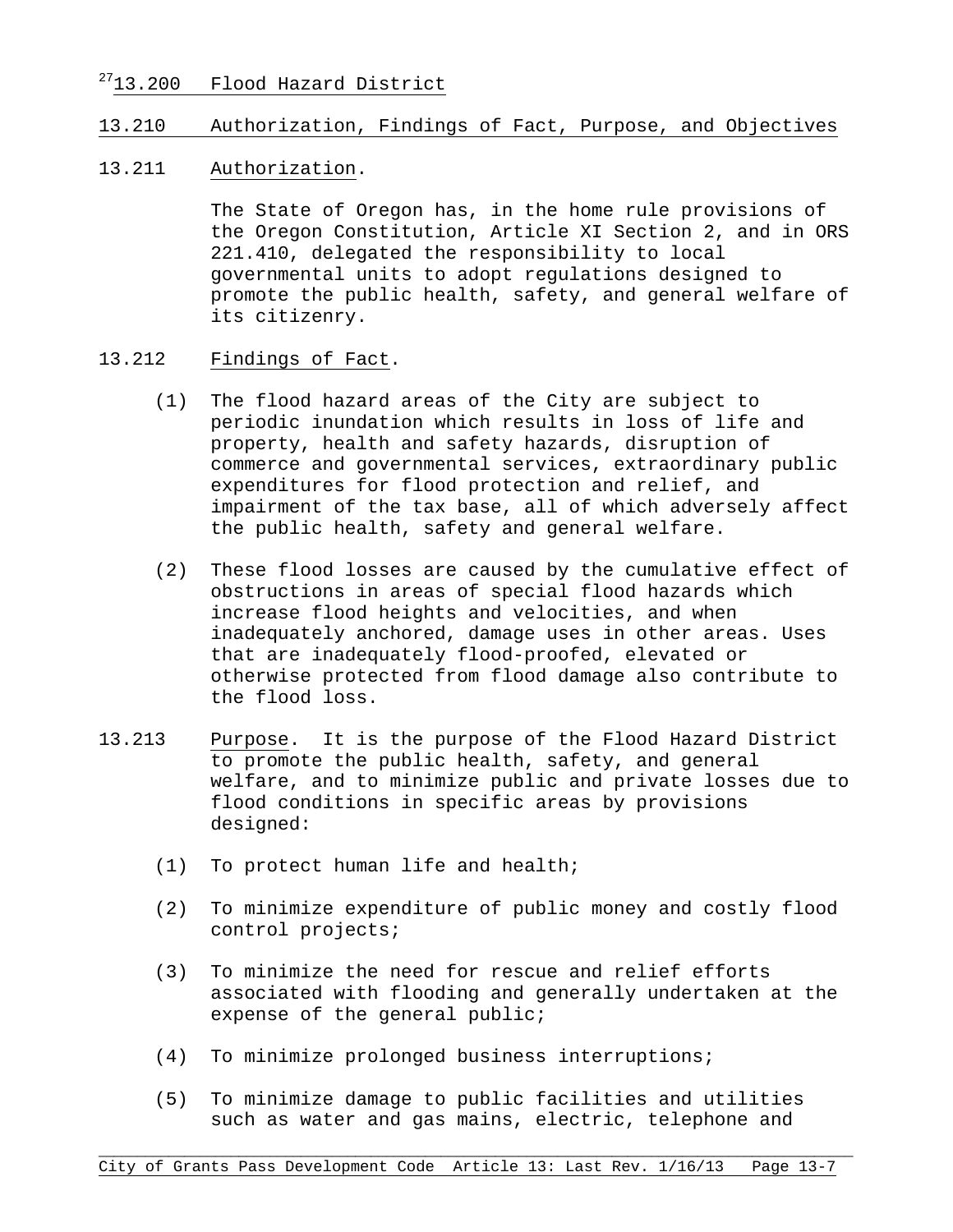## [27]13.200 Flood Hazard District

### 13.210 Authorization, Findings of Fact, Purpose, and Objectives

**13.211 Authorization.**

The State of Oregon has, in the home rule provisions of the Oregon Constitution, Article XI Section 2, and in ORS 221.410, delegated the responsibility to local governmental units to adopt regulations designed to promote the public health, safety, and general welfare of its citizenry.

**13.212 Findings of Fact.**

(1) The flood hazard areas of the City are subject to periodic inundation which results in loss of life and property, health and safety hazards, disruption of commerce and governmental services, extraordinary public expenditures for flood protection and relief, and impairment of the tax base, all of which adversely affect the public health, safety and general welfare.

(2) These flood losses are caused by the cumulative effect of obstructions in areas of special flood hazards which increase flood heights and velocities, and when inadequately anchored, damage uses in other areas. Uses that are inadequately flood-proofed, elevated or otherwise protected from flood damage also contribute to the flood loss.

**13.213 Purpose.** It is the purpose of the Flood Hazard District to promote the public health, safety, and general welfare, and to minimize public and private losses due to flood conditions in specific areas by provisions designed:

(1) To protect human life and health;

(2) To minimize expenditure of public money and costly flood control projects;

(3) To minimize the need for rescue and relief efforts associated with flooding and generally undertaken at the expense of the general public;

(4) To minimize prolonged business interruptions;

(5) To minimize damage to public facilities and utilities such as water and gas mains, electric, telephone and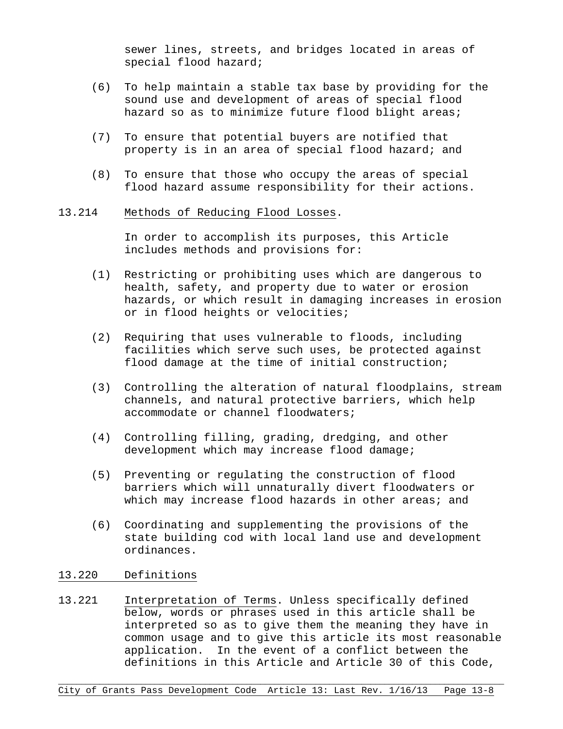sewer lines, streets, and bridges located in areas of special flood hazard;

(6) To help maintain a stable tax base by providing for the sound use and development of areas of special flood hazard so as to minimize future flood blight areas;

(7) To ensure that potential buyers are notified that property is in an area of special flood hazard; and

(8) To ensure that those who occupy the areas of special flood hazard assume responsibility for their actions.

13.214 Methods of Reducing Flood Losses.

In order to accomplish its purposes, this Article includes methods and provisions for:

(1) Restricting or prohibiting uses which are dangerous to health, safety, and property due to water or erosion hazards, or which result in damaging increases in erosion or in flood heights or velocities;

(2) Requiring that uses vulnerable to floods, including facilities which serve such uses, be protected against flood damage at the time of initial construction;

(3) Controlling the alteration of natural floodplains, stream channels, and natural protective barriers, which help accommodate or channel floodwaters;

(4) Controlling filling, grading, dredging, and other development which may increase flood damage;

(5) Preventing or regulating the construction of flood barriers which will unnaturally divert floodwaters or which may increase flood hazards in other areas; and

(6) Coordinating and supplementing the provisions of the state building cod with local land use and development ordinances.

## 13.220 Definitions

13.221 Interpretation of Terms. Unless specifically defined below, words or phrases used in this article shall be interpreted so as to give them the meaning they have in common usage and to give this article its most reasonable application. In the event of a conflict between the definitions in this Article and Article 30 of this Code,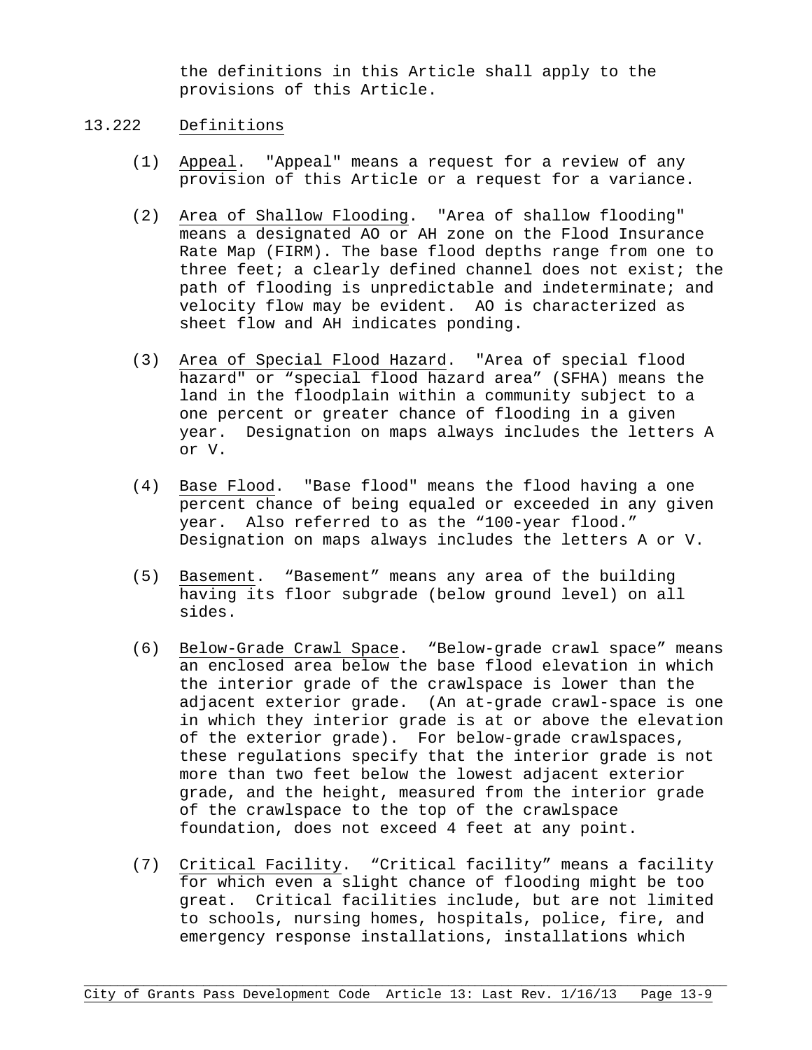the definitions in this Article shall apply to the provisions of this Article.

## 13.222 Definitions

(1) Appeal. "Appeal" means a request for a review of any provision of this Article or a request for a variance.

(2) Area of Shallow Flooding. "Area of shallow flooding" means a designated AO or AH zone on the Flood Insurance Rate Map (FIRM). The base flood depths range from one to three feet; a clearly defined channel does not exist; the path of flooding is unpredictable and indeterminate; and velocity flow may be evident. AO is characterized as sheet flow and AH indicates ponding.

(3) Area of Special Flood Hazard. "Area of special flood hazard" or "special flood hazard area" (SFHA) means the land in the floodplain within a community subject to a one percent or greater chance of flooding in a given year. Designation on maps always includes the letters A or V.

(4) Base Flood. "Base flood" means the flood having a one percent chance of being equaled or exceeded in any given year. Also referred to as the "100-year flood." Designation on maps always includes the letters A or V.

(5) Basement. "Basement" means any area of the building having its floor subgrade (below ground level) on all sides.

(6) Below-Grade Crawl Space. "Below-grade crawl space" means an enclosed area below the base flood elevation in which the interior grade of the crawlspace is lower than the adjacent exterior grade. (An at-grade crawl-space is one in which they interior grade is at or above the elevation of the exterior grade). For below-grade crawlspaces, these regulations specify that the interior grade is not more than two feet below the lowest adjacent exterior grade, and the height, measured from the interior grade of the crawlspace to the top of the crawlspace foundation, does not exceed 4 feet at any point.

(7) Critical Facility. "Critical facility" means a facility for which even a slight chance of flooding might be too great. Critical facilities include, but are not limited to schools, nursing homes, hospitals, police, fire, and emergency response installations, installations which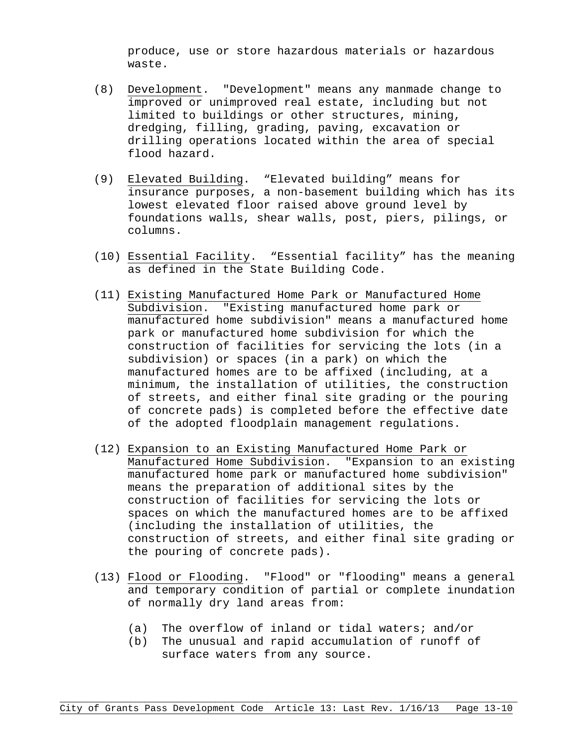produce, use or store hazardous materials or hazardous waste.

(8) Development. "Development" means any manmade change to improved or unimproved real estate, including but not limited to buildings or other structures, mining, dredging, filling, grading, paving, excavation or drilling operations located within the area of special flood hazard.

(9) Elevated Building. "Elevated building" means for insurance purposes, a non-basement building which has its lowest elevated floor raised above ground level by foundations walls, shear walls, post, piers, pilings, or columns.

(10) Essential Facility. "Essential facility" has the meaning as defined in the State Building Code.

(11) Existing Manufactured Home Park or Manufactured Home Subdivision. "Existing manufactured home park or manufactured home subdivision" means a manufactured home park or manufactured home subdivision for which the construction of facilities for servicing the lots (in a subdivision) or spaces (in a park) on which the manufactured homes are to be affixed (including, at a minimum, the installation of utilities, the construction of streets, and either final site grading or the pouring of concrete pads) is completed before the effective date of the adopted floodplain management regulations.

(12) Expansion to an Existing Manufactured Home Park or Manufactured Home Subdivision. "Expansion to an existing manufactured home park or manufactured home subdivision" means the preparation of additional sites by the construction of facilities for servicing the lots or spaces on which the manufactured homes are to be affixed (including the installation of utilities, the construction of streets, and either final site grading or the pouring of concrete pads).

(13) Flood or Flooding. "Flood" or "flooding" means a general and temporary condition of partial or complete inundation of normally dry land areas from:

(a) The overflow of inland or tidal waters; and/or
(b) The unusual and rapid accumulation of runoff of surface waters from any source.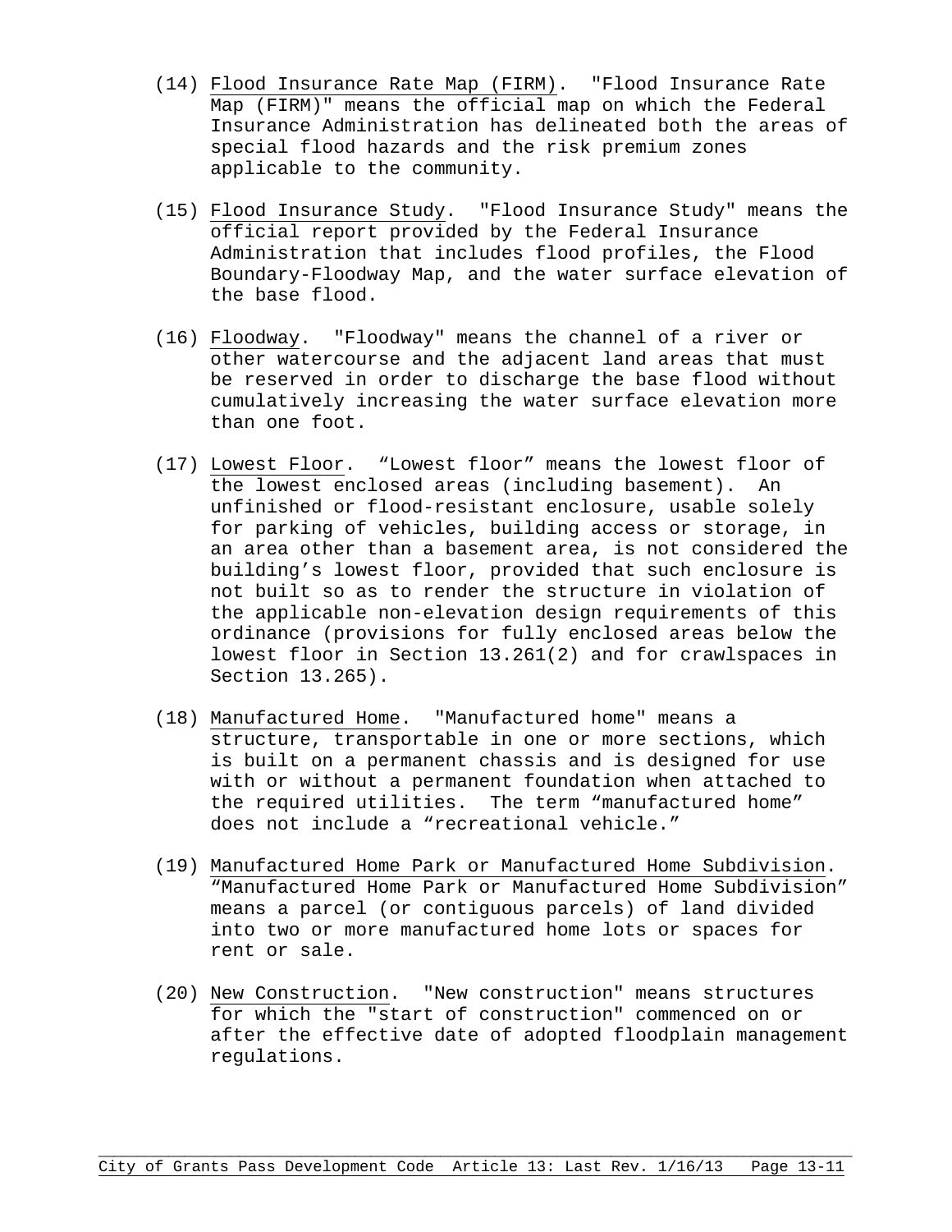(14) Flood Insurance Rate Map (FIRM). "Flood Insurance Rate Map (FIRM)" means the official map on which the Federal Insurance Administration has delineated both the areas of special flood hazards and the risk premium zones applicable to the community.

(15) Flood Insurance Study. "Flood Insurance Study" means the official report provided by the Federal Insurance Administration that includes flood profiles, the Flood Boundary-Floodway Map, and the water surface elevation of the base flood.

(16) Floodway. "Floodway" means the channel of a river or other watercourse and the adjacent land areas that must be reserved in order to discharge the base flood without cumulatively increasing the water surface elevation more than one foot.

(17) Lowest Floor. "Lowest floor" means the lowest floor of the lowest enclosed areas (including basement). An unfinished or flood-resistant enclosure, usable solely for parking of vehicles, building access or storage, in an area other than a basement area, is not considered the building's lowest floor, provided that such enclosure is not built so as to render the structure in violation of the applicable non-elevation design requirements of this ordinance (provisions for fully enclosed areas below the lowest floor in Section 13.261(2) and for crawlspaces in Section 13.265).

(18) Manufactured Home. "Manufactured home" means a structure, transportable in one or more sections, which is built on a permanent chassis and is designed for use with or without a permanent foundation when attached to the required utilities. The term "manufactured home" does not include a "recreational vehicle."

(19) Manufactured Home Park or Manufactured Home Subdivision. "Manufactured Home Park or Manufactured Home Subdivision" means a parcel (or contiguous parcels) of land divided into two or more manufactured home lots or spaces for rent or sale.

(20) New Construction. "New construction" means structures for which the "start of construction" commenced on or after the effective date of adopted floodplain management regulations.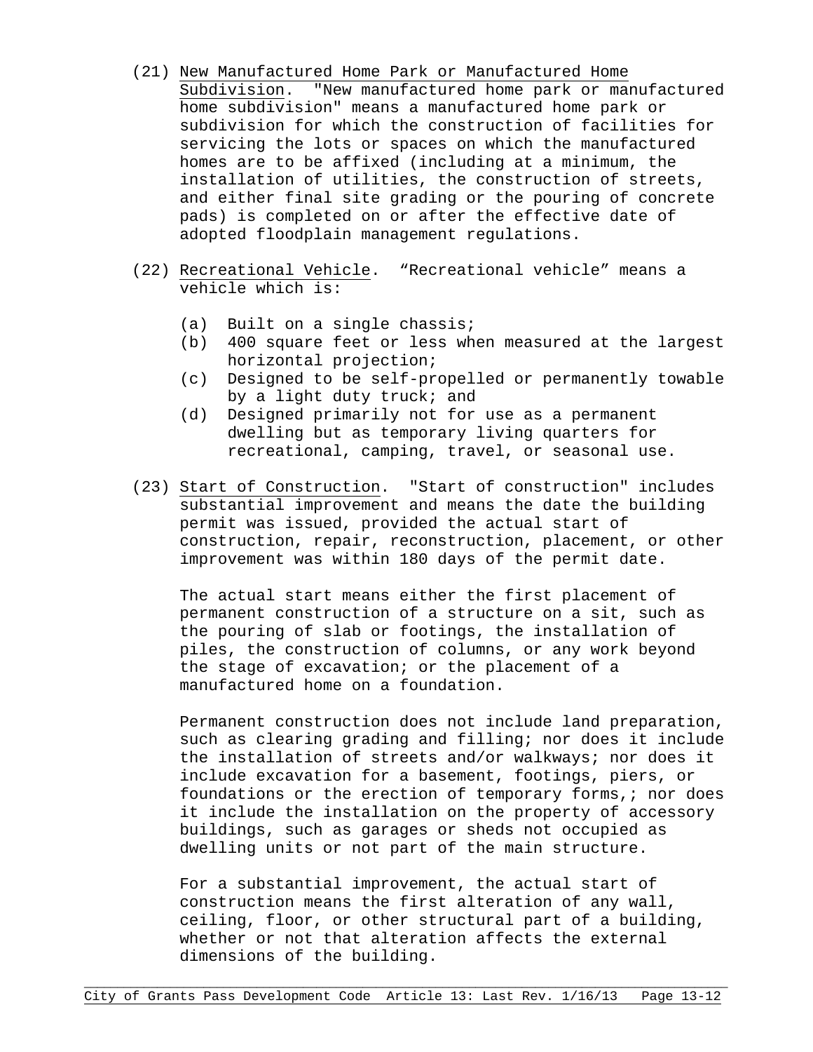(21) New Manufactured Home Park or Manufactured Home Subdivision. "New manufactured home park or manufactured home subdivision" means a manufactured home park or subdivision for which the construction of facilities for servicing the lots or spaces on which the manufactured homes are to be affixed (including at a minimum, the installation of utilities, the construction of streets, and either final site grading or the pouring of concrete pads) is completed on or after the effective date of adopted floodplain management regulations.

(22) Recreational Vehicle. "Recreational vehicle" means a vehicle which is:

- (a) Built on a single chassis;
- (b) 400 square feet or less when measured at the largest horizontal projection;
- (c) Designed to be self-propelled or permanently towable by a light duty truck; and
- (d) Designed primarily not for use as a permanent dwelling but as temporary living quarters for recreational, camping, travel, or seasonal use.

(23) Start of Construction. "Start of construction" includes substantial improvement and means the date the building permit was issued, provided the actual start of construction, repair, reconstruction, placement, or other improvement was within 180 days of the permit date.

The actual start means either the first placement of permanent construction of a structure on a sit, such as the pouring of slab or footings, the installation of piles, the construction of columns, or any work beyond the stage of excavation; or the placement of a manufactured home on a foundation.

Permanent construction does not include land preparation, such as clearing grading and filling; nor does it include the installation of streets and/or walkways; nor does it include excavation for a basement, footings, piers, or foundations or the erection of temporary forms,; nor does it include the installation on the property of accessory buildings, such as garages or sheds not occupied as dwelling units or not part of the main structure.

For a substantial improvement, the actual start of construction means the first alteration of any wall, ceiling, floor, or other structural part of a building, whether or not that alteration affects the external dimensions of the building.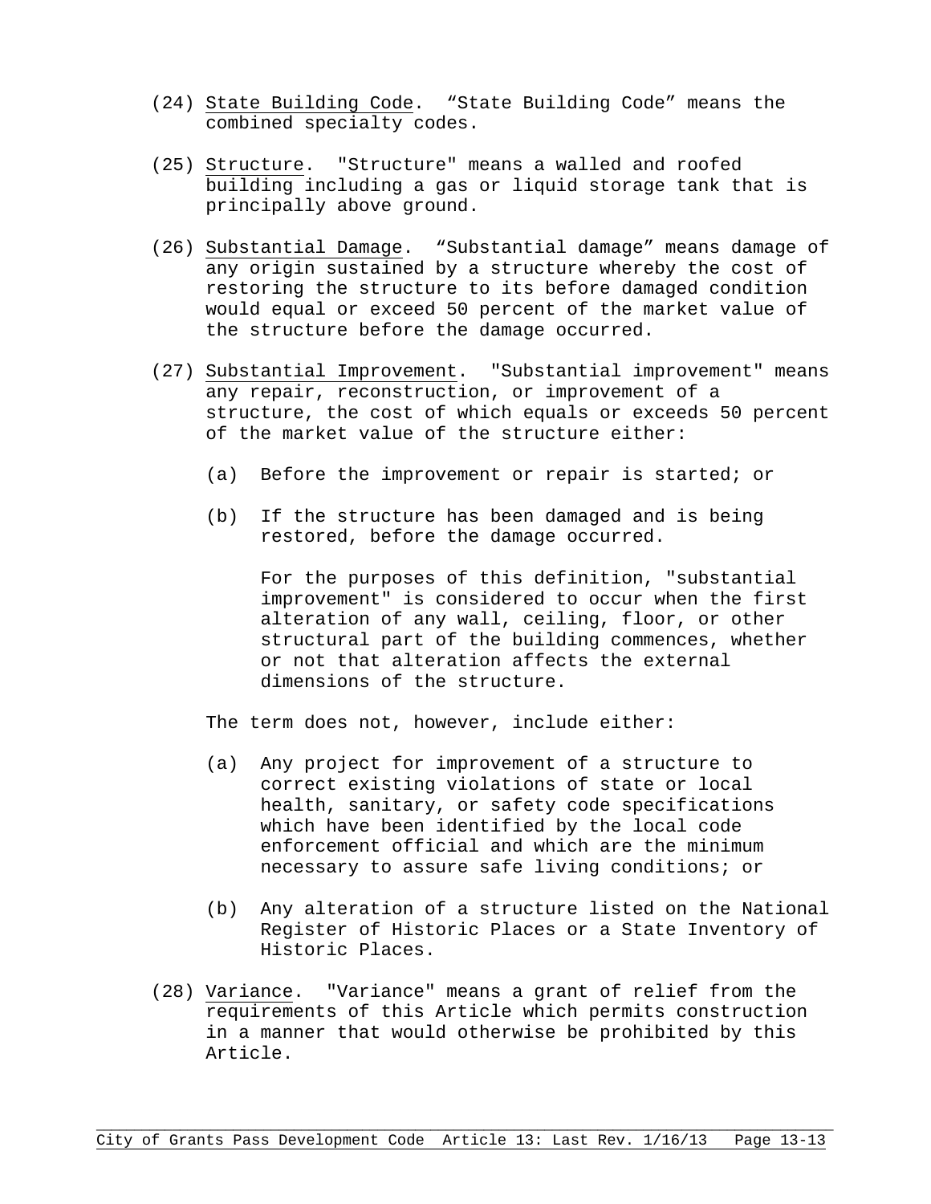(24) State Building Code. “State Building Code” means the combined specialty codes.

(25) Structure. "Structure" means a walled and roofed building including a gas or liquid storage tank that is principally above ground.

(26) Substantial Damage. “Substantial damage” means damage of any origin sustained by a structure whereby the cost of restoring the structure to its before damaged condition would equal or exceed 50 percent of the market value of the structure before the damage occurred.

(27) Substantial Improvement. "Substantial improvement" means any repair, reconstruction, or improvement of a structure, the cost of which equals or exceeds 50 percent of the market value of the structure either:

  (a) Before the improvement or repair is started; or

  (b) If the structure has been damaged and is being restored, before the damage occurred.

  For the purposes of this definition, "substantial improvement" is considered to occur when the first alteration of any wall, ceiling, floor, or other structural part of the building commences, whether or not that alteration affects the external dimensions of the structure.

  The term does not, however, include either:

  (a) Any project for improvement of a structure to correct existing violations of state or local health, sanitary, or safety code specifications which have been identified by the local code enforcement official and which are the minimum necessary to assure safe living conditions; or

  (b) Any alteration of a structure listed on the National Register of Historic Places or a State Inventory of Historic Places.

(28) Variance. "Variance" means a grant of relief from the requirements of this Article which permits construction in a manner that would otherwise be prohibited by this Article.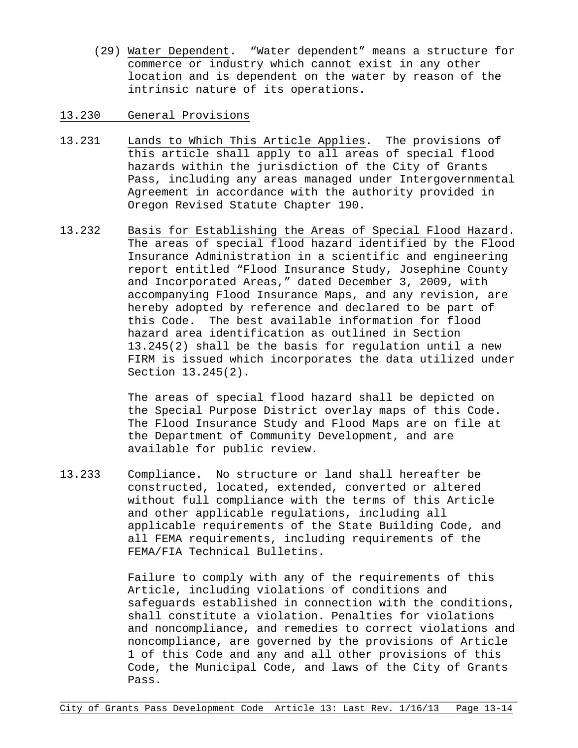(29) Water Dependent. "Water dependent" means a structure for commerce or industry which cannot exist in any other location and is dependent on the water by reason of the intrinsic nature of its operations.

## 13.230 General Provisions

13.231 Lands to Which This Article Applies. The provisions of this article shall apply to all areas of special flood hazards within the jurisdiction of the City of Grants Pass, including any areas managed under Intergovernmental Agreement in accordance with the authority provided in Oregon Revised Statute Chapter 190.

13.232 Basis for Establishing the Areas of Special Flood Hazard. The areas of special flood hazard identified by the Flood Insurance Administration in a scientific and engineering report entitled "Flood Insurance Study, Josephine County and Incorporated Areas," dated December 3, 2009, with accompanying Flood Insurance Maps, and any revision, are hereby adopted by reference and declared to be part of this Code. The best available information for flood hazard area identification as outlined in Section 13.245(2) shall be the basis for regulation until a new FIRM is issued which incorporates the data utilized under Section 13.245(2).

The areas of special flood hazard shall be depicted on the Special Purpose District overlay maps of this Code. The Flood Insurance Study and Flood Maps are on file at the Department of Community Development, and are available for public review.

13.233 Compliance. No structure or land shall hereafter be constructed, located, extended, converted or altered without full compliance with the terms of this Article and other applicable regulations, including all applicable requirements of the State Building Code, and all FEMA requirements, including requirements of the FEMA/FIA Technical Bulletins.

Failure to comply with any of the requirements of this Article, including violations of conditions and safeguards established in connection with the conditions, shall constitute a violation. Penalties for violations and noncompliance, and remedies to correct violations and noncompliance, are governed by the provisions of Article 1 of this Code and any and all other provisions of this Code, the Municipal Code, and laws of the City of Grants Pass.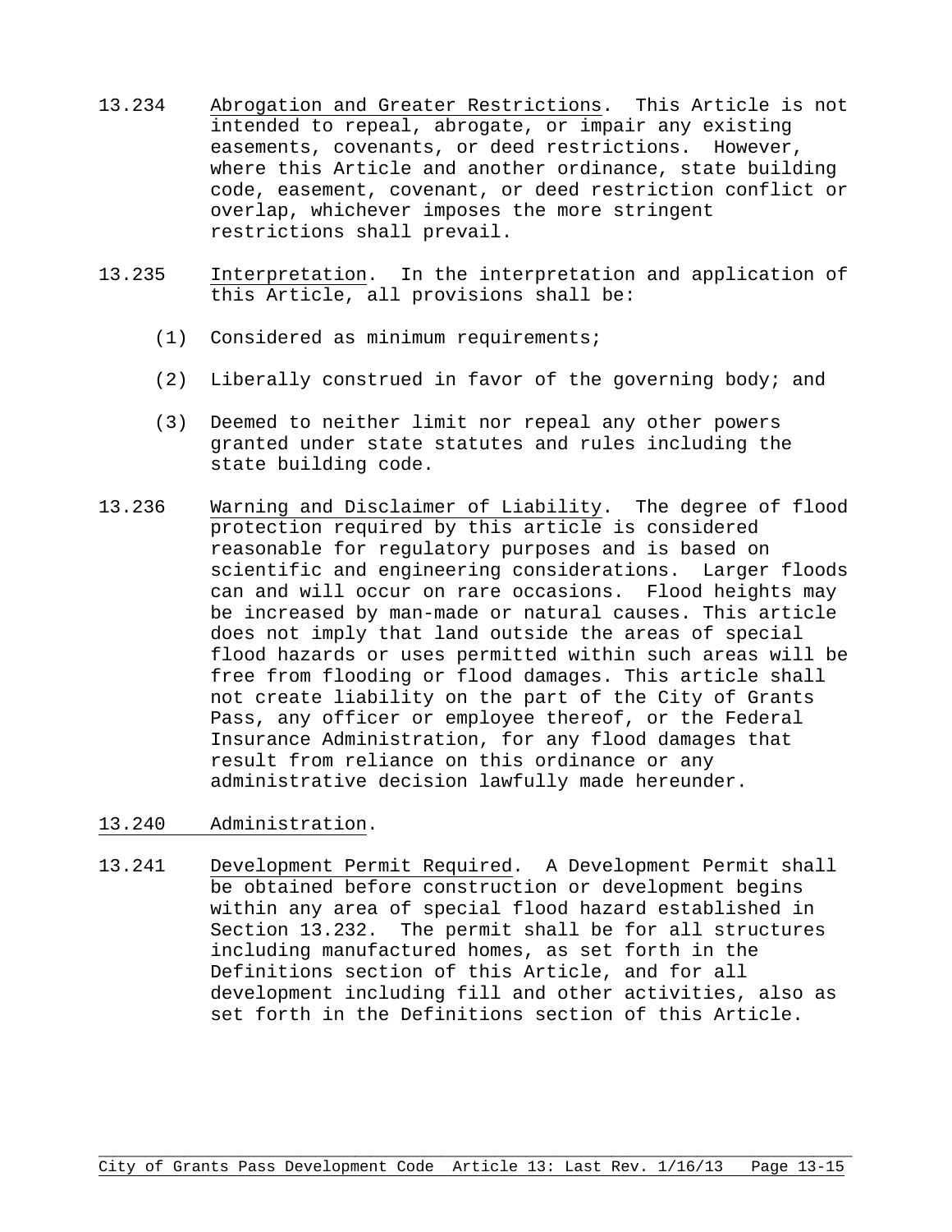13.234 Abrogation and Greater Restrictions. This Article is not intended to repeal, abrogate, or impair any existing easements, covenants, or deed restrictions. However, where this Article and another ordinance, state building code, easement, covenant, or deed restriction conflict or overlap, whichever imposes the more stringent restrictions shall prevail.

13.235 Interpretation. In the interpretation and application of this Article, all provisions shall be:

(1) Considered as minimum requirements;

(2) Liberally construed in favor of the governing body; and

(3) Deemed to neither limit nor repeal any other powers granted under state statutes and rules including the state building code.

13.236 Warning and Disclaimer of Liability. The degree of flood protection required by this article is considered reasonable for regulatory purposes and is based on scientific and engineering considerations. Larger floods can and will occur on rare occasions. Flood heights may be increased by man-made or natural causes. This article does not imply that land outside the areas of special flood hazards or uses permitted within such areas will be free from flooding or flood damages. This article shall not create liability on the part of the City of Grants Pass, any officer or employee thereof, or the Federal Insurance Administration, for any flood damages that result from reliance on this ordinance or any administrative decision lawfully made hereunder.

## 13.240 Administration.

13.241 Development Permit Required. A Development Permit shall be obtained before construction or development begins within any area of special flood hazard established in Section 13.232. The permit shall be for all structures including manufactured homes, as set forth in the Definitions section of this Article, and for all development including fill and other activities, also as set forth in the Definitions section of this Article.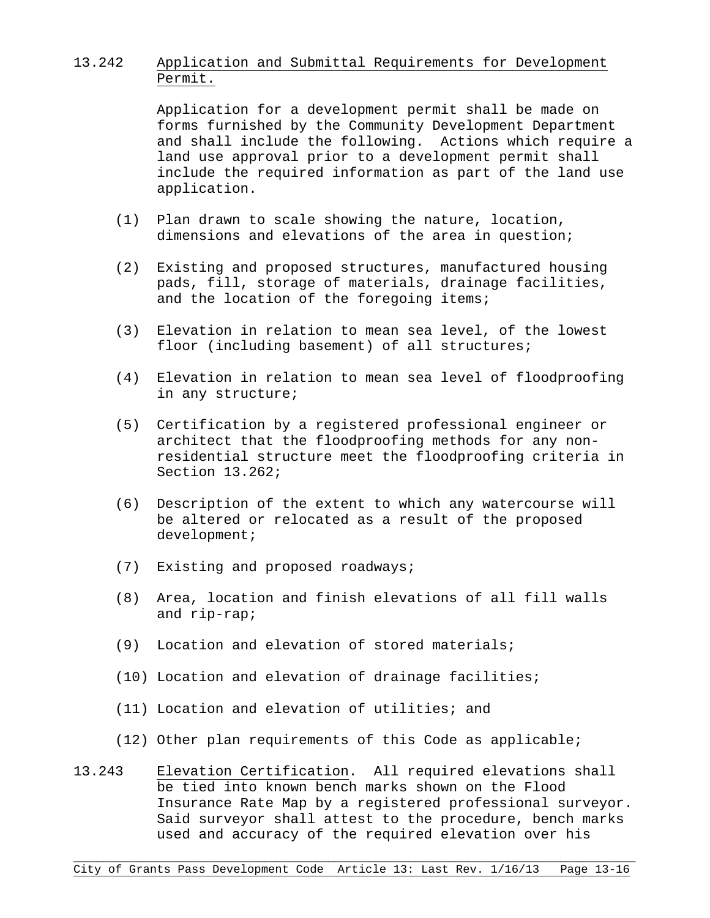13.242 Application and Submittal Requirements for Development Permit.

Application for a development permit shall be made on forms furnished by the Community Development Department and shall include the following. Actions which require a land use approval prior to a development permit shall include the required information as part of the land use application.

(1) Plan drawn to scale showing the nature, location, dimensions and elevations of the area in question;

(2) Existing and proposed structures, manufactured housing pads, fill, storage of materials, drainage facilities, and the location of the foregoing items;

(3) Elevation in relation to mean sea level, of the lowest floor (including basement) of all structures;

(4) Elevation in relation to mean sea level of floodproofing in any structure;

(5) Certification by a registered professional engineer or architect that the floodproofing methods for any non-residential structure meet the floodproofing criteria in Section 13.262;

(6) Description of the extent to which any watercourse will be altered or relocated as a result of the proposed development;

(7) Existing and proposed roadways;

(8) Area, location and finish elevations of all fill walls and rip-rap;

(9) Location and elevation of stored materials;

(10) Location and elevation of drainage facilities;

(11) Location and elevation of utilities; and

(12) Other plan requirements of this Code as applicable;

13.243 Elevation Certification. All required elevations shall be tied into known bench marks shown on the Flood Insurance Rate Map by a registered professional surveyor. Said surveyor shall attest to the procedure, bench marks used and accuracy of the required elevation over his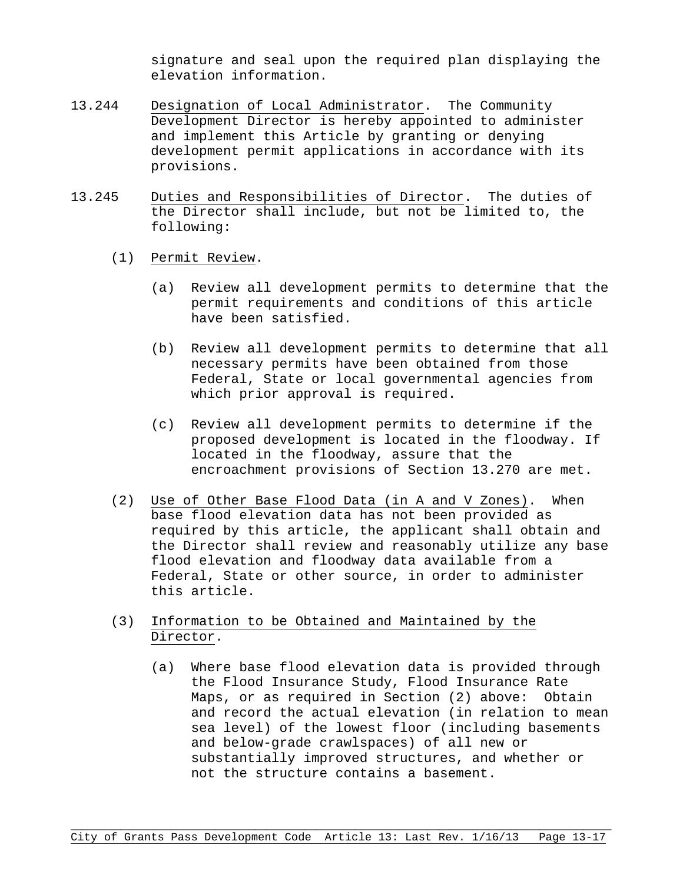signature and seal upon the required plan displaying the elevation information.

13.244 Designation of Local Administrator. The Community Development Director is hereby appointed to administer and implement this Article by granting or denying development permit applications in accordance with its provisions.

13.245 Duties and Responsibilities of Director. The duties of the Director shall include, but not be limited to, the following:

(1) Permit Review.

(a) Review all development permits to determine that the permit requirements and conditions of this article have been satisfied.

(b) Review all development permits to determine that all necessary permits have been obtained from those Federal, State or local governmental agencies from which prior approval is required.

(c) Review all development permits to determine if the proposed development is located in the floodway. If located in the floodway, assure that the encroachment provisions of Section 13.270 are met.

(2) Use of Other Base Flood Data (in A and V Zones). When base flood elevation data has not been provided as required by this article, the applicant shall obtain and the Director shall review and reasonably utilize any base flood elevation and floodway data available from a Federal, State or other source, in order to administer this article.

(3) Information to be Obtained and Maintained by the Director.

(a) Where base flood elevation data is provided through the Flood Insurance Study, Flood Insurance Rate Maps, or as required in Section (2) above: Obtain and record the actual elevation (in relation to mean sea level) of the lowest floor (including basements and below-grade crawlspaces) of all new or substantially improved structures, and whether or not the structure contains a basement.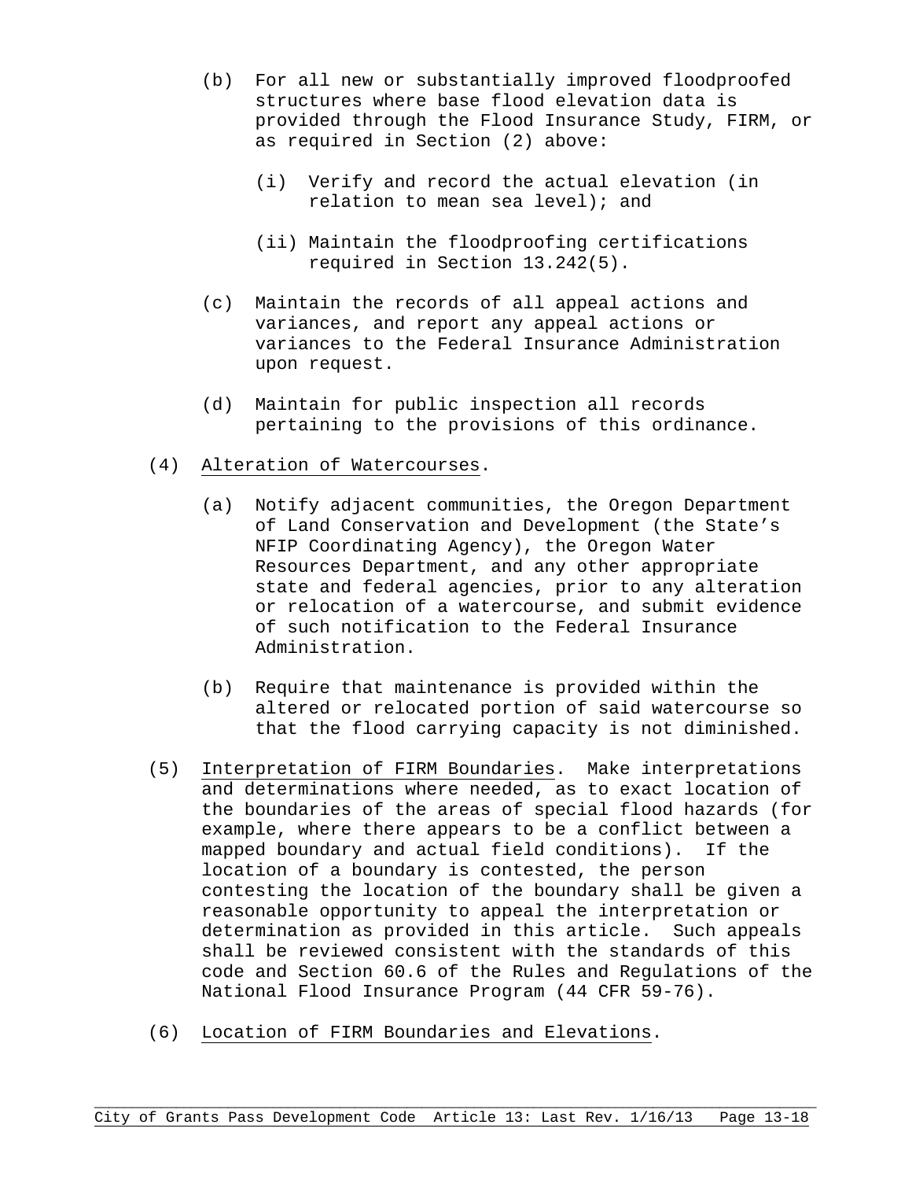(b) For all new or substantially improved floodproofed structures where base flood elevation data is provided through the Flood Insurance Study, FIRM, or as required in Section (2) above:

(i) Verify and record the actual elevation (in relation to mean sea level); and

(ii) Maintain the floodproofing certifications required in Section 13.242(5).

(c) Maintain the records of all appeal actions and variances, and report any appeal actions or variances to the Federal Insurance Administration upon request.

(d) Maintain for public inspection all records pertaining to the provisions of this ordinance.

(4) Alteration of Watercourses.

(a) Notify adjacent communities, the Oregon Department of Land Conservation and Development (the State's NFIP Coordinating Agency), the Oregon Water Resources Department, and any other appropriate state and federal agencies, prior to any alteration or relocation of a watercourse, and submit evidence of such notification to the Federal Insurance Administration.

(b) Require that maintenance is provided within the altered or relocated portion of said watercourse so that the flood carrying capacity is not diminished.

(5) Interpretation of FIRM Boundaries. Make interpretations and determinations where needed, as to exact location of the boundaries of the areas of special flood hazards (for example, where there appears to be a conflict between a mapped boundary and actual field conditions). If the location of a boundary is contested, the person contesting the location of the boundary shall be given a reasonable opportunity to appeal the interpretation or determination as provided in this article. Such appeals shall be reviewed consistent with the standards of this code and Section 60.6 of the Rules and Regulations of the National Flood Insurance Program (44 CFR 59-76).

(6) Location of FIRM Boundaries and Elevations.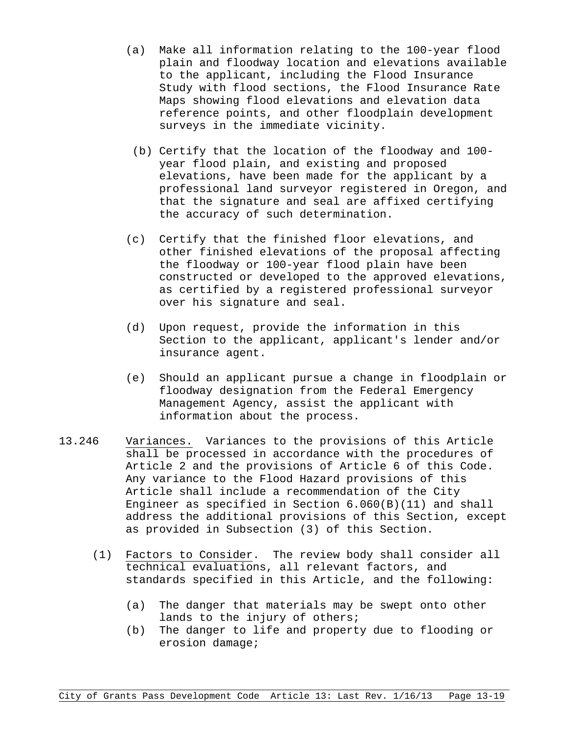(a) Make all information relating to the 100-year flood plain and floodway location and elevations available to the applicant, including the Flood Insurance Study with flood sections, the Flood Insurance Rate Maps showing flood elevations and elevation data reference points, and other floodplain development surveys in the immediate vicinity.

(b) Certify that the location of the floodway and 100-year flood plain, and existing and proposed elevations, have been made for the applicant by a professional land surveyor registered in Oregon, and that the signature and seal are affixed certifying the accuracy of such determination.

(c) Certify that the finished floor elevations, and other finished elevations of the proposal affecting the floodway or 100-year flood plain have been constructed or developed to the approved elevations, as certified by a registered professional surveyor over his signature and seal.

(d) Upon request, provide the information in this Section to the applicant, applicant's lender and/or insurance agent.

(e) Should an applicant pursue a change in floodplain or floodway designation from the Federal Emergency Management Agency, assist the applicant with information about the process.

13.246 Variances. Variances to the provisions of this Article shall be processed in accordance with the procedures of Article 2 and the provisions of Article 6 of this Code. Any variance to the Flood Hazard provisions of this Article shall include a recommendation of the City Engineer as specified in Section 6.060(B)(11) and shall address the additional provisions of this Section, except as provided in Subsection (3) of this Section.

(1) Factors to Consider. The review body shall consider all technical evaluations, all relevant factors, and standards specified in this Article, and the following:

(a) The danger that materials may be swept onto other lands to the injury of others;
(b) The danger to life and property due to flooding or erosion damage;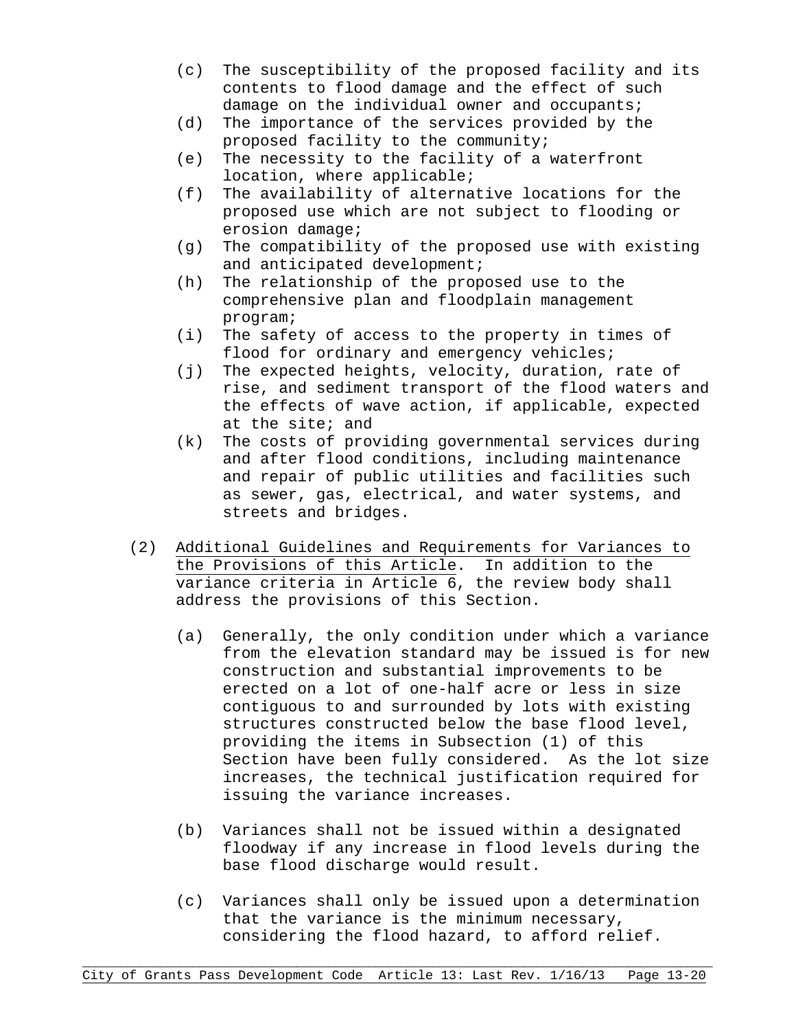(c) The susceptibility of the proposed facility and its contents to flood damage and the effect of such damage on the individual owner and occupants;

(d) The importance of the services provided by the proposed facility to the community;

(e) The necessity to the facility of a waterfront location, where applicable;

(f) The availability of alternative locations for the proposed use which are not subject to flooding or erosion damage;

(g) The compatibility of the proposed use with existing and anticipated development;

(h) The relationship of the proposed use to the comprehensive plan and floodplain management program;

(i) The safety of access to the property in times of flood for ordinary and emergency vehicles;

(j) The expected heights, velocity, duration, rate of rise, and sediment transport of the flood waters and the effects of wave action, if applicable, expected at the site; and

(k) The costs of providing governmental services during and after flood conditions, including maintenance and repair of public utilities and facilities such as sewer, gas, electrical, and water systems, and streets and bridges.

(2) Additional Guidelines and Requirements for Variances to the Provisions of this Article. In addition to the variance criteria in Article 6, the review body shall address the provisions of this Section.

(a) Generally, the only condition under which a variance from the elevation standard may be issued is for new construction and substantial improvements to be erected on a lot of one-half acre or less in size contiguous to and surrounded by lots with existing structures constructed below the base flood level, providing the items in Subsection (1) of this Section have been fully considered. As the lot size increases, the technical justification required for issuing the variance increases.

(b) Variances shall not be issued within a designated floodway if any increase in flood levels during the base flood discharge would result.

(c) Variances shall only be issued upon a determination that the variance is the minimum necessary, considering the flood hazard, to afford relief.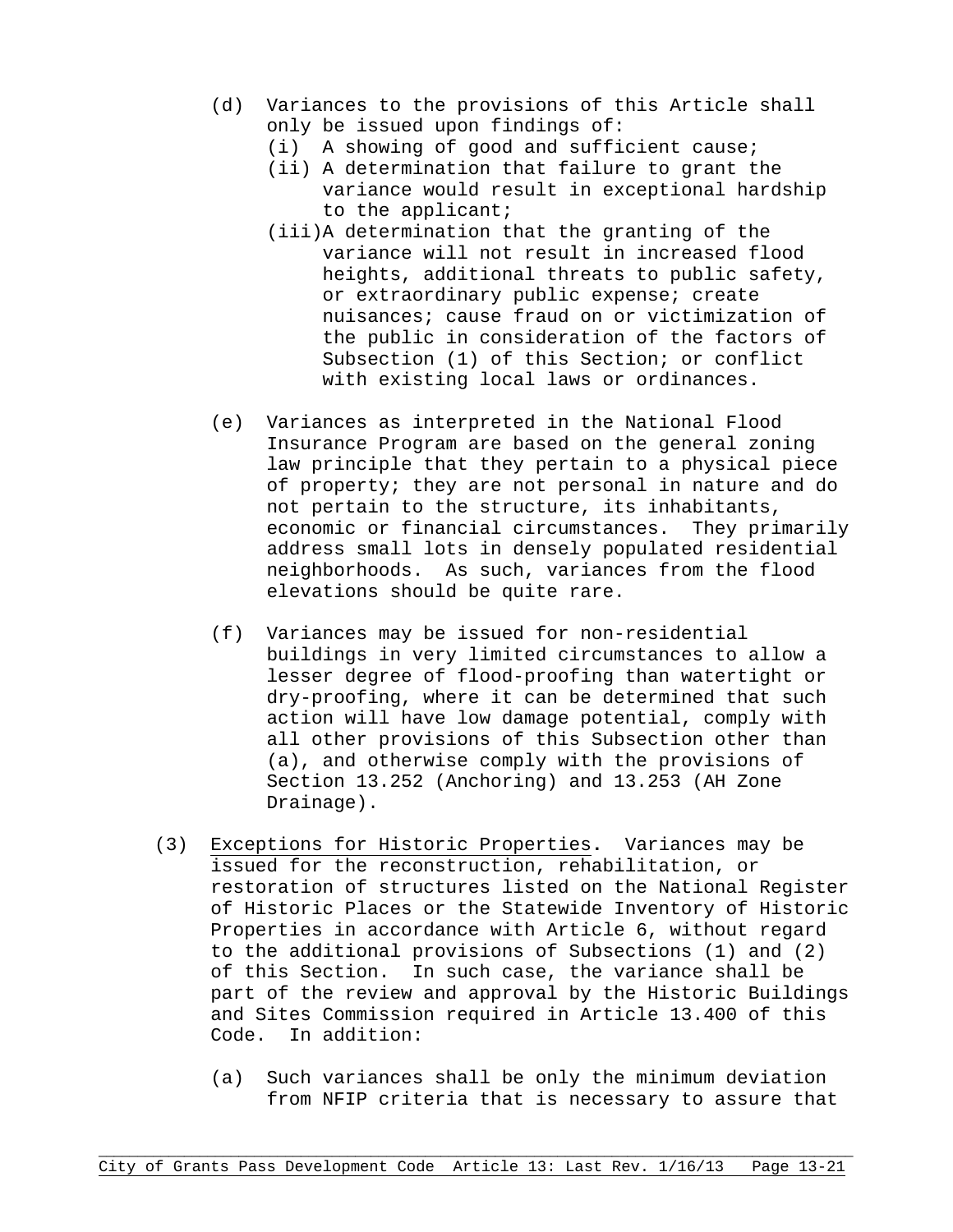(d) Variances to the provisions of this Article shall only be issued upon findings of:

   (i) A showing of good and sufficient cause;

   (ii) A determination that failure to grant the variance would result in exceptional hardship to the applicant;

   (iii) A determination that the granting of the variance will not result in increased flood heights, additional threats to public safety, or extraordinary public expense; create nuisances; cause fraud on or victimization of the public in consideration of the factors of Subsection (1) of this Section; or conflict with existing local laws or ordinances.

(e) Variances as interpreted in the National Flood Insurance Program are based on the general zoning law principle that they pertain to a physical piece of property; they are not personal in nature and do not pertain to the structure, its inhabitants, economic or financial circumstances. They primarily address small lots in densely populated residential neighborhoods. As such, variances from the flood elevations should be quite rare.

(f) Variances may be issued for non-residential buildings in very limited circumstances to allow a lesser degree of flood-proofing than watertight or dry-proofing, where it can be determined that such action will have low damage potential, comply with all other provisions of this Subsection other than (a), and otherwise comply with the provisions of Section 13.252 (Anchoring) and 13.253 (AH Zone Drainage).

(3) Exceptions for Historic Properties. Variances may be issued for the reconstruction, rehabilitation, or restoration of structures listed on the National Register of Historic Places or the Statewide Inventory of Historic Properties in accordance with Article 6, without regard to the additional provisions of Subsections (1) and (2) of this Section. In such case, the variance shall be part of the review and approval by the Historic Buildings and Sites Commission required in Article 13.400 of this Code. In addition:

   (a) Such variances shall be only the minimum deviation from NFIP criteria that is necessary to assure that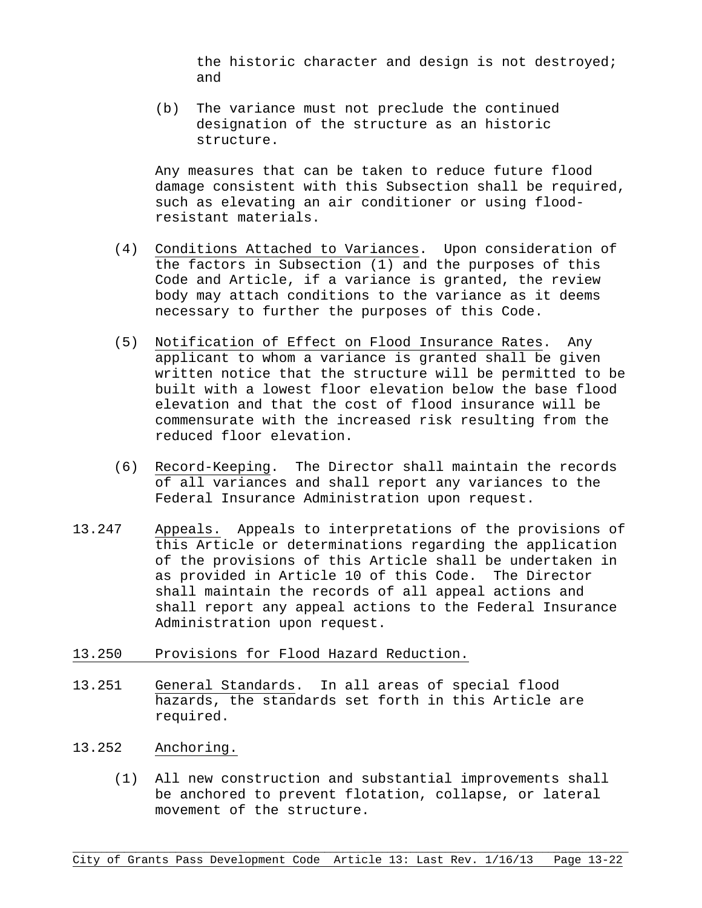the historic character and design is not destroyed; and

(b) The variance must not preclude the continued designation of the structure as an historic structure.

Any measures that can be taken to reduce future flood damage consistent with this Subsection shall be required, such as elevating an air conditioner or using flood-resistant materials.

(4) Conditions Attached to Variances. Upon consideration of the factors in Subsection (1) and the purposes of this Code and Article, if a variance is granted, the review body may attach conditions to the variance as it deems necessary to further the purposes of this Code.

(5) Notification of Effect on Flood Insurance Rates. Any applicant to whom a variance is granted shall be given written notice that the structure will be permitted to be built with a lowest floor elevation below the base flood elevation and that the cost of flood insurance will be commensurate with the increased risk resulting from the reduced floor elevation.

(6) Record-Keeping. The Director shall maintain the records of all variances and shall report any variances to the Federal Insurance Administration upon request.

13.247 Appeals. Appeals to interpretations of the provisions of this Article or determinations regarding the application of the provisions of this Article shall be undertaken in as provided in Article 10 of this Code. The Director shall maintain the records of all appeal actions and shall report any appeal actions to the Federal Insurance Administration upon request.

## 13.250 Provisions for Flood Hazard Reduction.

13.251 General Standards. In all areas of special flood hazards, the standards set forth in this Article are required.

13.252 Anchoring.

(1) All new construction and substantial improvements shall be anchored to prevent flotation, collapse, or lateral movement of the structure.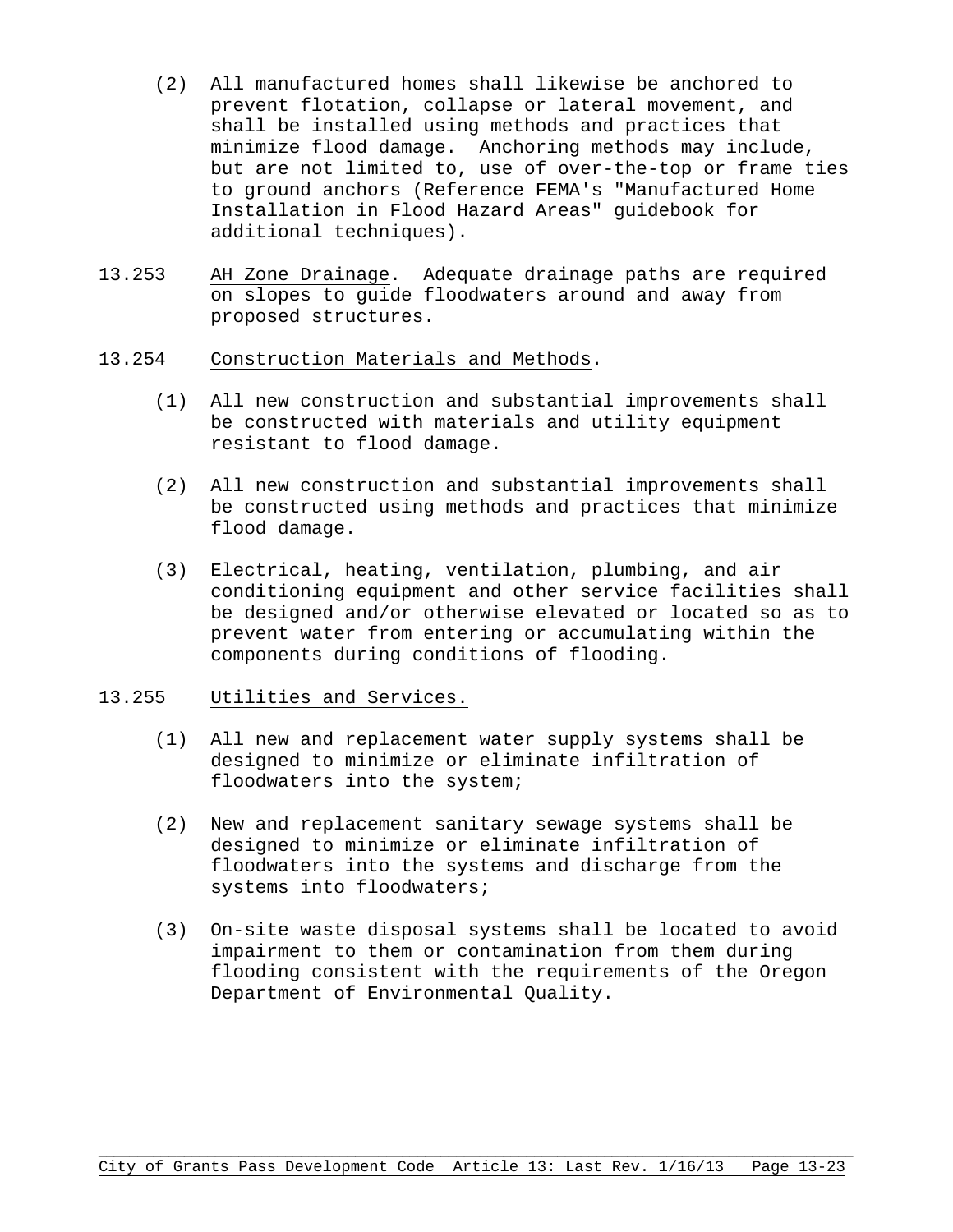(2) All manufactured homes shall likewise be anchored to prevent flotation, collapse or lateral movement, and shall be installed using methods and practices that minimize flood damage. Anchoring methods may include, but are not limited to, use of over-the-top or frame ties to ground anchors (Reference FEMA's "Manufactured Home Installation in Flood Hazard Areas" guidebook for additional techniques).

13.253 AH Zone Drainage. Adequate drainage paths are required on slopes to guide floodwaters around and away from proposed structures.

13.254 Construction Materials and Methods.

(1) All new construction and substantial improvements shall be constructed with materials and utility equipment resistant to flood damage.

(2) All new construction and substantial improvements shall be constructed using methods and practices that minimize flood damage.

(3) Electrical, heating, ventilation, plumbing, and air conditioning equipment and other service facilities shall be designed and/or otherwise elevated or located so as to prevent water from entering or accumulating within the components during conditions of flooding.

13.255 Utilities and Services.

(1) All new and replacement water supply systems shall be designed to minimize or eliminate infiltration of floodwaters into the system;

(2) New and replacement sanitary sewage systems shall be designed to minimize or eliminate infiltration of floodwaters into the systems and discharge from the systems into floodwaters;

(3) On-site waste disposal systems shall be located to avoid impairment to them or contamination from them during flooding consistent with the requirements of the Oregon Department of Environmental Quality.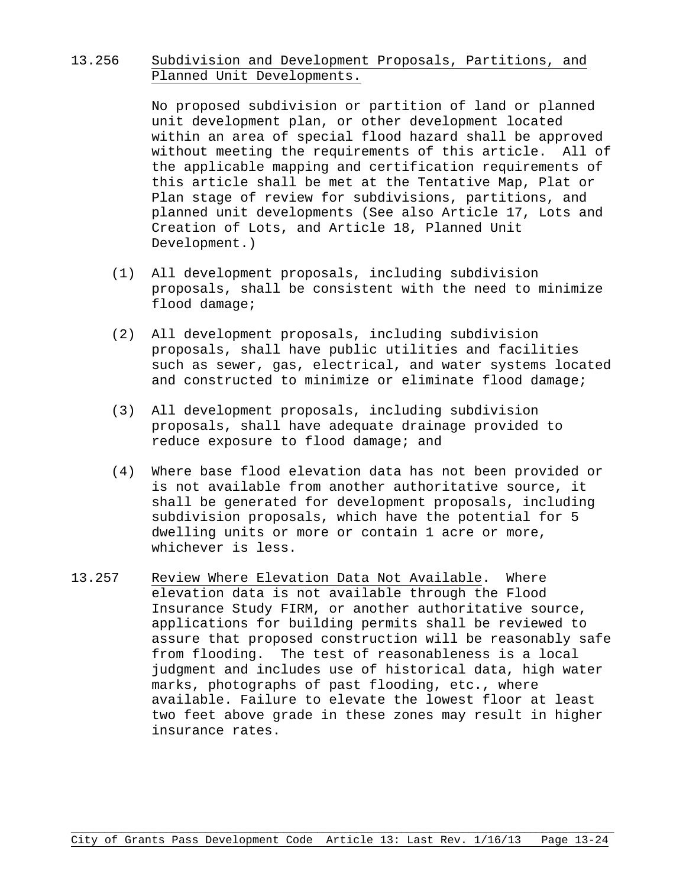13.256 Subdivision and Development Proposals, Partitions, and Planned Unit Developments.

No proposed subdivision or partition of land or planned unit development plan, or other development located within an area of special flood hazard shall be approved without meeting the requirements of this article. All of the applicable mapping and certification requirements of this article shall be met at the Tentative Map, Plat or Plan stage of review for subdivisions, partitions, and planned unit developments (See also Article 17, Lots and Creation of Lots, and Article 18, Planned Unit Development.)

(1) All development proposals, including subdivision proposals, shall be consistent with the need to minimize flood damage;

(2) All development proposals, including subdivision proposals, shall have public utilities and facilities such as sewer, gas, electrical, and water systems located and constructed to minimize or eliminate flood damage;

(3) All development proposals, including subdivision proposals, shall have adequate drainage provided to reduce exposure to flood damage; and

(4) Where base flood elevation data has not been provided or is not available from another authoritative source, it shall be generated for development proposals, including subdivision proposals, which have the potential for 5 dwelling units or more or contain 1 acre or more, whichever is less.

13.257 Review Where Elevation Data Not Available. Where elevation data is not available through the Flood Insurance Study FIRM, or another authoritative source, applications for building permits shall be reviewed to assure that proposed construction will be reasonably safe from flooding. The test of reasonableness is a local judgment and includes use of historical data, high water marks, photographs of past flooding, etc., where available. Failure to elevate the lowest floor at least two feet above grade in these zones may result in higher insurance rates.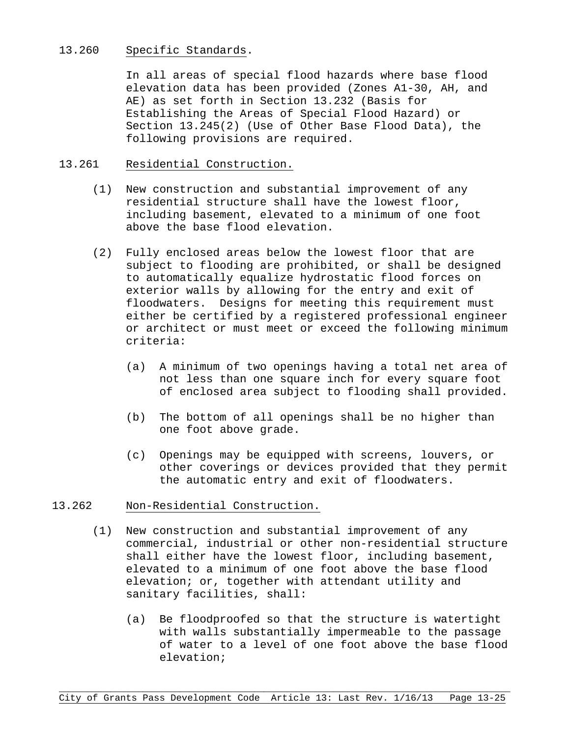## 13.260 Specific Standards.

In all areas of special flood hazards where base flood elevation data has been provided (Zones A1-30, AH, and AE) as set forth in Section 13.232 (Basis for Establishing the Areas of Special Flood Hazard) or Section 13.245(2) (Use of Other Base Flood Data), the following provisions are required.

## 13.261 Residential Construction.

(1) New construction and substantial improvement of any residential structure shall have the lowest floor, including basement, elevated to a minimum of one foot above the base flood elevation.

(2) Fully enclosed areas below the lowest floor that are subject to flooding are prohibited, or shall be designed to automatically equalize hydrostatic flood forces on exterior walls by allowing for the entry and exit of floodwaters. Designs for meeting this requirement must either be certified by a registered professional engineer or architect or must meet or exceed the following minimum criteria:

(a) A minimum of two openings having a total net area of not less than one square inch for every square foot of enclosed area subject to flooding shall provided.

(b) The bottom of all openings shall be no higher than one foot above grade.

(c) Openings may be equipped with screens, louvers, or other coverings or devices provided that they permit the automatic entry and exit of floodwaters.

## 13.262 Non-Residential Construction.

(1) New construction and substantial improvement of any commercial, industrial or other non-residential structure shall either have the lowest floor, including basement, elevated to a minimum of one foot above the base flood elevation; or, together with attendant utility and sanitary facilities, shall:

(a) Be floodproofed so that the structure is watertight with walls substantially impermeable to the passage of water to a level of one foot above the base flood elevation;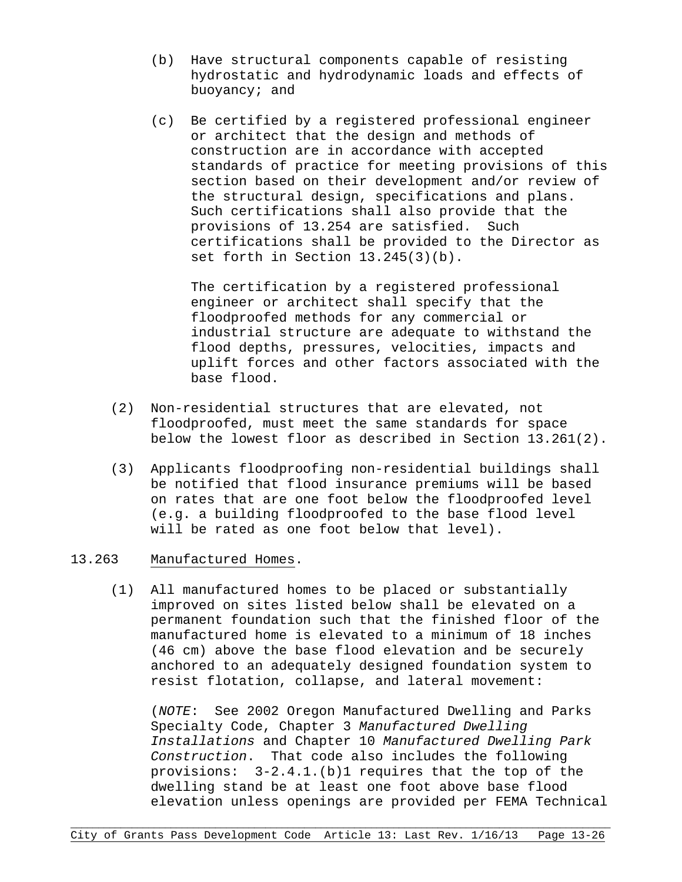(b) Have structural components capable of resisting hydrostatic and hydrodynamic loads and effects of buoyancy; and

(c) Be certified by a registered professional engineer or architect that the design and methods of construction are in accordance with accepted standards of practice for meeting provisions of this section based on their development and/or review of the structural design, specifications and plans. Such certifications shall also provide that the provisions of 13.254 are satisfied. Such certifications shall be provided to the Director as set forth in Section 13.245(3)(b).

The certification by a registered professional engineer or architect shall specify that the floodproofed methods for any commercial or industrial structure are adequate to withstand the flood depths, pressures, velocities, impacts and uplift forces and other factors associated with the base flood.

(2) Non-residential structures that are elevated, not floodproofed, must meet the same standards for space below the lowest floor as described in Section 13.261(2).

(3) Applicants floodproofing non-residential buildings shall be notified that flood insurance premiums will be based on rates that are one foot below the floodproofed level (e.g. a building floodproofed to the base flood level will be rated as one foot below that level).

13.263 Manufactured Homes.

(1) All manufactured homes to be placed or substantially improved on sites listed below shall be elevated on a permanent foundation such that the finished floor of the manufactured home is elevated to a minimum of 18 inches (46 cm) above the base flood elevation and be securely anchored to an adequately designed foundation system to resist flotation, collapse, and lateral movement:

(*NOTE*: See 2002 Oregon Manufactured Dwelling and Parks Specialty Code, Chapter 3 *Manufactured Dwelling Installations* and Chapter 10 *Manufactured Dwelling Park Construction*. That code also includes the following provisions: 3-2.4.1.(b)1 requires that the top of the dwelling stand be at least one foot above base flood elevation unless openings are provided per FEMA Technical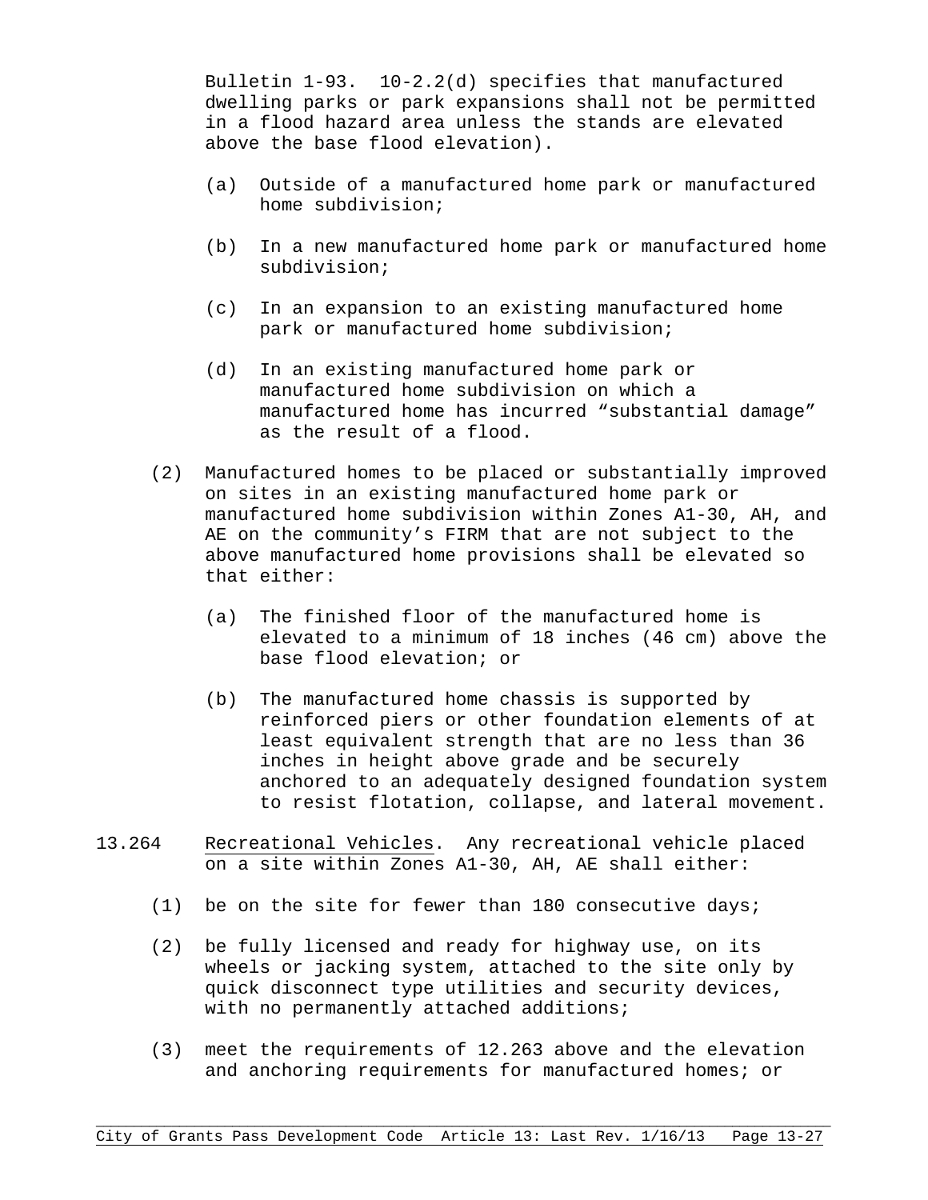Bulletin 1-93. 10-2.2(d) specifies that manufactured dwelling parks or park expansions shall not be permitted in a flood hazard area unless the stands are elevated above the base flood elevation).

(a) Outside of a manufactured home park or manufactured home subdivision;

(b) In a new manufactured home park or manufactured home subdivision;

(c) In an expansion to an existing manufactured home park or manufactured home subdivision;

(d) In an existing manufactured home park or manufactured home subdivision on which a manufactured home has incurred "substantial damage" as the result of a flood.

(2) Manufactured homes to be placed or substantially improved on sites in an existing manufactured home park or manufactured home subdivision within Zones A1-30, AH, and AE on the community's FIRM that are not subject to the above manufactured home provisions shall be elevated so that either:

(a) The finished floor of the manufactured home is elevated to a minimum of 18 inches (46 cm) above the base flood elevation; or

(b) The manufactured home chassis is supported by reinforced piers or other foundation elements of at least equivalent strength that are no less than 36 inches in height above grade and be securely anchored to an adequately designed foundation system to resist flotation, collapse, and lateral movement.

13.264 Recreational Vehicles. Any recreational vehicle placed on a site within Zones A1-30, AH, AE shall either:

(1) be on the site for fewer than 180 consecutive days;

(2) be fully licensed and ready for highway use, on its wheels or jacking system, attached to the site only by quick disconnect type utilities and security devices, with no permanently attached additions;

(3) meet the requirements of 12.263 above and the elevation and anchoring requirements for manufactured homes; or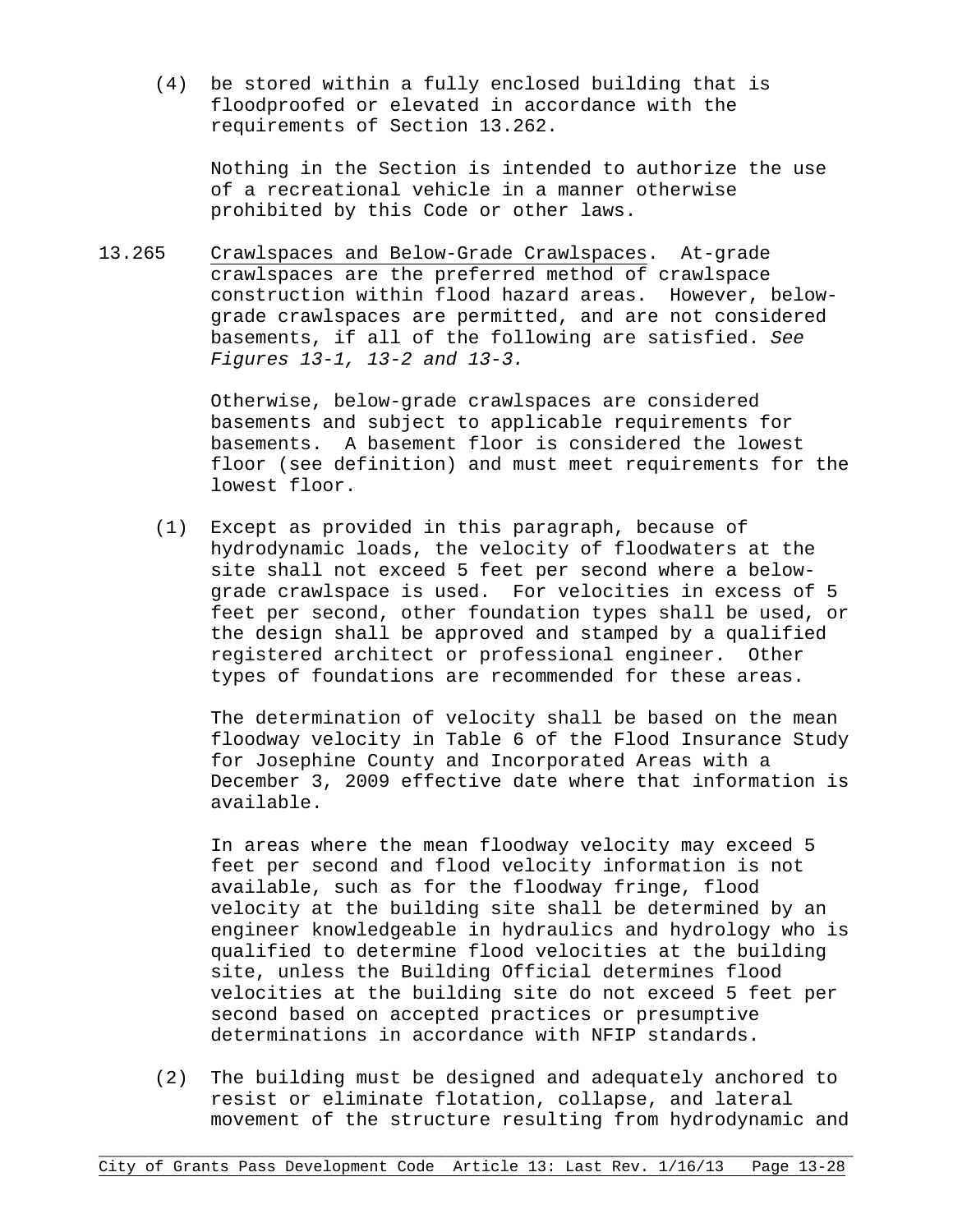(4) be stored within a fully enclosed building that is floodproofed or elevated in accordance with the requirements of Section 13.262.

Nothing in the Section is intended to authorize the use of a recreational vehicle in a manner otherwise prohibited by this Code or other laws.

13.265 Crawlspaces and Below-Grade Crawlspaces. At-grade crawlspaces are the preferred method of crawlspace construction within flood hazard areas. However, below-grade crawlspaces are permitted, and are not considered basements, if all of the following are satisfied. *See Figures 13-1, 13-2 and 13-3.*

Otherwise, below-grade crawlspaces are considered basements and subject to applicable requirements for basements. A basement floor is considered the lowest floor (see definition) and must meet requirements for the lowest floor.

(1) Except as provided in this paragraph, because of hydrodynamic loads, the velocity of floodwaters at the site shall not exceed 5 feet per second where a below-grade crawlspace is used. For velocities in excess of 5 feet per second, other foundation types shall be used, or the design shall be approved and stamped by a qualified registered architect or professional engineer. Other types of foundations are recommended for these areas.

The determination of velocity shall be based on the mean floodway velocity in Table 6 of the Flood Insurance Study for Josephine County and Incorporated Areas with a December 3, 2009 effective date where that information is available.

In areas where the mean floodway velocity may exceed 5 feet per second and flood velocity information is not available, such as for the floodway fringe, flood velocity at the building site shall be determined by an engineer knowledgeable in hydraulics and hydrology who is qualified to determine flood velocities at the building site, unless the Building Official determines flood velocities at the building site do not exceed 5 feet per second based on accepted practices or presumptive determinations in accordance with NFIP standards.

(2) The building must be designed and adequately anchored to resist or eliminate flotation, collapse, and lateral movement of the structure resulting from hydrodynamic and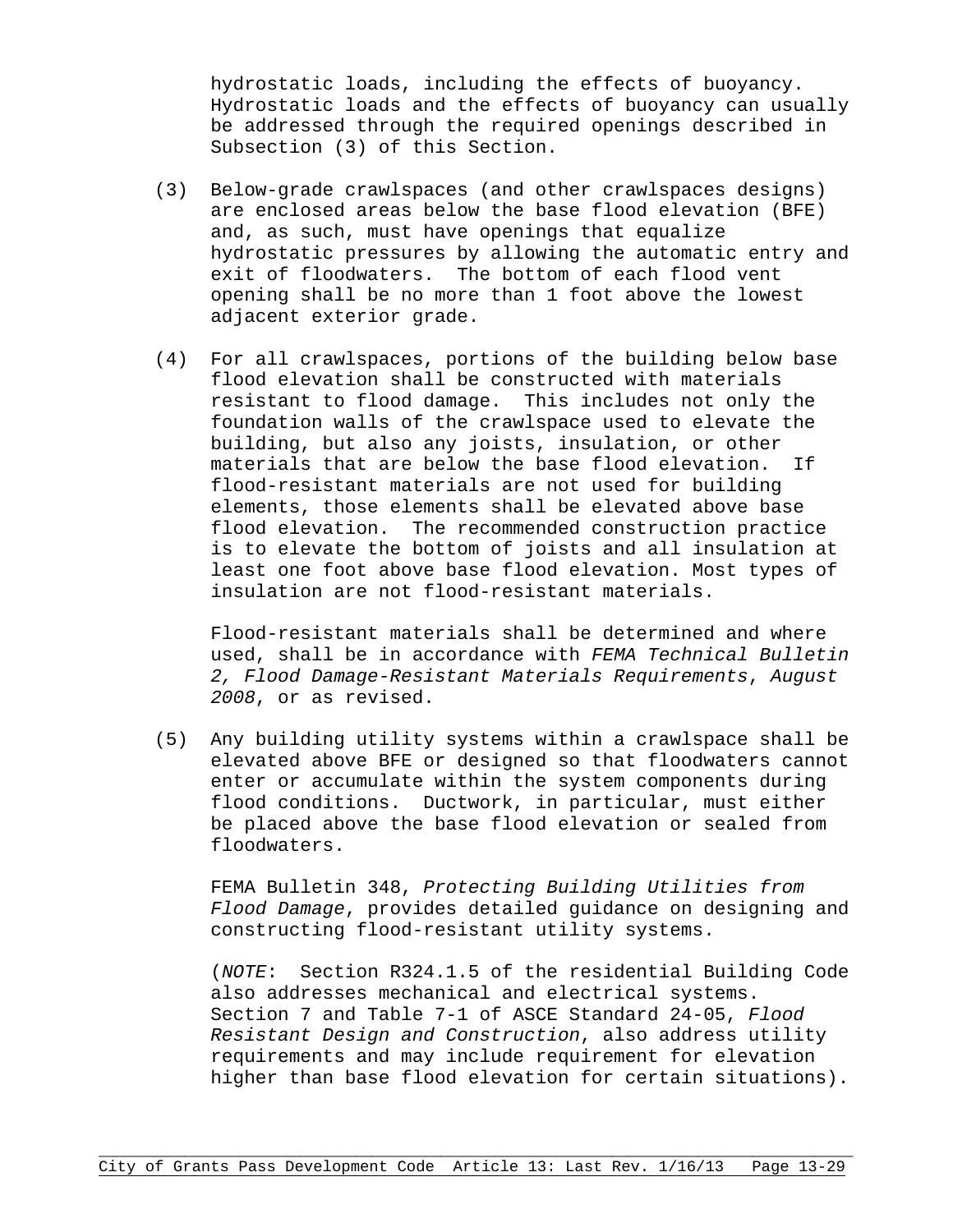hydrostatic loads, including the effects of buoyancy. Hydrostatic loads and the effects of buoyancy can usually be addressed through the required openings described in Subsection (3) of this Section.

(3) Below-grade crawlspaces (and other crawlspaces designs) are enclosed areas below the base flood elevation (BFE) and, as such, must have openings that equalize hydrostatic pressures by allowing the automatic entry and exit of floodwaters. The bottom of each flood vent opening shall be no more than 1 foot above the lowest adjacent exterior grade.

(4) For all crawlspaces, portions of the building below base flood elevation shall be constructed with materials resistant to flood damage. This includes not only the foundation walls of the crawlspace used to elevate the building, but also any joists, insulation, or other materials that are below the base flood elevation. If flood-resistant materials are not used for building elements, those elements shall be elevated above base flood elevation. The recommended construction practice is to elevate the bottom of joists and all insulation at least one foot above base flood elevation. Most types of insulation are not flood-resistant materials.

Flood-resistant materials shall be determined and where used, shall be in accordance with *FEMA Technical Bulletin 2, Flood Damage-Resistant Materials Requirements, August 2008*, or as revised.

(5) Any building utility systems within a crawlspace shall be elevated above BFE or designed so that floodwaters cannot enter or accumulate within the system components during flood conditions. Ductwork, in particular, must either be placed above the base flood elevation or sealed from floodwaters.

FEMA Bulletin 348, *Protecting Building Utilities from Flood Damage*, provides detailed guidance on designing and constructing flood-resistant utility systems.

(*NOTE*: Section R324.1.5 of the residential Building Code also addresses mechanical and electrical systems. Section 7 and Table 7-1 of ASCE Standard 24-05, *Flood Resistant Design and Construction*, also address utility requirements and may include requirement for elevation higher than base flood elevation for certain situations).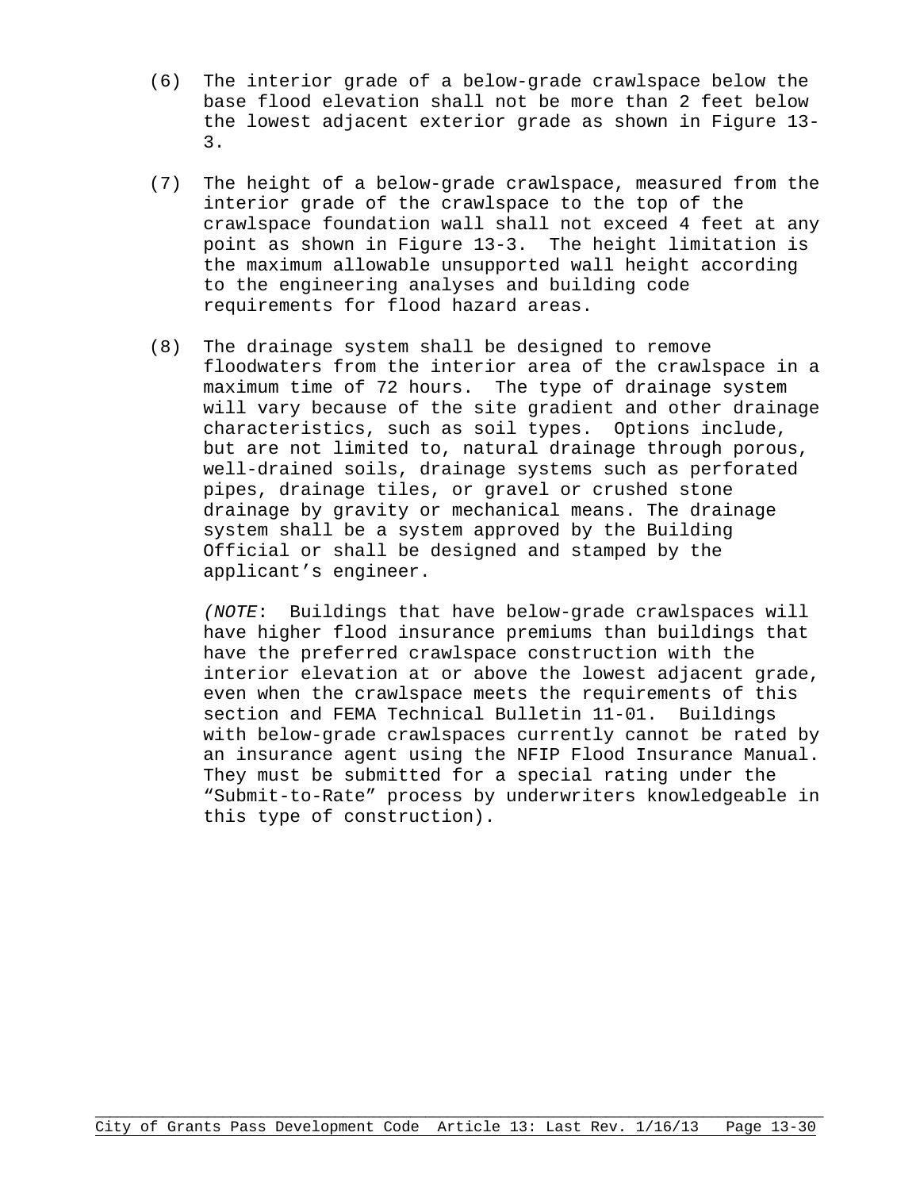(6) The interior grade of a below-grade crawlspace below the base flood elevation shall not be more than 2 feet below the lowest adjacent exterior grade as shown in Figure 13-3.

(7) The height of a below-grade crawlspace, measured from the interior grade of the crawlspace to the top of the crawlspace foundation wall shall not exceed 4 feet at any point as shown in Figure 13-3. The height limitation is the maximum allowable unsupported wall height according to the engineering analyses and building code requirements for flood hazard areas.

(8) The drainage system shall be designed to remove floodwaters from the interior area of the crawlspace in a maximum time of 72 hours. The type of drainage system will vary because of the site gradient and other drainage characteristics, such as soil types. Options include, but are not limited to, natural drainage through porous, well-drained soils, drainage systems such as perforated pipes, drainage tiles, or gravel or crushed stone drainage by gravity or mechanical means. The drainage system shall be a system approved by the Building Official or shall be designed and stamped by the applicant's engineer.

(*NOTE*: Buildings that have below-grade crawlspaces will have higher flood insurance premiums than buildings that have the preferred crawlspace construction with the interior elevation at or above the lowest adjacent grade, even when the crawlspace meets the requirements of this section and FEMA Technical Bulletin 11-01. Buildings with below-grade crawlspaces currently cannot be rated by an insurance agent using the NFIP Flood Insurance Manual. They must be submitted for a special rating under the "Submit-to-Rate" process by underwriters knowledgeable in this type of construction).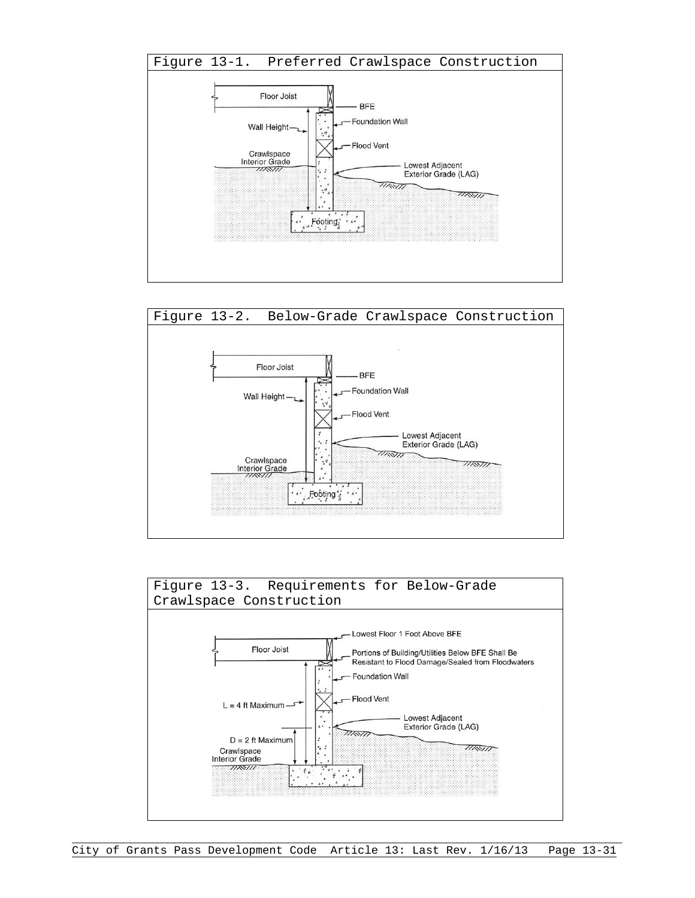Figure 13-1. Preferred Crawlspace Construction

Floor Joist

BFE

Wall Height

Foundation Wall

Flood Vent

Crawlspace Interior Grade

Lowest Adjacent Exterior Grade (LAG)

Footing

Figure 13-2. Below-Grade Crawlspace Construction

Floor Joist

BFE

Wall Height

Foundation Wall

Flood Vent

Lowest Adjacent Exterior Grade (LAG)

Crawlspace Interior Grade

Footing

Figure 13-3. Requirements for Below-Grade Crawlspace Construction

Lowest Floor 1 Foot Above BFE

Floor Joist

Portions of Building/Utilities Below BFE Shall Be Resistant to Flood Damage/Sealed from Floodwaters

Foundation Wall

L = 4 ft Maximum

Flood Vent

Lowest Adjacent Exterior Grade (LAG)

D = 2 ft Maximum

Crawlspace Interior Grade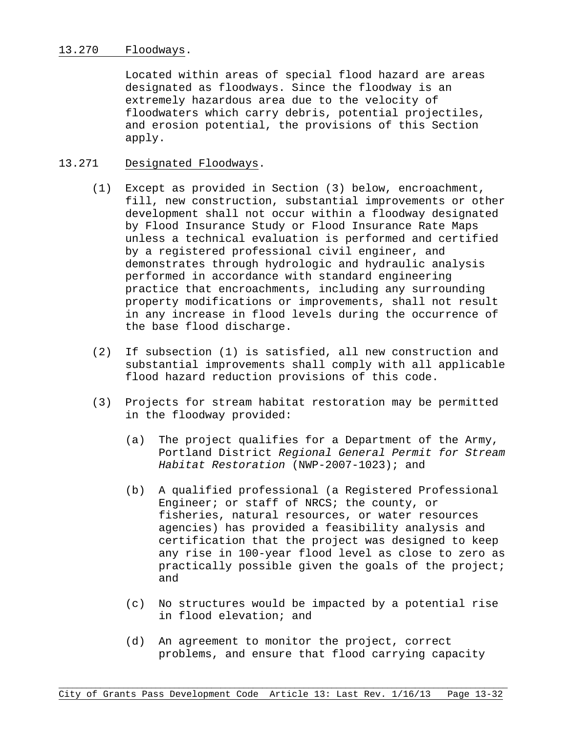## 13.270 Floodways.

Located within areas of special flood hazard are areas designated as floodways. Since the floodway is an extremely hazardous area due to the velocity of floodwaters which carry debris, potential projectiles, and erosion potential, the provisions of this Section apply.

## 13.271 Designated Floodways.

(1) Except as provided in Section (3) below, encroachment, fill, new construction, substantial improvements or other development shall not occur within a floodway designated by Flood Insurance Study or Flood Insurance Rate Maps unless a technical evaluation is performed and certified by a registered professional civil engineer, and demonstrates through hydrologic and hydraulic analysis performed in accordance with standard engineering practice that encroachments, including any surrounding property modifications or improvements, shall not result in any increase in flood levels during the occurrence of the base flood discharge.

(2) If subsection (1) is satisfied, all new construction and substantial improvements shall comply with all applicable flood hazard reduction provisions of this code.

(3) Projects for stream habitat restoration may be permitted in the floodway provided:

   (a) The project qualifies for a Department of the Army, Portland District *Regional General Permit for Stream Habitat Restoration* (NWP-2007-1023); and

   (b) A qualified professional (a Registered Professional Engineer; or staff of NRCS; the county, or fisheries, natural resources, or water resources agencies) has provided a feasibility analysis and certification that the project was designed to keep any rise in 100-year flood level as close to zero as practically possible given the goals of the project; and

   (c) No structures would be impacted by a potential rise in flood elevation; and

   (d) An agreement to monitor the project, correct problems, and ensure that flood carrying capacity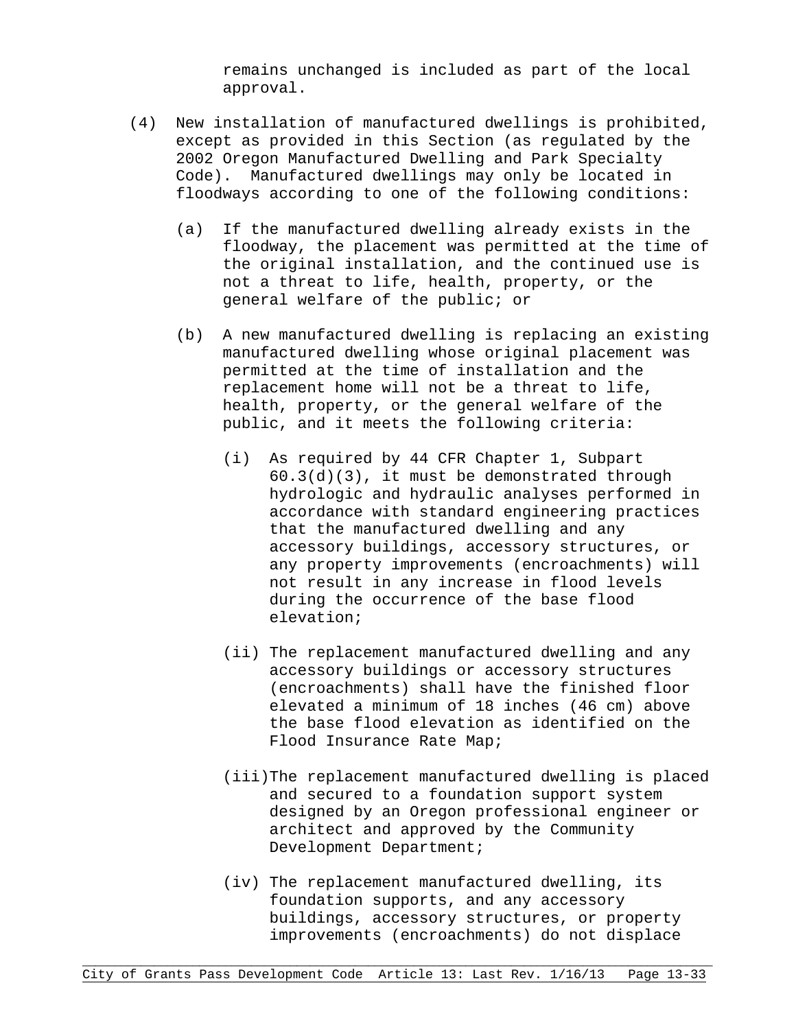remains unchanged is included as part of the local approval.

(4) New installation of manufactured dwellings is prohibited, except as provided in this Section (as regulated by the 2002 Oregon Manufactured Dwelling and Park Specialty Code). Manufactured dwellings may only be located in floodways according to one of the following conditions:

   (a) If the manufactured dwelling already exists in the floodway, the placement was permitted at the time of the original installation, and the continued use is not a threat to life, health, property, or the general welfare of the public; or

   (b) A new manufactured dwelling is replacing an existing manufactured dwelling whose original placement was permitted at the time of installation and the replacement home will not be a threat to life, health, property, or the general welfare of the public, and it meets the following criteria:

      (i) As required by 44 CFR Chapter 1, Subpart 60.3(d)(3), it must be demonstrated through hydrologic and hydraulic analyses performed in accordance with standard engineering practices that the manufactured dwelling and any accessory buildings, accessory structures, or any property improvements (encroachments) will not result in any increase in flood levels during the occurrence of the base flood elevation;

      (ii) The replacement manufactured dwelling and any accessory buildings or accessory structures (encroachments) shall have the finished floor elevated a minimum of 18 inches (46 cm) above the base flood elevation as identified on the Flood Insurance Rate Map;

      (iii) The replacement manufactured dwelling is placed and secured to a foundation support system designed by an Oregon professional engineer or architect and approved by the Community Development Department;

      (iv) The replacement manufactured dwelling, its foundation supports, and any accessory buildings, accessory structures, or property improvements (encroachments) do not displace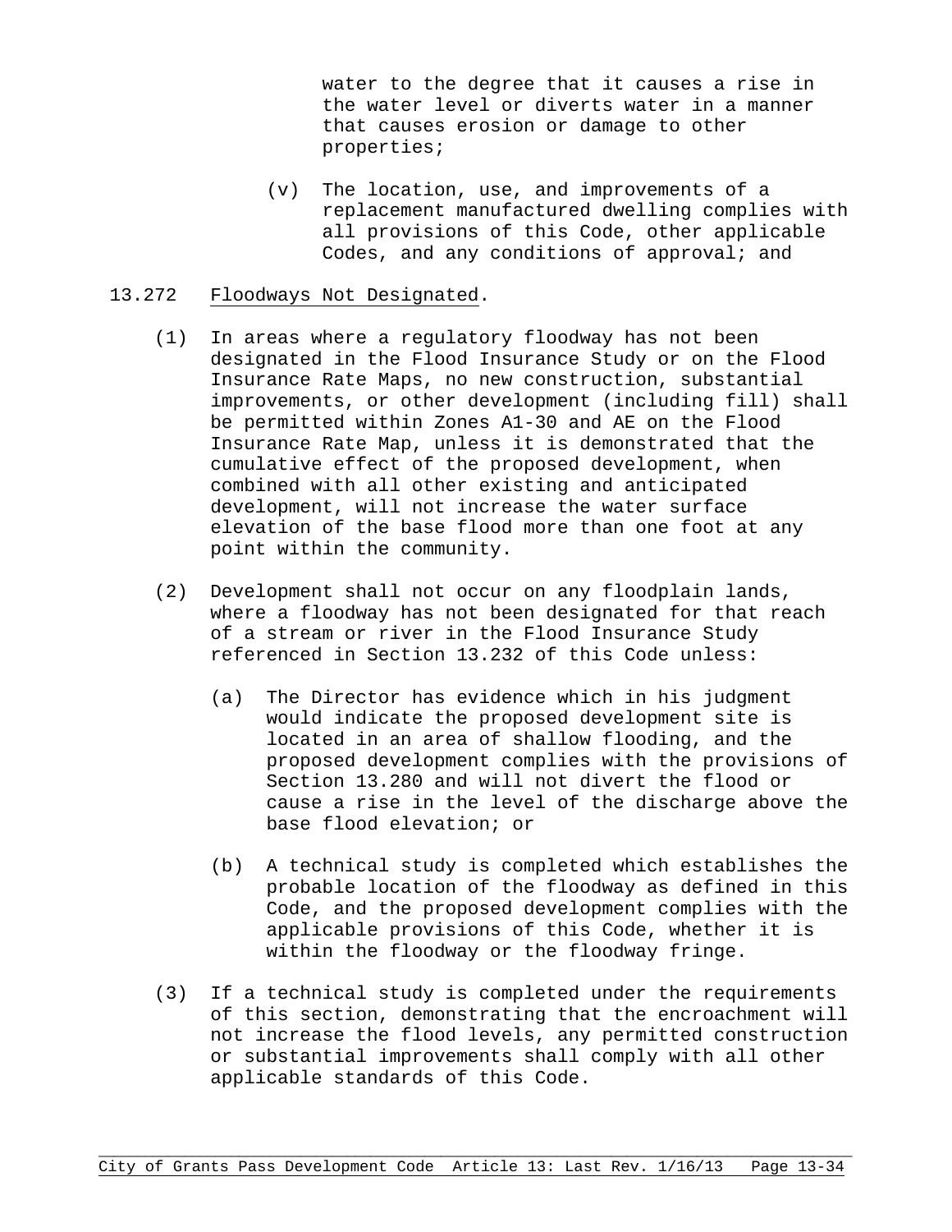water to the degree that it causes a rise in the water level or diverts water in a manner that causes erosion or damage to other properties;

(v) The location, use, and improvements of a replacement manufactured dwelling complies with all provisions of this Code, other applicable Codes, and any conditions of approval; and

13.272 Floodways Not Designated.

(1) In areas where a regulatory floodway has not been designated in the Flood Insurance Study or on the Flood Insurance Rate Maps, no new construction, substantial improvements, or other development (including fill) shall be permitted within Zones A1-30 and AE on the Flood Insurance Rate Map, unless it is demonstrated that the cumulative effect of the proposed development, when combined with all other existing and anticipated development, will not increase the water surface elevation of the base flood more than one foot at any point within the community.

(2) Development shall not occur on any floodplain lands, where a floodway has not been designated for that reach of a stream or river in the Flood Insurance Study referenced in Section 13.232 of this Code unless:

(a) The Director has evidence which in his judgment would indicate the proposed development site is located in an area of shallow flooding, and the proposed development complies with the provisions of Section 13.280 and will not divert the flood or cause a rise in the level of the discharge above the base flood elevation; or

(b) A technical study is completed which establishes the probable location of the floodway as defined in this Code, and the proposed development complies with the applicable provisions of this Code, whether it is within the floodway or the floodway fringe.

(3) If a technical study is completed under the requirements of this section, demonstrating that the encroachment will not increase the flood levels, any permitted construction or substantial improvements shall comply with all other applicable standards of this Code.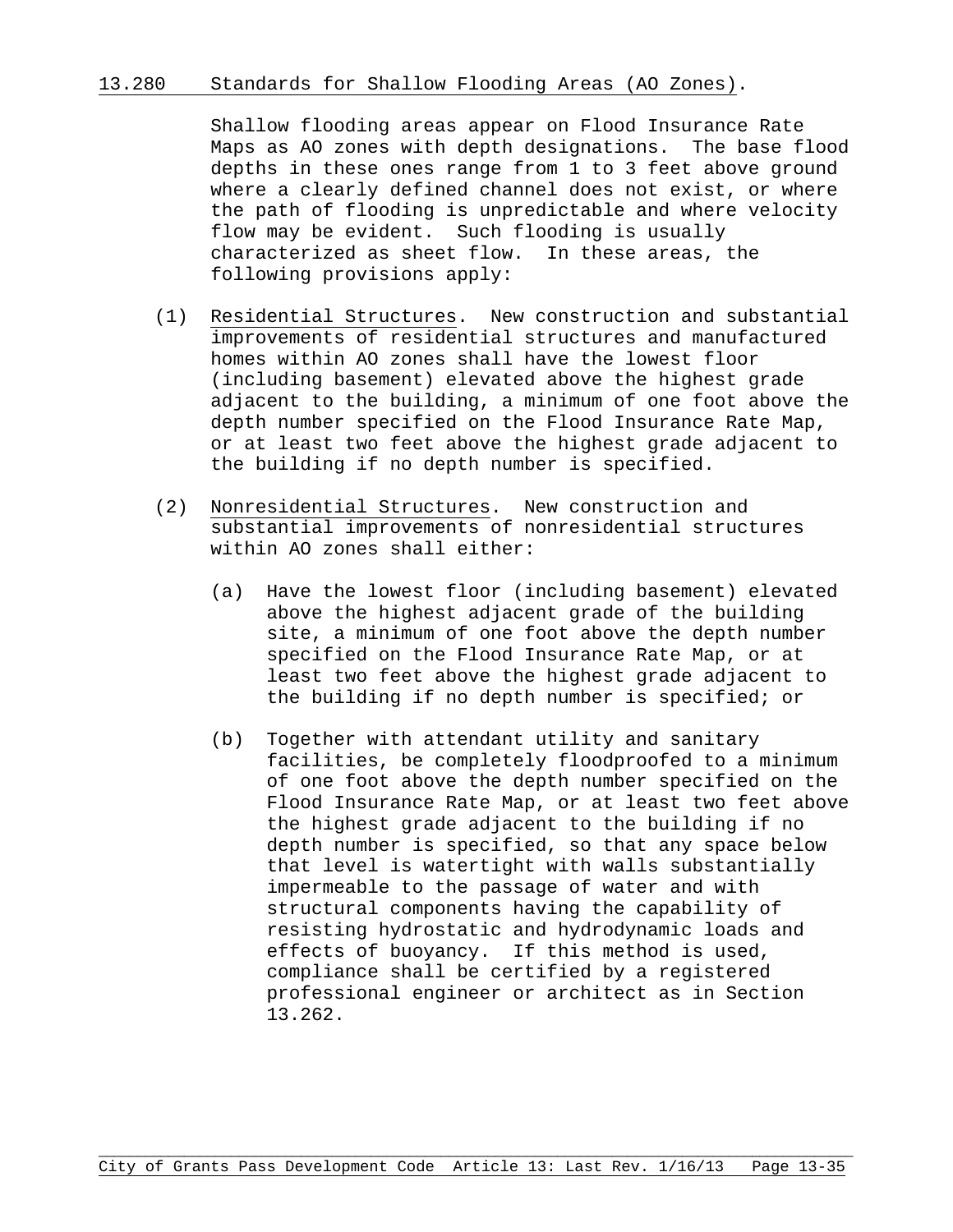## 13.280 Standards for Shallow Flooding Areas (AO Zones).

Shallow flooding areas appear on Flood Insurance Rate Maps as AO zones with depth designations. The base flood depths in these ones range from 1 to 3 feet above ground where a clearly defined channel does not exist, or where the path of flooding is unpredictable and where velocity flow may be evident. Such flooding is usually characterized as sheet flow. In these areas, the following provisions apply:

(1) Residential Structures. New construction and substantial improvements of residential structures and manufactured homes within AO zones shall have the lowest floor (including basement) elevated above the highest grade adjacent to the building, a minimum of one foot above the depth number specified on the Flood Insurance Rate Map, or at least two feet above the highest grade adjacent to the building if no depth number is specified.

(2) Nonresidential Structures. New construction and substantial improvements of nonresidential structures within AO zones shall either:

(a) Have the lowest floor (including basement) elevated above the highest adjacent grade of the building site, a minimum of one foot above the depth number specified on the Flood Insurance Rate Map, or at least two feet above the highest grade adjacent to the building if no depth number is specified; or

(b) Together with attendant utility and sanitary facilities, be completely floodproofed to a minimum of one foot above the depth number specified on the Flood Insurance Rate Map, or at least two feet above the highest grade adjacent to the building if no depth number is specified, so that any space below that level is watertight with walls substantially impermeable to the passage of water and with structural components having the capability of resisting hydrostatic and hydrodynamic loads and effects of buoyancy. If this method is used, compliance shall be certified by a registered professional engineer or architect as in Section 13.262.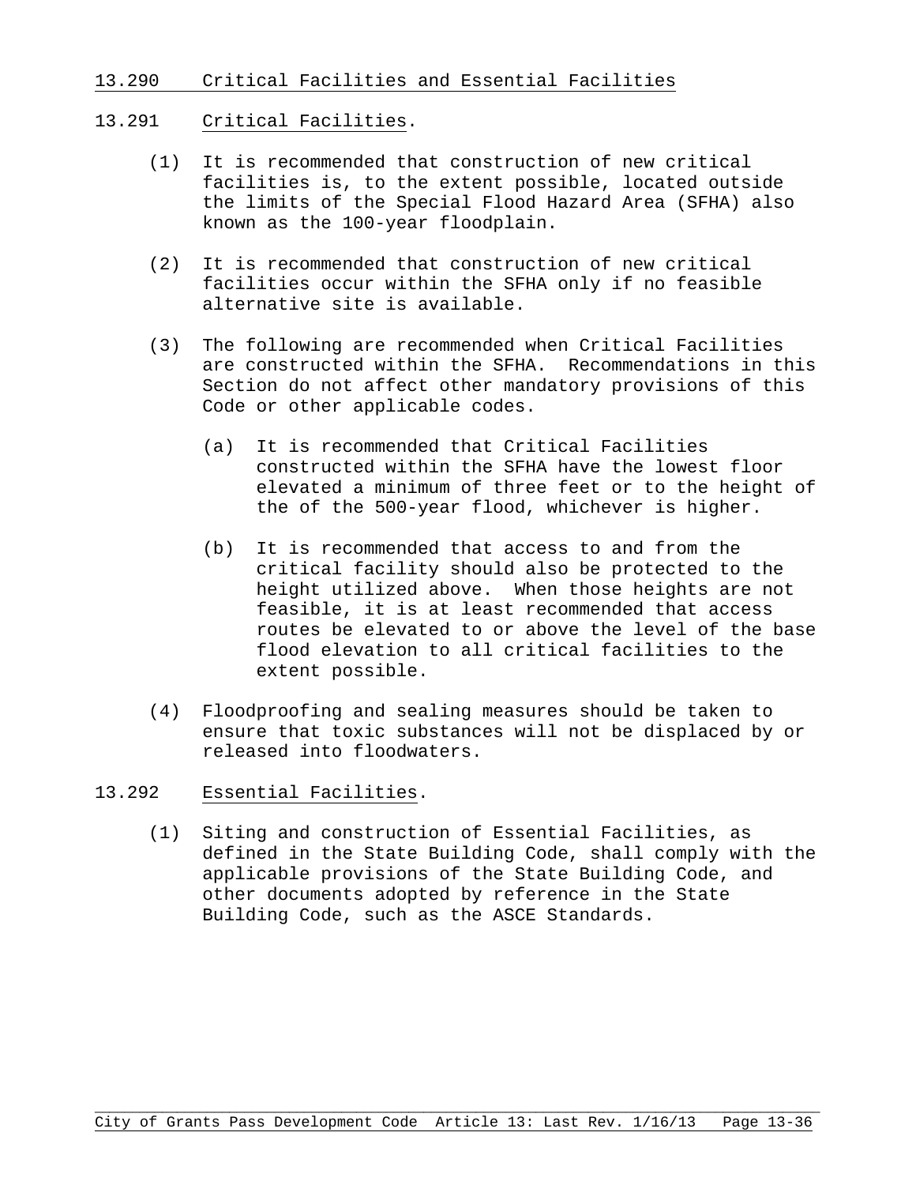## 13.290 Critical Facilities and Essential Facilities

### 13.291 Critical Facilities.

(1) It is recommended that construction of new critical facilities is, to the extent possible, located outside the limits of the Special Flood Hazard Area (SFHA) also known as the 100-year floodplain.

(2) It is recommended that construction of new critical facilities occur within the SFHA only if no feasible alternative site is available.

(3) The following are recommended when Critical Facilities are constructed within the SFHA. Recommendations in this Section do not affect other mandatory provisions of this Code or other applicable codes.

(a) It is recommended that Critical Facilities constructed within the SFHA have the lowest floor elevated a minimum of three feet or to the height of the of the 500-year flood, whichever is higher.

(b) It is recommended that access to and from the critical facility should also be protected to the height utilized above. When those heights are not feasible, it is at least recommended that access routes be elevated to or above the level of the base flood elevation to all critical facilities to the extent possible.

(4) Floodproofing and sealing measures should be taken to ensure that toxic substances will not be displaced by or released into floodwaters.

### 13.292 Essential Facilities.

(1) Siting and construction of Essential Facilities, as defined in the State Building Code, shall comply with the applicable provisions of the State Building Code, and other documents adopted by reference in the State Building Code, such as the ASCE Standards.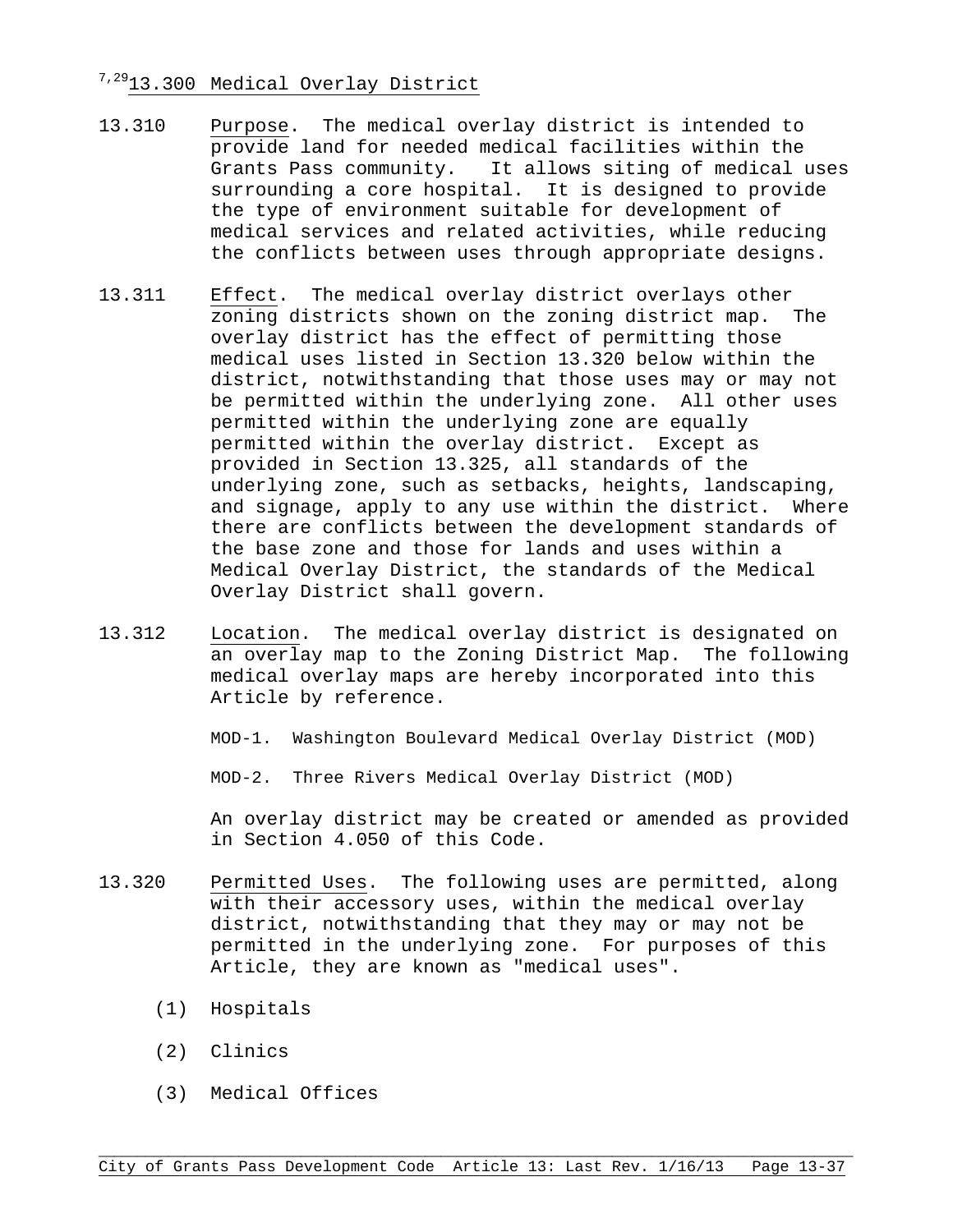## [7,29] 13.300 Medical Overlay District

13.310 Purpose. The medical overlay district is intended to provide land for needed medical facilities within the Grants Pass community. It allows siting of medical uses surrounding a core hospital. It is designed to provide the type of environment suitable for development of medical services and related activities, while reducing the conflicts between uses through appropriate designs.

13.311 Effect. The medical overlay district overlays other zoning districts shown on the zoning district map. The overlay district has the effect of permitting those medical uses listed in Section 13.320 below within the district, notwithstanding that those uses may or may not be permitted within the underlying zone. All other uses permitted within the underlying zone are equally permitted within the overlay district. Except as provided in Section 13.325, all standards of the underlying zone, such as setbacks, heights, landscaping, and signage, apply to any use within the district. Where there are conflicts between the development standards of the base zone and those for lands and uses within a Medical Overlay District, the standards of the Medical Overlay District shall govern.

13.312 Location. The medical overlay district is designated on an overlay map to the Zoning District Map. The following medical overlay maps are hereby incorporated into this Article by reference.

MOD-1. Washington Boulevard Medical Overlay District (MOD)

MOD-2. Three Rivers Medical Overlay District (MOD)

An overlay district may be created or amended as provided in Section 4.050 of this Code.

13.320 Permitted Uses. The following uses are permitted, along with their accessory uses, within the medical overlay district, notwithstanding that they may or may not be permitted in the underlying zone. For purposes of this Article, they are known as "medical uses".

(1) Hospitals

(2) Clinics

(3) Medical Offices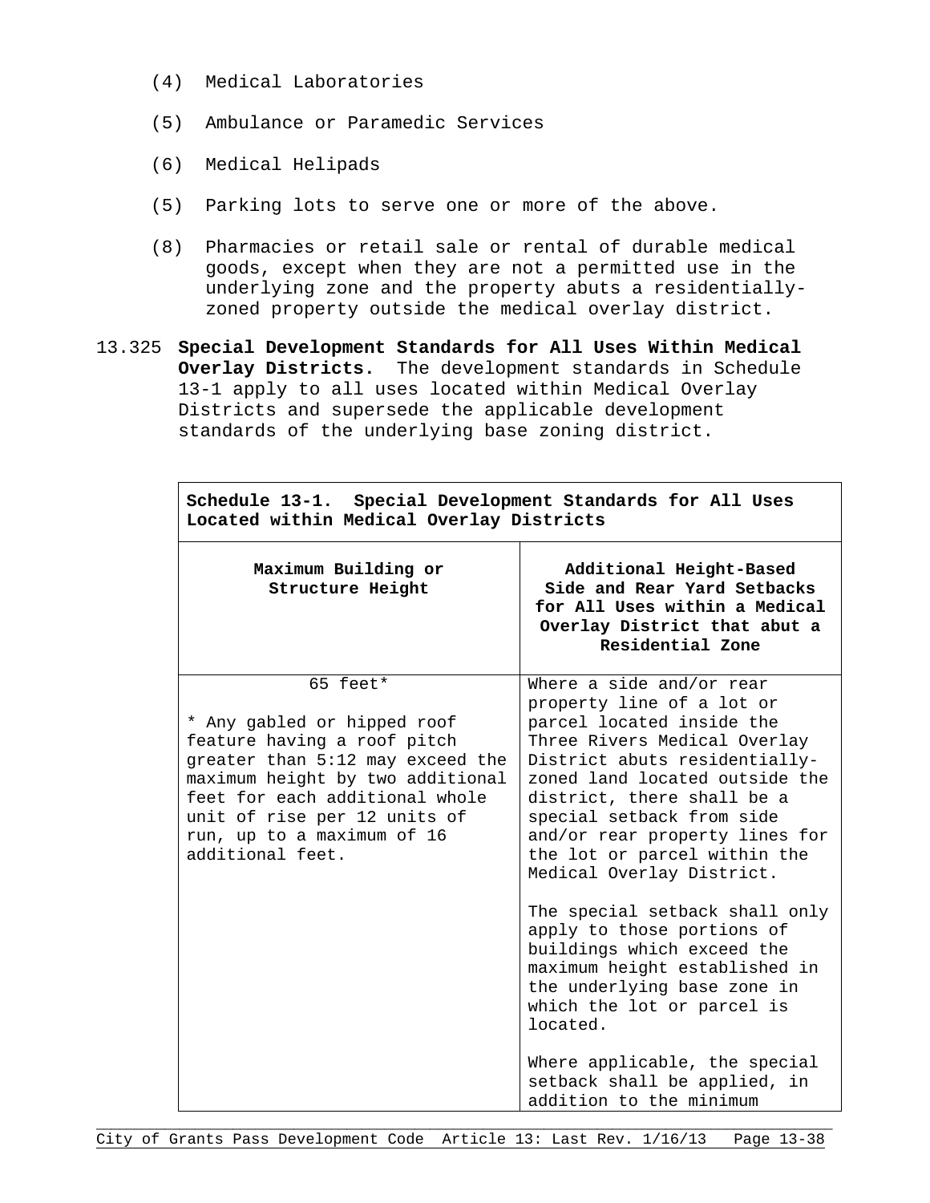(4) Medical Laboratories

(5) Ambulance or Paramedic Services

(6) Medical Helipads

(5) Parking lots to serve one or more of the above.

(8) Pharmacies or retail sale or rental of durable medical goods, except when they are not a permitted use in the underlying zone and the property abuts a residentially-zoned property outside the medical overlay district.

13.325 **Special Development Standards for All Uses Within Medical Overlay Districts.** The development standards in Schedule 13-1 apply to all uses located within Medical Overlay Districts and supersede the applicable development standards of the underlying base zoning district.

| **Schedule 13-1. Special Development Standards for All Uses Located within Medical Overlay Districts** | |
|---|---|
| **Maximum Building or Structure Height** | **Additional Height-Based Side and Rear Yard Setbacks for All Uses within a Medical Overlay District that abut a Residential Zone** |
| 65 feet*<br><br>* Any gabled or hipped roof feature having a roof pitch greater than 5:12 may exceed the maximum height by two additional feet for each additional whole unit of rise per 12 units of run, up to a maximum of 16 additional feet. | Where a side and/or rear property line of a lot or parcel located inside the Three Rivers Medical Overlay District abuts residentially-zoned land located outside the district, there shall be a special setback from side and/or rear property lines for the lot or parcel within the Medical Overlay District.<br><br>The special setback shall only apply to those portions of buildings which exceed the maximum height established in the underlying base zone in which the lot or parcel is located.<br><br>Where applicable, the special setback shall be applied, in addition to the minimum |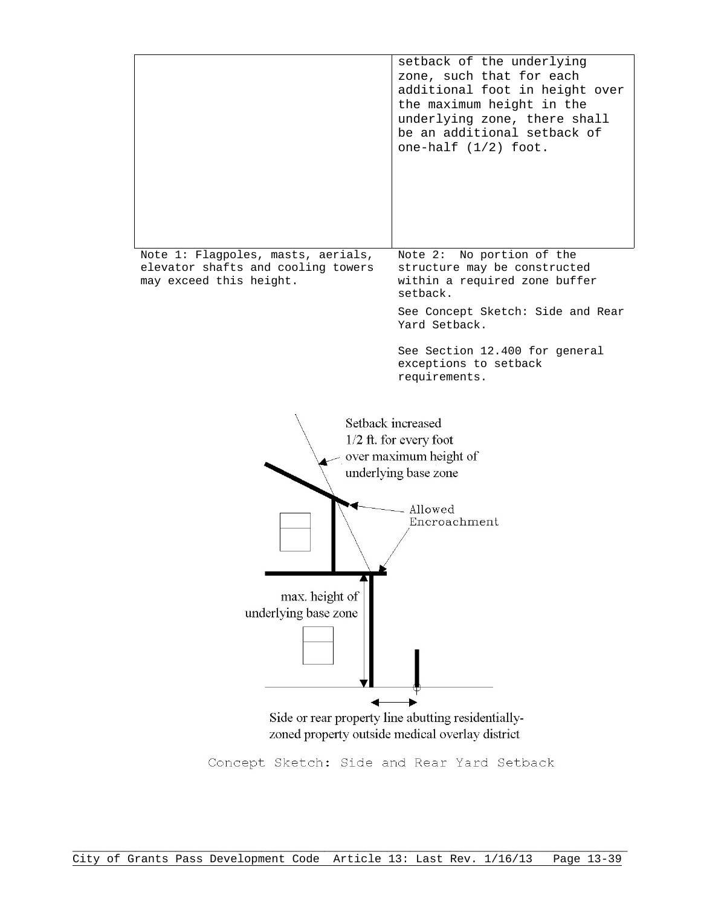| | |
|---|---|
| | setback of the underlying zone, such that for each additional foot in height over the maximum height in the underlying zone, there shall be an additional setback of one-half (1/2) foot. |

Note 1: Flagpoles, masts, aerials, elevator shafts and cooling towers may exceed this height.

Note 2: No portion of the structure may be constructed within a required zone buffer setback.

See Concept Sketch: Side and Rear Yard Setback.

See Section 12.400 for general exceptions to setback requirements.

Setback increased 1/2 ft. for every foot over maximum height of underlying base zone

Allowed Encroachment

max. height of underlying base zone

Side or rear property line abutting residentially-zoned property outside medical overlay district

Concept Sketch: Side and Rear Yard Setback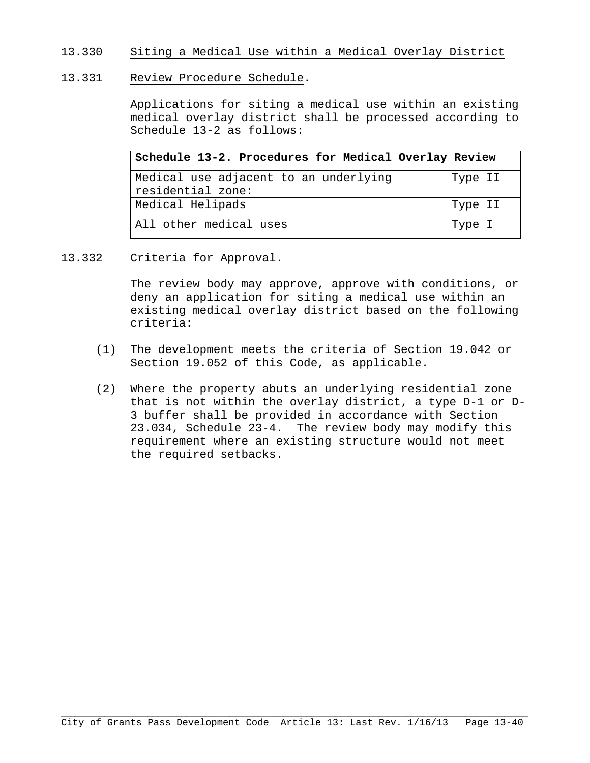13.330 Siting a Medical Use within a Medical Overlay District

13.331 Review Procedure Schedule.

Applications for siting a medical use within an existing medical overlay district shall be processed according to Schedule 13-2 as follows:

| Schedule 13-2. Procedures for Medical Overlay Review | |
|---|---|
| Medical use adjacent to an underlying residential zone: | Type II |
| Medical Helipads | Type II |
| All other medical uses | Type I |

13.332 Criteria for Approval.

The review body may approve, approve with conditions, or deny an application for siting a medical use within an existing medical overlay district based on the following criteria:

(1) The development meets the criteria of Section 19.042 or Section 19.052 of this Code, as applicable.

(2) Where the property abuts an underlying residential zone that is not within the overlay district, a type D-1 or D-3 buffer shall be provided in accordance with Section 23.034, Schedule 23-4. The review body may modify this requirement where an existing structure would not meet the required setbacks.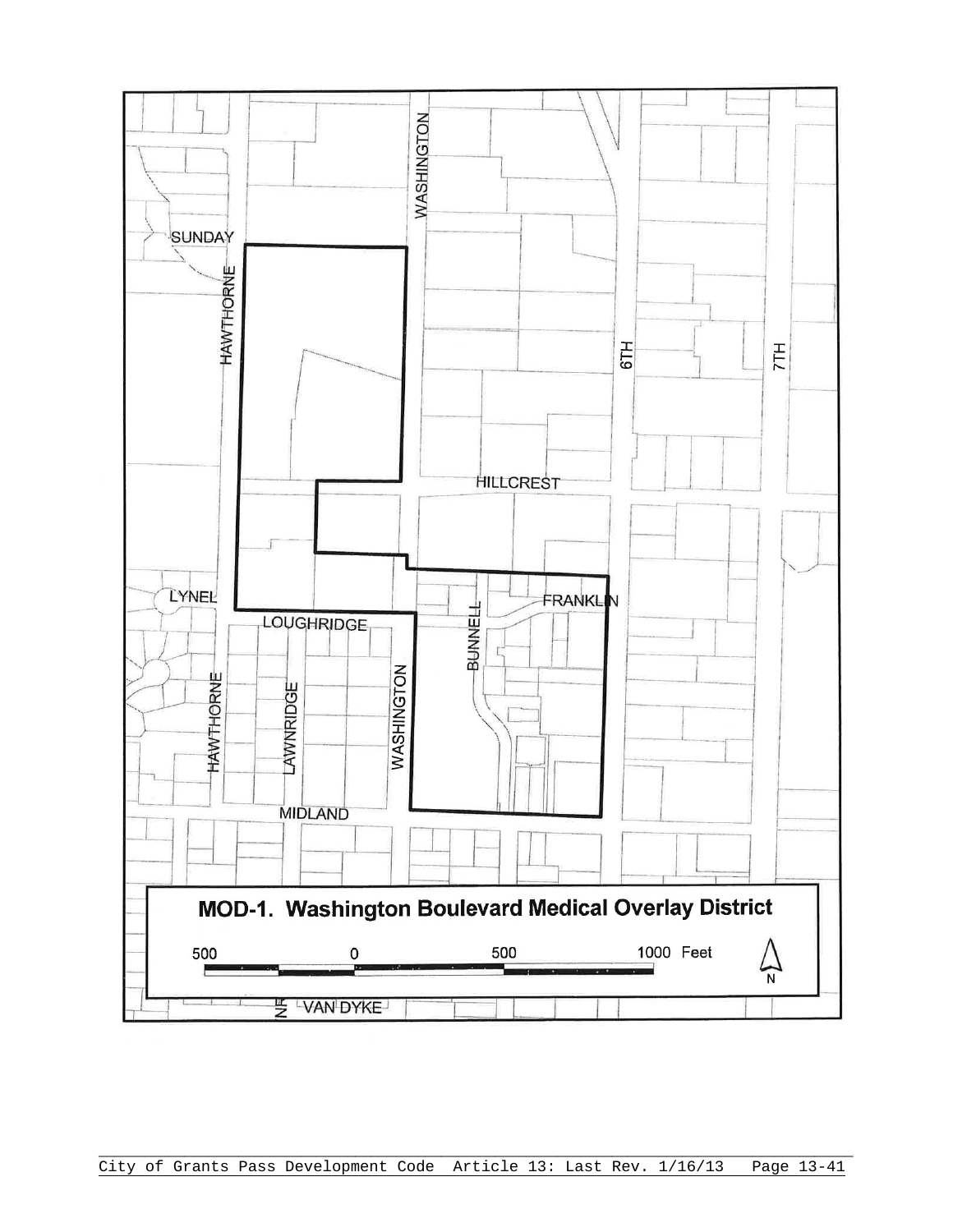**MOD-1. Washington Boulevard Medical Overlay District**

500 0 500 1000 Feet

N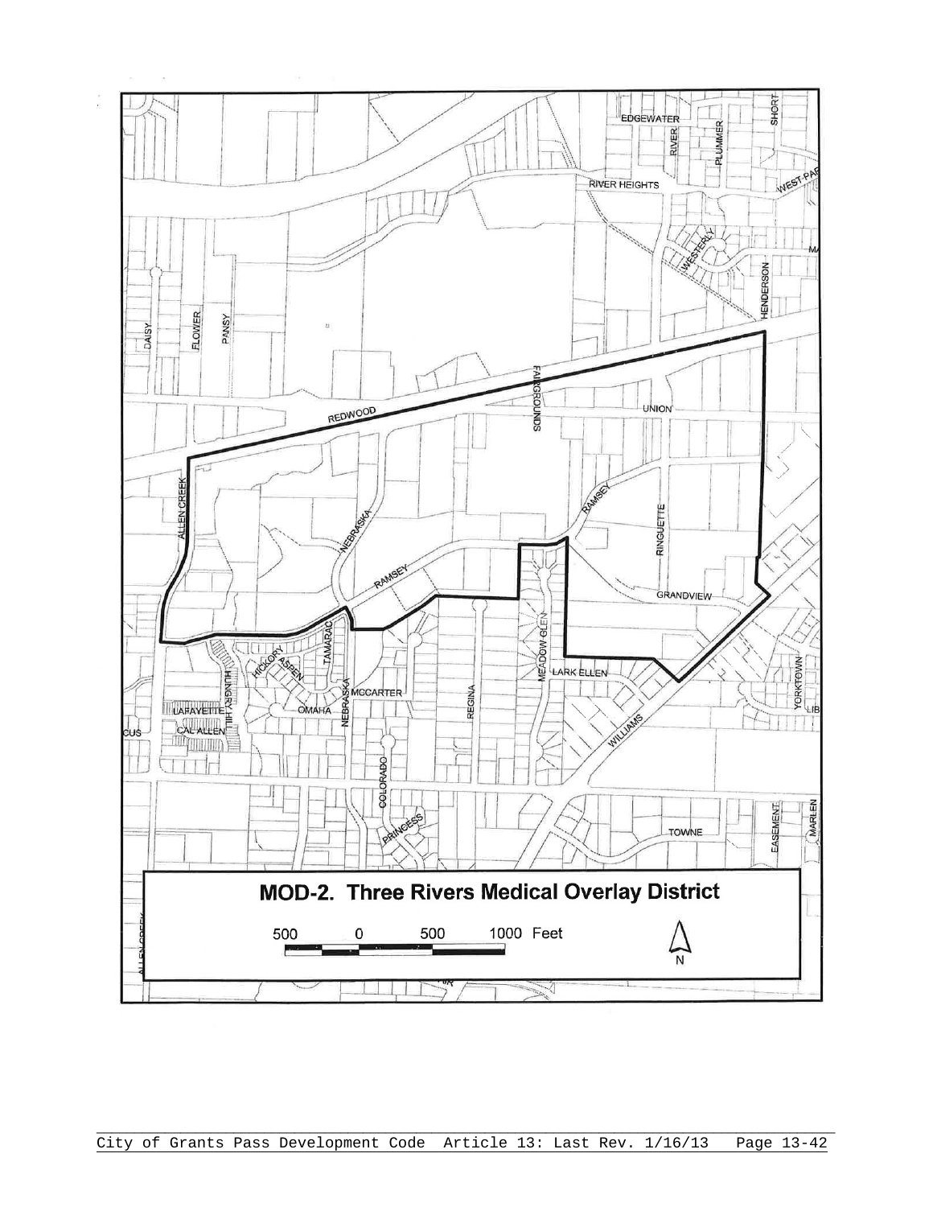# MOD-2. Three Rivers Medical Overlay District

500 0 500 1000 Feet

N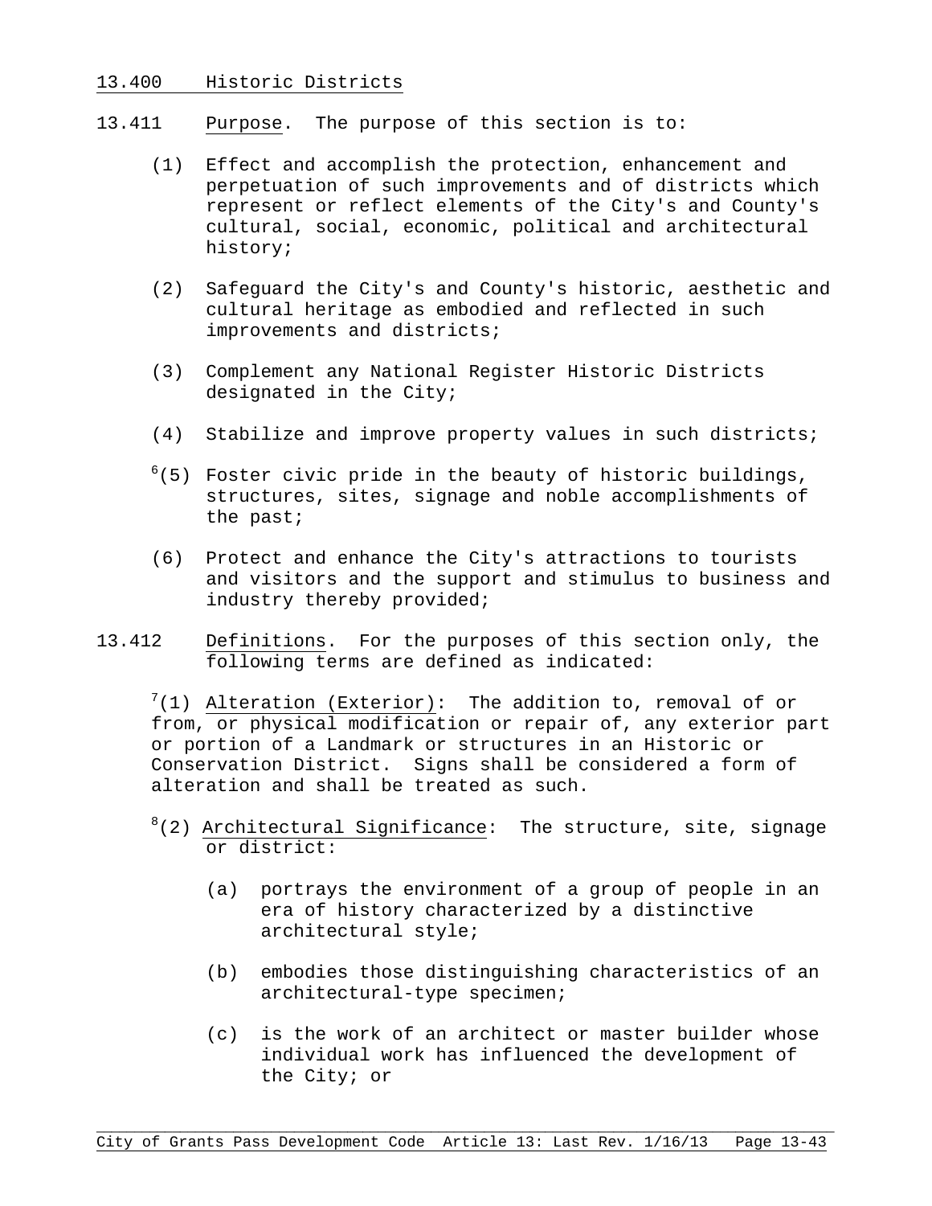## 13.400 Historic Districts

13.411 Purpose. The purpose of this section is to:

(1) Effect and accomplish the protection, enhancement and perpetuation of such improvements and of districts which represent or reflect elements of the City's and County's cultural, social, economic, political and architectural history;

(2) Safeguard the City's and County's historic, aesthetic and cultural heritage as embodied and reflected in such improvements and districts;

(3) Complement any National Register Historic Districts designated in the City;

(4) Stabilize and improve property values in such districts;

[6](5) Foster civic pride in the beauty of historic buildings, structures, sites, signage and noble accomplishments of the past;

(6) Protect and enhance the City's attractions to tourists and visitors and the support and stimulus to business and industry thereby provided;

13.412 Definitions. For the purposes of this section only, the following terms are defined as indicated:

[7](1) Alteration (Exterior): The addition to, removal of or from, or physical modification or repair of, any exterior part or portion of a Landmark or structures in an Historic or Conservation District. Signs shall be considered a form of alteration and shall be treated as such.

[8](2) Architectural Significance: The structure, site, signage or district:

(a) portrays the environment of a group of people in an era of history characterized by a distinctive architectural style;

(b) embodies those distinguishing characteristics of an architectural-type specimen;

(c) is the work of an architect or master builder whose individual work has influenced the development of the City; or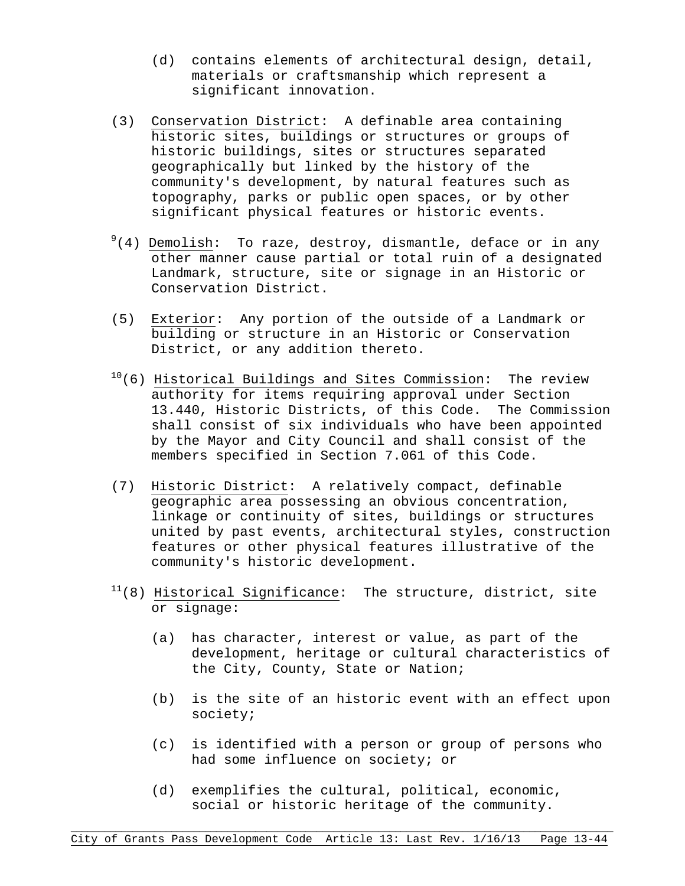(d) contains elements of architectural design, detail, materials or craftsmanship which represent a significant innovation.

(3) Conservation District: A definable area containing historic sites, buildings or structures or groups of historic buildings, sites or structures separated geographically but linked by the history of the community's development, by natural features such as topography, parks or public open spaces, or by other significant physical features or historic events.

[9](4) Demolish: To raze, destroy, dismantle, deface or in any other manner cause partial or total ruin of a designated Landmark, structure, site or signage in an Historic or Conservation District.

(5) Exterior: Any portion of the outside of a Landmark or building or structure in an Historic or Conservation District, or any addition thereto.

[10](6) Historical Buildings and Sites Commission: The review authority for items requiring approval under Section 13.440, Historic Districts, of this Code. The Commission shall consist of six individuals who have been appointed by the Mayor and City Council and shall consist of the members specified in Section 7.061 of this Code.

(7) Historic District: A relatively compact, definable geographic area possessing an obvious concentration, linkage or continuity of sites, buildings or structures united by past events, architectural styles, construction features or other physical features illustrative of the community's historic development.

[11](8) Historical Significance: The structure, district, site or signage:

(a) has character, interest or value, as part of the development, heritage or cultural characteristics of the City, County, State or Nation;

(b) is the site of an historic event with an effect upon society;

(c) is identified with a person or group of persons who had some influence on society; or

(d) exemplifies the cultural, political, economic, social or historic heritage of the community.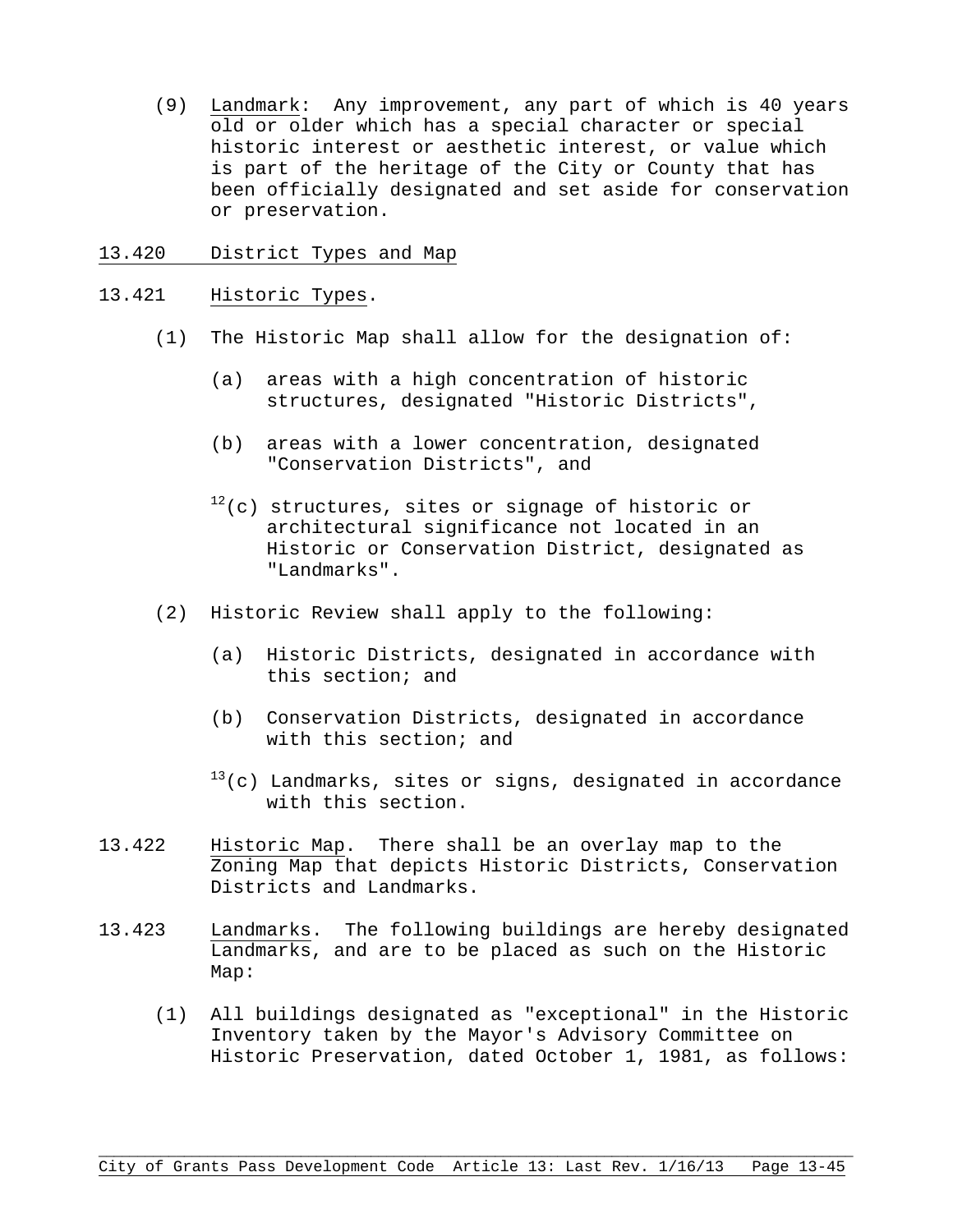(9) Landmark: Any improvement, any part of which is 40 years old or older which has a special character or special historic interest or aesthetic interest, or value which is part of the heritage of the City or County that has been officially designated and set aside for conservation or preservation.

## 13.420 District Types and Map

### 13.421 Historic Types.

(1) The Historic Map shall allow for the designation of:

   (a) areas with a high concentration of historic structures, designated "Historic Districts",

   (b) areas with a lower concentration, designated "Conservation Districts", and

   [12](c) structures, sites or signage of historic or architectural significance not located in an Historic or Conservation District, designated as "Landmarks".

(2) Historic Review shall apply to the following:

   (a) Historic Districts, designated in accordance with this section; and

   (b) Conservation Districts, designated in accordance with this section; and

   [13](c) Landmarks, sites or signs, designated in accordance with this section.

### 13.422 Historic Map.

There shall be an overlay map to the Zoning Map that depicts Historic Districts, Conservation Districts and Landmarks.

### 13.423 Landmarks.

The following buildings are hereby designated Landmarks, and are to be placed as such on the Historic Map:

(1) All buildings designated as "exceptional" in the Historic Inventory taken by the Mayor's Advisory Committee on Historic Preservation, dated October 1, 1981, as follows: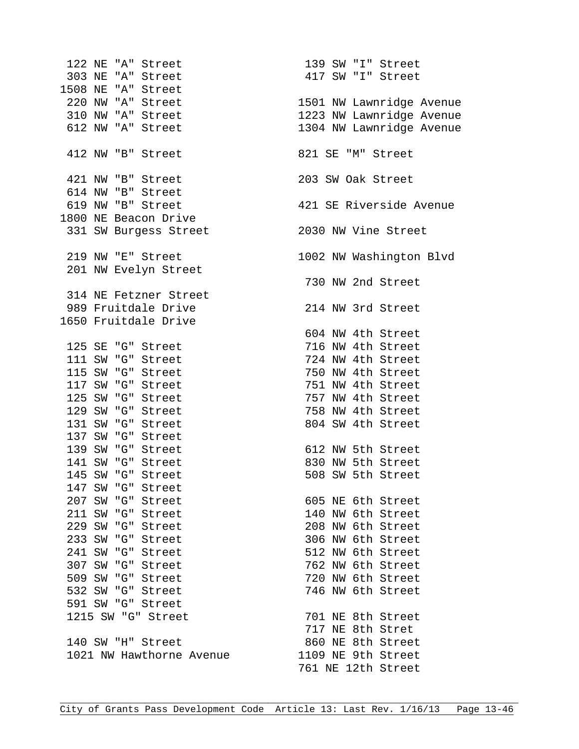122 NE "A" Street
303 NE "A" Street
1508 NE "A" Street
220 NW "A" Street
310 NW "A" Street
612 NW "A" Street

412 NW "B" Street

421 NW "B" Street
614 NW "B" Street
619 NW "B" Street
1800 NE Beacon Drive
331 SW Burgess Street

219 NW "E" Street
201 NW Evelyn Street

314 NE Fetzner Street
989 Fruitdale Drive
1650 Fruitdale Drive

125 SE "G" Street
111 SW "G" Street
115 SW "G" Street
117 SW "G" Street
125 SW "G" Street
129 SW "G" Street
131 SW "G" Street
137 SW "G" Street
139 SW "G" Street
141 SW "G" Street
145 SW "G" Street
147 SW "G" Street
207 SW "G" Street
211 SW "G" Street
229 SW "G" Street
233 SW "G" Street
241 SW "G" Street
307 SW "G" Street
509 SW "G" Street
532 SW "G" Street
591 SW "G" Street
1215 SW "G" Street

140 SW "H" Street
1021 NW Hawthorne Avenue

139 SW "I" Street
417 SW "I" Street

1501 NW Lawnridge Avenue
1223 NW Lawnridge Avenue
1304 NW Lawnridge Avenue

821 SE "M" Street

203 SW Oak Street

421 SE Riverside Avenue

2030 NW Vine Street

1002 NW Washington Blvd

730 NW 2nd Street

214 NW 3rd Street

604 NW 4th Street
716 NW 4th Street
724 NW 4th Street
750 NW 4th Street
751 NW 4th Street
757 NW 4th Street
758 NW 4th Street
804 SW 4th Street

612 NW 5th Street
830 NW 5th Street
508 SW 5th Street

605 NE 6th Street
140 NW 6th Street
208 NW 6th Street
306 NW 6th Street
512 NW 6th Street
762 NW 6th Street
720 NW 6th Street
746 NW 6th Street

701 NE 8th Street
717 NE 8th Stret
860 NE 8th Street
1109 NE 9th Street
761 NE 12th Street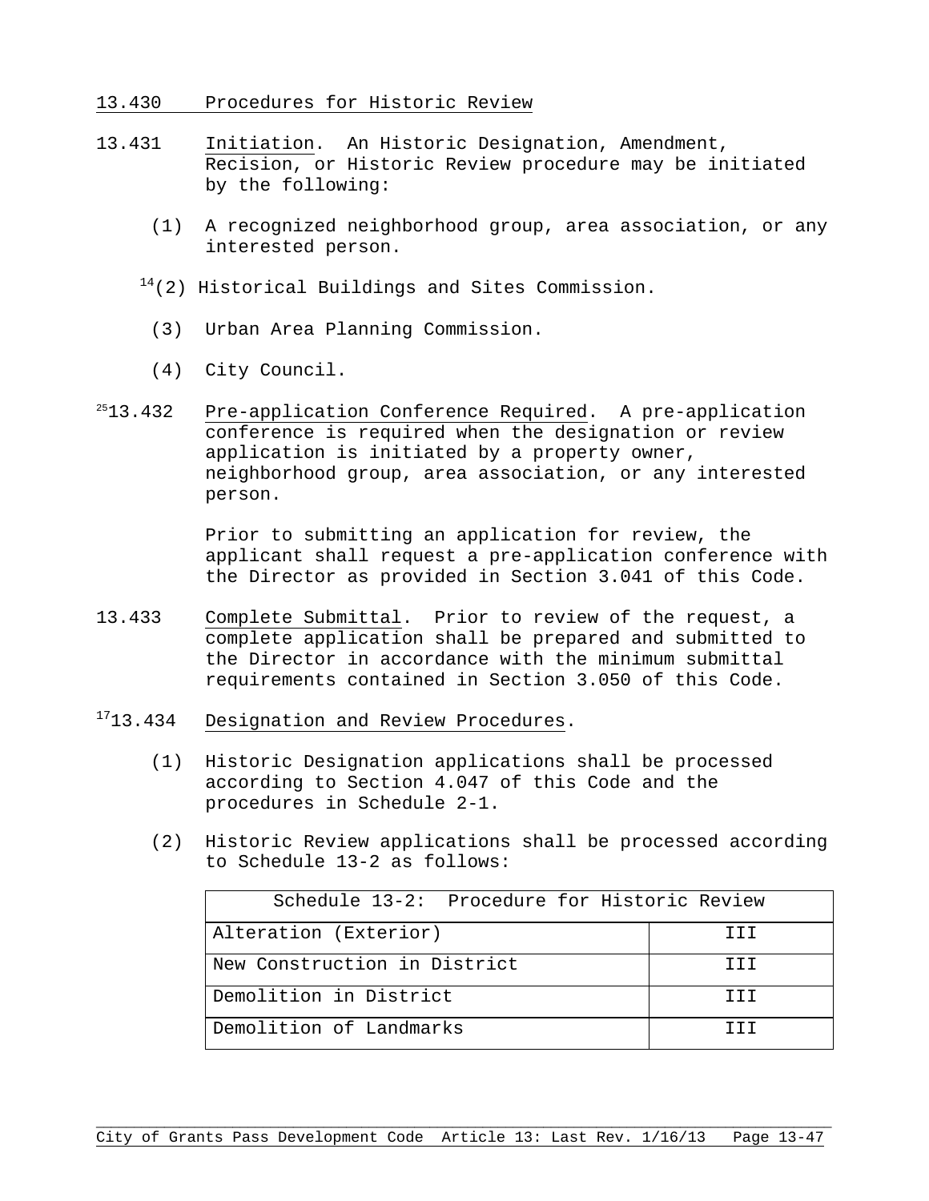## 13.430 Procedures for Historic Review

13.431 Initiation. An Historic Designation, Amendment, Recision, or Historic Review procedure may be initiated by the following:

(1) A recognized neighborhood group, area association, or any interested person.

[14](2) Historical Buildings and Sites Commission.

(3) Urban Area Planning Commission.

(4) City Council.

[25]13.432 Pre-application Conference Required. A pre-application conference is required when the designation or review application is initiated by a property owner, neighborhood group, area association, or any interested person.

Prior to submitting an application for review, the applicant shall request a pre-application conference with the Director as provided in Section 3.041 of this Code.

13.433 Complete Submittal. Prior to review of the request, a complete application shall be prepared and submitted to the Director in accordance with the minimum submittal requirements contained in Section 3.050 of this Code.

[17]13.434 Designation and Review Procedures.

(1) Historic Designation applications shall be processed according to Section 4.047 of this Code and the procedures in Schedule 2-1.

(2) Historic Review applications shall be processed according to Schedule 13-2 as follows:

| Schedule 13-2: Procedure for Historic Review | |
|---|---|
| Alteration (Exterior) | III |
| New Construction in District | III |
| Demolition in District | III |
| Demolition of Landmarks | III |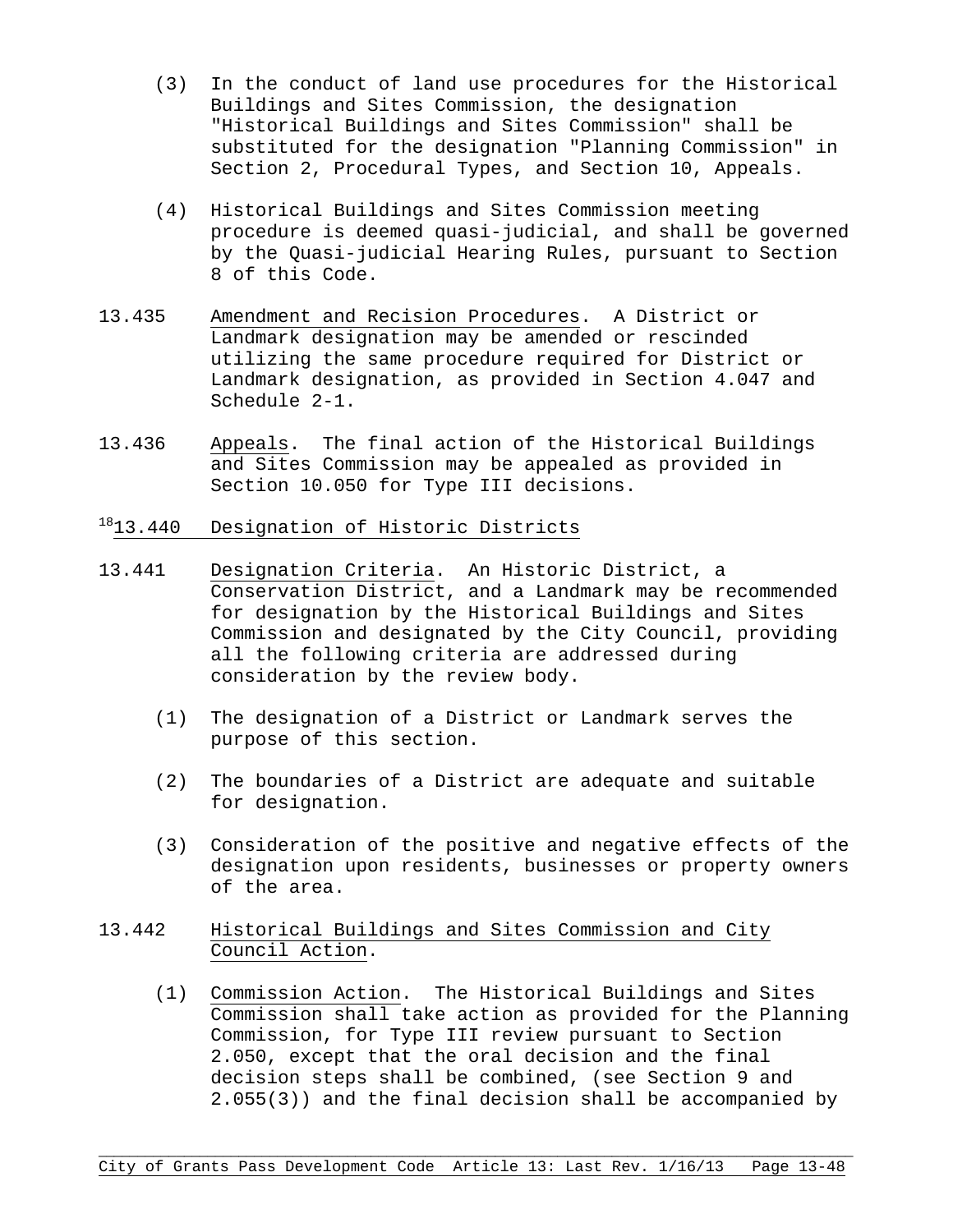(3) In the conduct of land use procedures for the Historical Buildings and Sites Commission, the designation "Historical Buildings and Sites Commission" shall be substituted for the designation "Planning Commission" in Section 2, Procedural Types, and Section 10, Appeals.

(4) Historical Buildings and Sites Commission meeting procedure is deemed quasi-judicial, and shall be governed by the Quasi-judicial Hearing Rules, pursuant to Section 8 of this Code.

13.435 Amendment and Recision Procedures. A District or Landmark designation may be amended or rescinded utilizing the same procedure required for District or Landmark designation, as provided in Section 4.047 and Schedule 2-1.

13.436 Appeals. The final action of the Historical Buildings and Sites Commission may be appealed as provided in Section 10.050 for Type III decisions.

[18]13.440 Designation of Historic Districts

13.441 Designation Criteria. An Historic District, a Conservation District, and a Landmark may be recommended for designation by the Historical Buildings and Sites Commission and designated by the City Council, providing all the following criteria are addressed during consideration by the review body.

(1) The designation of a District or Landmark serves the purpose of this section.

(2) The boundaries of a District are adequate and suitable for designation.

(3) Consideration of the positive and negative effects of the designation upon residents, businesses or property owners of the area.

13.442 Historical Buildings and Sites Commission and City Council Action.

(1) Commission Action. The Historical Buildings and Sites Commission shall take action as provided for the Planning Commission, for Type III review pursuant to Section 2.050, except that the oral decision and the final decision steps shall be combined, (see Section 9 and 2.055(3)) and the final decision shall be accompanied by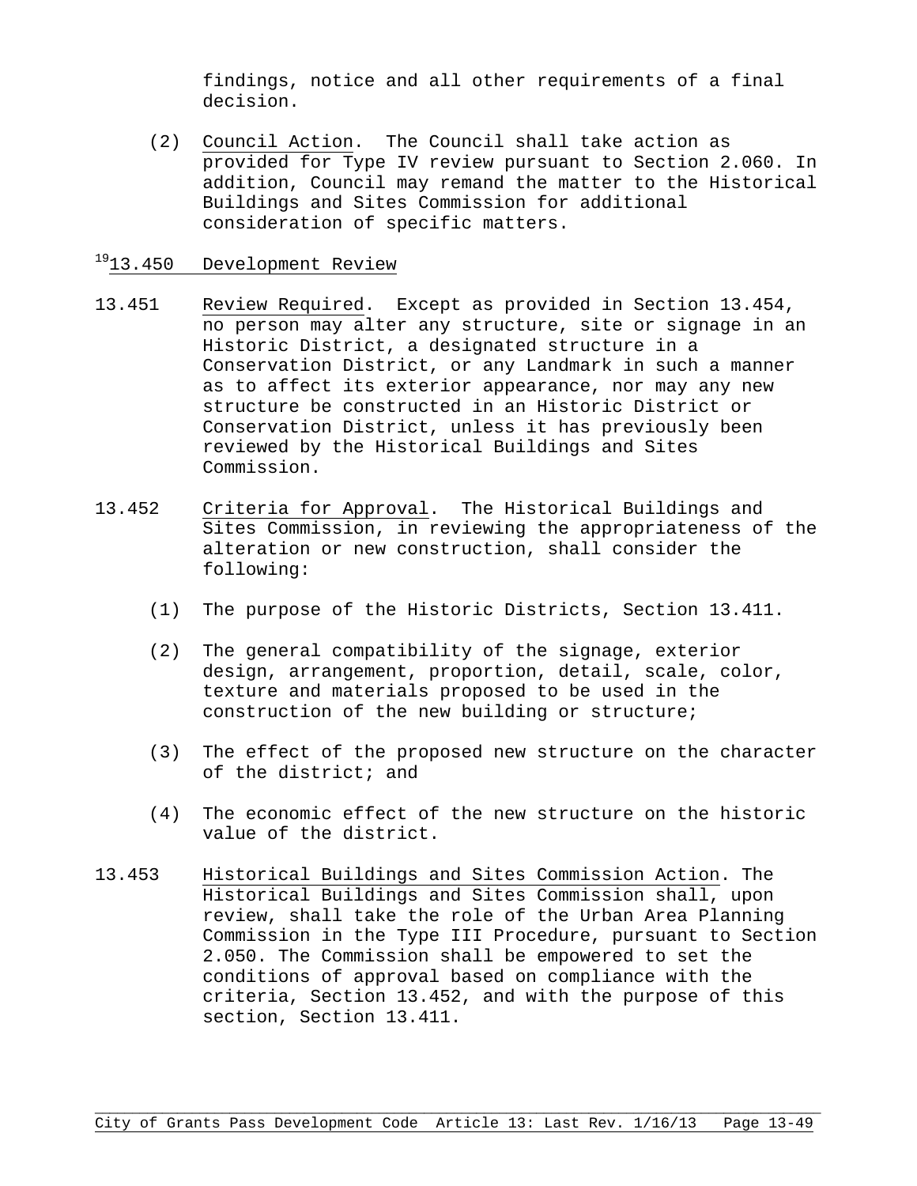findings, notice and all other requirements of a final decision.

(2) Council Action. The Council shall take action as provided for Type IV review pursuant to Section 2.060. In addition, Council may remand the matter to the Historical Buildings and Sites Commission for additional consideration of specific matters.

## [19]13.450 Development Review

13.451 Review Required. Except as provided in Section 13.454, no person may alter any structure, site or signage in an Historic District, a designated structure in a Conservation District, or any Landmark in such a manner as to affect its exterior appearance, nor may any new structure be constructed in an Historic District or Conservation District, unless it has previously been reviewed by the Historical Buildings and Sites Commission.

13.452 Criteria for Approval. The Historical Buildings and Sites Commission, in reviewing the appropriateness of the alteration or new construction, shall consider the following:

(1) The purpose of the Historic Districts, Section 13.411.

(2) The general compatibility of the signage, exterior design, arrangement, proportion, detail, scale, color, texture and materials proposed to be used in the construction of the new building or structure;

(3) The effect of the proposed new structure on the character of the district; and

(4) The economic effect of the new structure on the historic value of the district.

13.453 Historical Buildings and Sites Commission Action. The Historical Buildings and Sites Commission shall, upon review, shall take the role of the Urban Area Planning Commission in the Type III Procedure, pursuant to Section 2.050. The Commission shall be empowered to set the conditions of approval based on compliance with the criteria, Section 13.452, and with the purpose of this section, Section 13.411.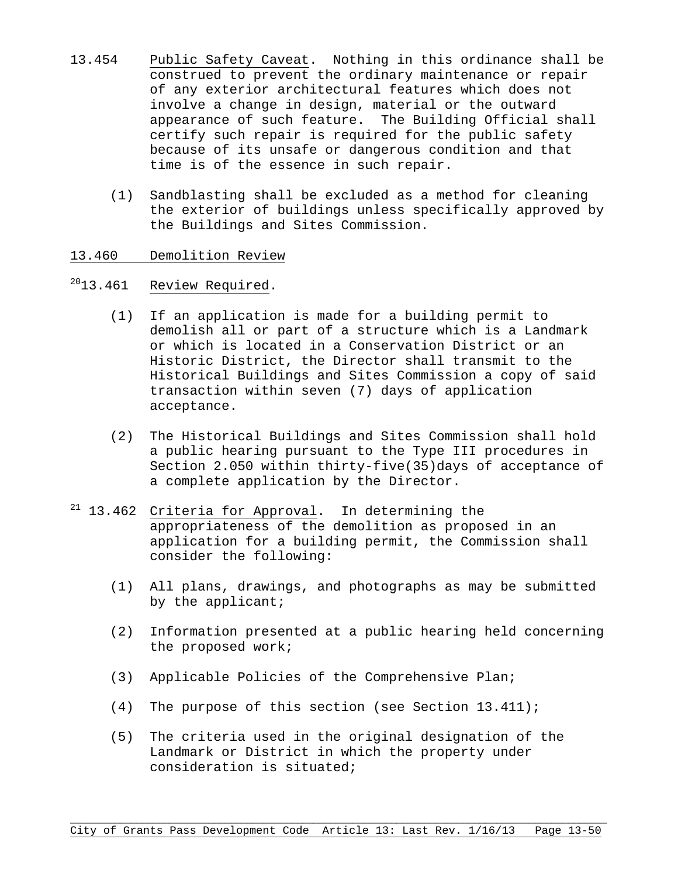13.454 Public Safety Caveat. Nothing in this ordinance shall be construed to prevent the ordinary maintenance or repair of any exterior architectural features which does not involve a change in design, material or the outward appearance of such feature. The Building Official shall certify such repair is required for the public safety because of its unsafe or dangerous condition and that time is of the essence in such repair.

(1) Sandblasting shall be excluded as a method for cleaning the exterior of buildings unless specifically approved by the Buildings and Sites Commission.

13.460 Demolition Review

[20]13.461 Review Required.

(1) If an application is made for a building permit to demolish all or part of a structure which is a Landmark or which is located in a Conservation District or an Historic District, the Director shall transmit to the Historical Buildings and Sites Commission a copy of said transaction within seven (7) days of application acceptance.

(2) The Historical Buildings and Sites Commission shall hold a public hearing pursuant to the Type III procedures in Section 2.050 within thirty-five(35)days of acceptance of a complete application by the Director.

[21] 13.462 Criteria for Approval. In determining the appropriateness of the demolition as proposed in an application for a building permit, the Commission shall consider the following:

(1) All plans, drawings, and photographs as may be submitted by the applicant;

(2) Information presented at a public hearing held concerning the proposed work;

(3) Applicable Policies of the Comprehensive Plan;

(4) The purpose of this section (see Section 13.411);

(5) The criteria used in the original designation of the Landmark or District in which the property under consideration is situated;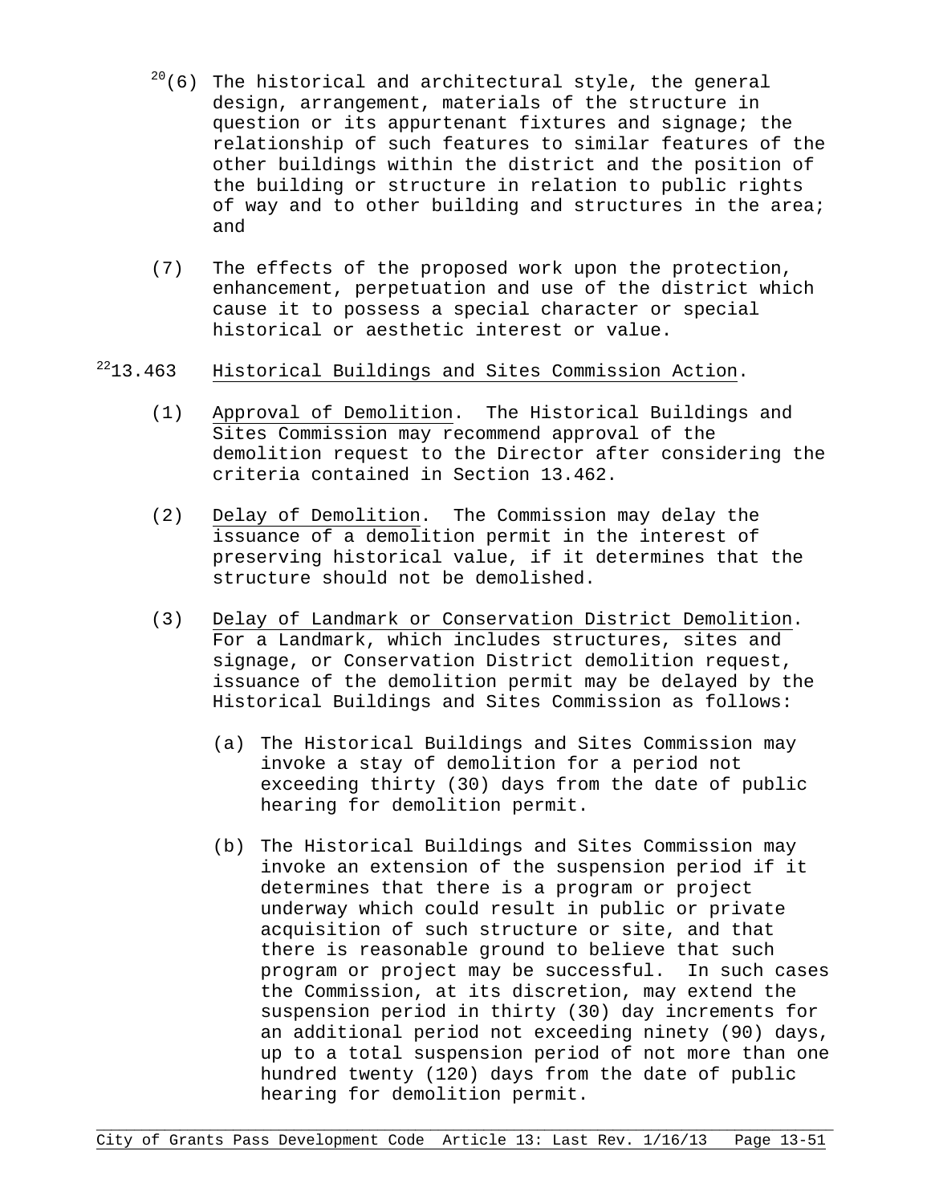[20](6) The historical and architectural style, the general design, arrangement, materials of the structure in question or its appurtenant fixtures and signage; the relationship of such features to similar features of the other buildings within the district and the position of the building or structure in relation to public rights of way and to other building and structures in the area; and

(7) The effects of the proposed work upon the protection, enhancement, perpetuation and use of the district which cause it to possess a special character or special historical or aesthetic interest or value.

[22]13.463 Historical Buildings and Sites Commission Action.

(1) Approval of Demolition. The Historical Buildings and Sites Commission may recommend approval of the demolition request to the Director after considering the criteria contained in Section 13.462.

(2) Delay of Demolition. The Commission may delay the issuance of a demolition permit in the interest of preserving historical value, if it determines that the structure should not be demolished.

(3) Delay of Landmark or Conservation District Demolition. For a Landmark, which includes structures, sites and signage, or Conservation District demolition request, issuance of the demolition permit may be delayed by the Historical Buildings and Sites Commission as follows:

(a) The Historical Buildings and Sites Commission may invoke a stay of demolition for a period not exceeding thirty (30) days from the date of public hearing for demolition permit.

(b) The Historical Buildings and Sites Commission may invoke an extension of the suspension period if it determines that there is a program or project underway which could result in public or private acquisition of such structure or site, and that there is reasonable ground to believe that such program or project may be successful. In such cases the Commission, at its discretion, may extend the suspension period in thirty (30) day increments for an additional period not exceeding ninety (90) days, up to a total suspension period of not more than one hundred twenty (120) days from the date of public hearing for demolition permit.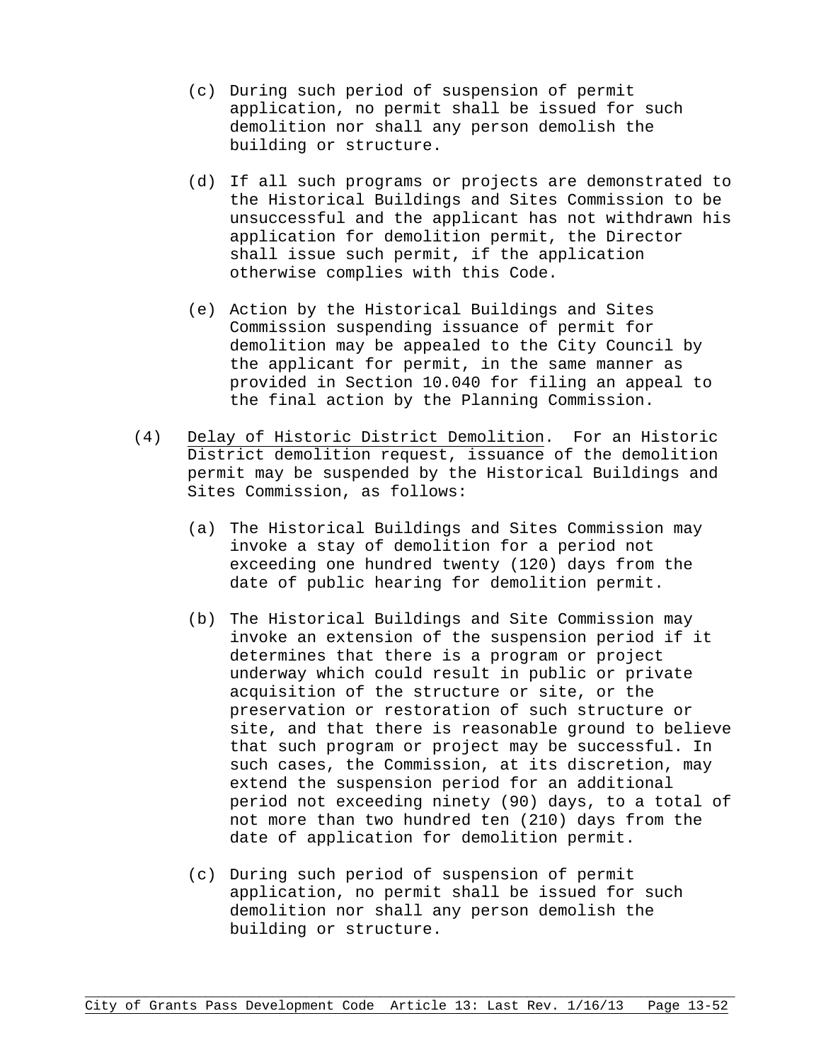(c) During such period of suspension of permit application, no permit shall be issued for such demolition nor shall any person demolish the building or structure.

(d) If all such programs or projects are demonstrated to the Historical Buildings and Sites Commission to be unsuccessful and the applicant has not withdrawn his application for demolition permit, the Director shall issue such permit, if the application otherwise complies with this Code.

(e) Action by the Historical Buildings and Sites Commission suspending issuance of permit for demolition may be appealed to the City Council by the applicant for permit, in the same manner as provided in Section 10.040 for filing an appeal to the final action by the Planning Commission.

(4) Delay of Historic District Demolition. For an Historic District demolition request, issuance of the demolition permit may be suspended by the Historical Buildings and Sites Commission, as follows:

(a) The Historical Buildings and Sites Commission may invoke a stay of demolition for a period not exceeding one hundred twenty (120) days from the date of public hearing for demolition permit.

(b) The Historical Buildings and Site Commission may invoke an extension of the suspension period if it determines that there is a program or project underway which could result in public or private acquisition of the structure or site, or the preservation or restoration of such structure or site, and that there is reasonable ground to believe that such program or project may be successful. In such cases, the Commission, at its discretion, may extend the suspension period for an additional period not exceeding ninety (90) days, to a total of not more than two hundred ten (210) days from the date of application for demolition permit.

(c) During such period of suspension of permit application, no permit shall be issued for such demolition nor shall any person demolish the building or structure.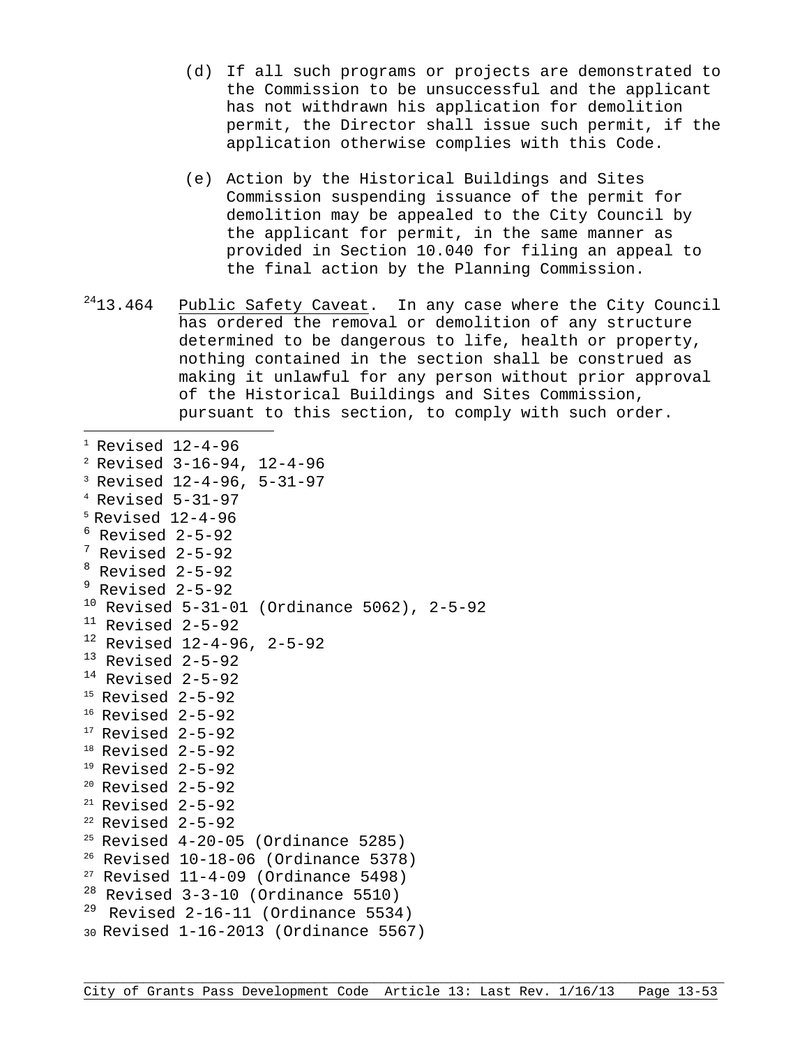(d) If all such programs or projects are demonstrated to the Commission to be unsuccessful and the applicant has not withdrawn his application for demolition permit, the Director shall issue such permit, if the application otherwise complies with this Code.

(e) Action by the Historical Buildings and Sites Commission suspending issuance of the permit for demolition may be appealed to the City Council by the applicant for permit, in the same manner as provided in Section 10.040 for filing an appeal to the final action by the Planning Commission.

[24]13.464 Public Safety Caveat. In any case where the City Council has ordered the removal or demolition of any structure determined to be dangerous to life, health or property, nothing contained in the section shall be construed as making it unlawful for any person without prior approval of the Historical Buildings and Sites Commission, pursuant to this section, to comply with such order.

---

[1] Revised 12-4-96
[2] Revised 3-16-94, 12-4-96
[3] Revised 12-4-96, 5-31-97
[4] Revised 5-31-97
[5] Revised 12-4-96
[6] Revised 2-5-92
[7] Revised 2-5-92
[8] Revised 2-5-92
[9] Revised 2-5-92
[10] Revised 5-31-01 (Ordinance 5062), 2-5-92
[11] Revised 2-5-92
[12] Revised 12-4-96, 2-5-92
[13] Revised 2-5-92
[14] Revised 2-5-92
[15] Revised 2-5-92
[16] Revised 2-5-92
[17] Revised 2-5-92
[18] Revised 2-5-92
[19] Revised 2-5-92
[20] Revised 2-5-92
[21] Revised 2-5-92
[22] Revised 2-5-92
[25] Revised 4-20-05 (Ordinance 5285)
[26] Revised 10-18-06 (Ordinance 5378)
[27] Revised 11-4-09 (Ordinance 5498)
[28] Revised 3-3-10 (Ordinance 5510)
[29] Revised 2-16-11 (Ordinance 5534)
[30] Revised 1-16-2013 (Ordinance 5567)